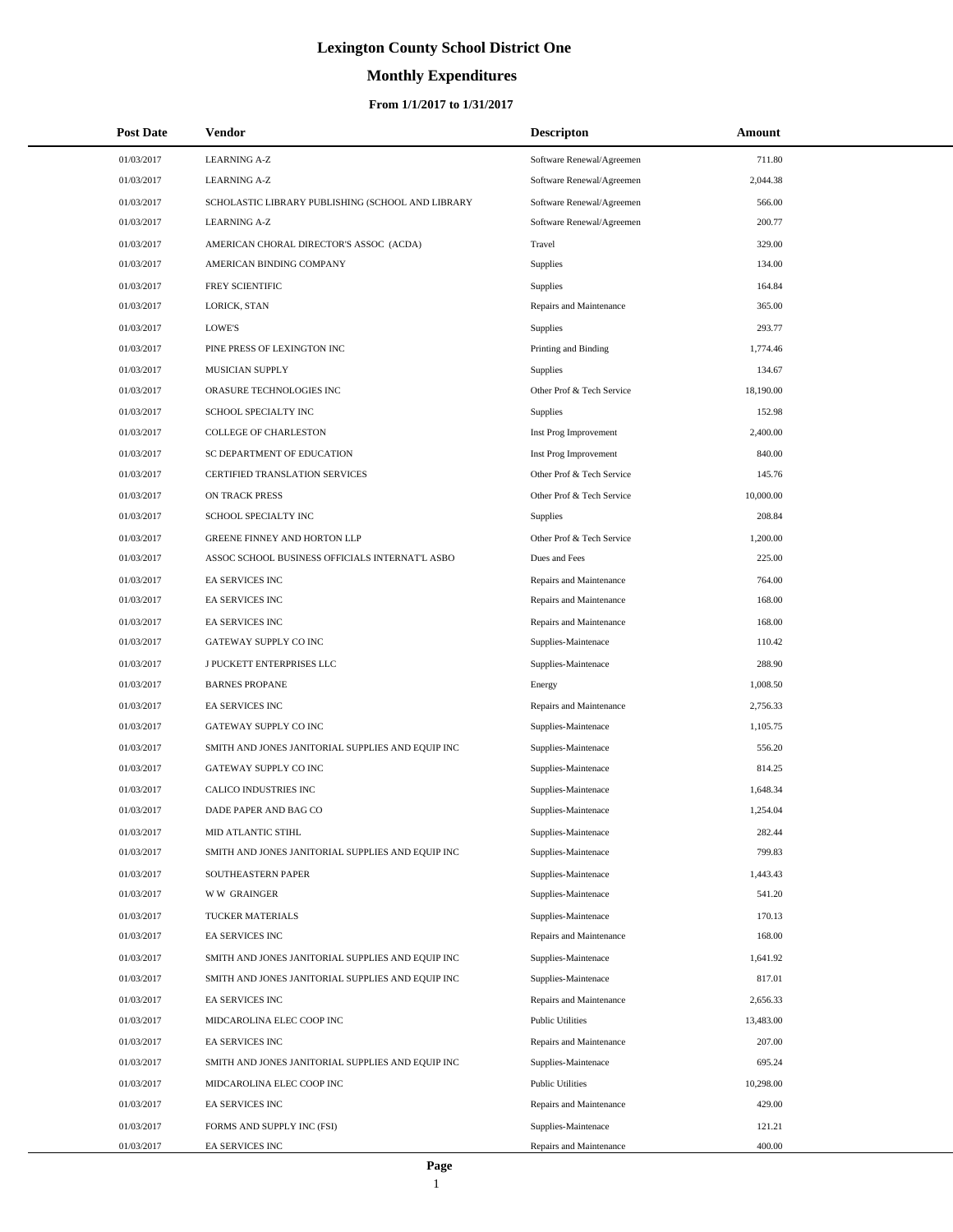# Lexington County School District One

## Monthly Expenditures

### From 1/1/2017 to 1/31/2017

| Post Date | Vendor | Descripton | Amount |
|---|---|---|---|
| 01/03/2017 | LEARNING A-Z | Software Renewal/Agreemen | 711.80 |
| 01/03/2017 | LEARNING A-Z | Software Renewal/Agreemen | 2,044.38 |
| 01/03/2017 | SCHOLASTIC LIBRARY PUBLISHING (SCHOOL AND LIBRARY | Software Renewal/Agreemen | 566.00 |
| 01/03/2017 | LEARNING A-Z | Software Renewal/Agreemen | 200.77 |
| 01/03/2017 | AMERICAN CHORAL DIRECTOR'S ASSOC (ACDA) | Travel | 329.00 |
| 01/03/2017 | AMERICAN BINDING COMPANY | Supplies | 134.00 |
| 01/03/2017 | FREY SCIENTIFIC | Supplies | 164.84 |
| 01/03/2017 | LORICK, STAN | Repairs and Maintenance | 365.00 |
| 01/03/2017 | LOWE'S | Supplies | 293.77 |
| 01/03/2017 | PINE PRESS OF LEXINGTON INC | Printing and Binding | 1,774.46 |
| 01/03/2017 | MUSICIAN SUPPLY | Supplies | 134.67 |
| 01/03/2017 | ORASURE TECHNOLOGIES INC | Other Prof & Tech Service | 18,190.00 |
| 01/03/2017 | SCHOOL SPECIALTY INC | Supplies | 152.98 |
| 01/03/2017 | COLLEGE OF CHARLESTON | Inst Prog Improvement | 2,400.00 |
| 01/03/2017 | SC DEPARTMENT OF EDUCATION | Inst Prog Improvement | 840.00 |
| 01/03/2017 | CERTIFIED TRANSLATION SERVICES | Other Prof & Tech Service | 145.76 |
| 01/03/2017 | ON TRACK PRESS | Other Prof & Tech Service | 10,000.00 |
| 01/03/2017 | SCHOOL SPECIALTY INC | Supplies | 208.84 |
| 01/03/2017 | GREENE FINNEY AND HORTON LLP | Other Prof & Tech Service | 1,200.00 |
| 01/03/2017 | ASSOC SCHOOL BUSINESS OFFICIALS INTERNAT'L ASBO | Dues and Fees | 225.00 |
| 01/03/2017 | EA SERVICES INC | Repairs and Maintenance | 764.00 |
| 01/03/2017 | EA SERVICES INC | Repairs and Maintenance | 168.00 |
| 01/03/2017 | EA SERVICES INC | Repairs and Maintenance | 168.00 |
| 01/03/2017 | GATEWAY SUPPLY CO INC | Supplies-Maintenace | 110.42 |
| 01/03/2017 | J PUCKETT ENTERPRISES LLC | Supplies-Maintenace | 288.90 |
| 01/03/2017 | BARNES PROPANE | Energy | 1,008.50 |
| 01/03/2017 | EA SERVICES INC | Repairs and Maintenance | 2,756.33 |
| 01/03/2017 | GATEWAY SUPPLY CO INC | Supplies-Maintenace | 1,105.75 |
| 01/03/2017 | SMITH AND JONES JANITORIAL SUPPLIES AND EQUIP INC | Supplies-Maintenace | 556.20 |
| 01/03/2017 | GATEWAY SUPPLY CO INC | Supplies-Maintenace | 814.25 |
| 01/03/2017 | CALICO INDUSTRIES INC | Supplies-Maintenace | 1,648.34 |
| 01/03/2017 | DADE PAPER AND BAG CO | Supplies-Maintenace | 1,254.04 |
| 01/03/2017 | MID ATLANTIC STIHL | Supplies-Maintenace | 282.44 |
| 01/03/2017 | SMITH AND JONES JANITORIAL SUPPLIES AND EQUIP INC | Supplies-Maintenace | 799.83 |
| 01/03/2017 | SOUTHEASTERN PAPER | Supplies-Maintenace | 1,443.43 |
| 01/03/2017 | W W GRAINGER | Supplies-Maintenace | 541.20 |
| 01/03/2017 | TUCKER MATERIALS | Supplies-Maintenace | 170.13 |
| 01/03/2017 | EA SERVICES INC | Repairs and Maintenance | 168.00 |
| 01/03/2017 | SMITH AND JONES JANITORIAL SUPPLIES AND EQUIP INC | Supplies-Maintenace | 1,641.92 |
| 01/03/2017 | SMITH AND JONES JANITORIAL SUPPLIES AND EQUIP INC | Supplies-Maintenace | 817.01 |
| 01/03/2017 | EA SERVICES INC | Repairs and Maintenance | 2,656.33 |
| 01/03/2017 | MIDCAROLINA ELEC COOP INC | Public Utilities | 13,483.00 |
| 01/03/2017 | EA SERVICES INC | Repairs and Maintenance | 207.00 |
| 01/03/2017 | SMITH AND JONES JANITORIAL SUPPLIES AND EQUIP INC | Supplies-Maintenace | 695.24 |
| 01/03/2017 | MIDCAROLINA ELEC COOP INC | Public Utilities | 10,298.00 |
| 01/03/2017 | EA SERVICES INC | Repairs and Maintenance | 429.00 |
| 01/03/2017 | FORMS AND SUPPLY INC (FSI) | Supplies-Maintenace | 121.21 |
| 01/03/2017 | EA SERVICES INC | Repairs and Maintenance | 400.00 |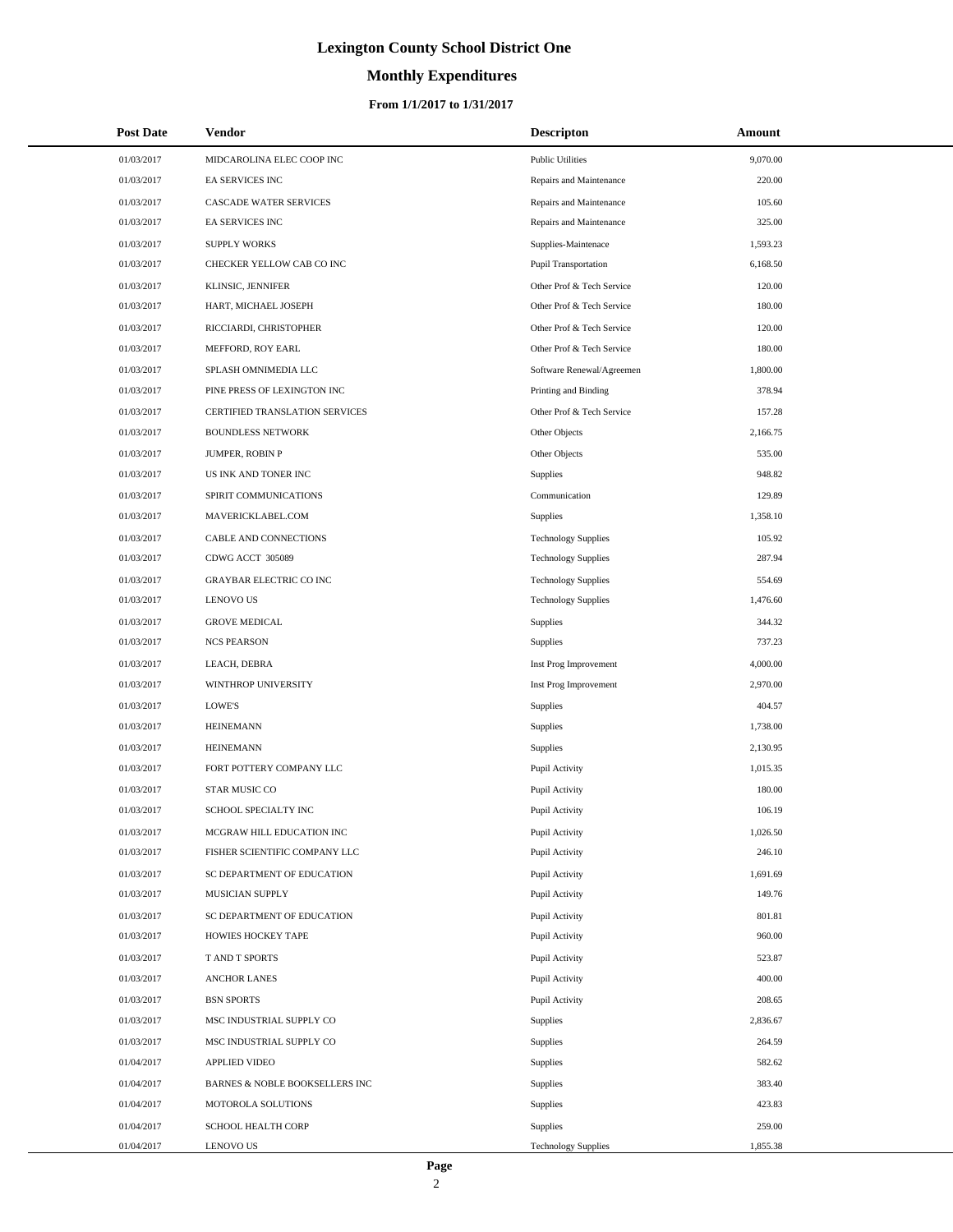# Lexington County School District One

## Monthly Expenditures

### From 1/1/2017 to 1/31/2017

| Post Date | Vendor | Descripton | Amount |
|---|---|---|---|
| 01/03/2017 | MIDCAROLINA ELEC COOP INC | Public Utilities | 9,070.00 |
| 01/03/2017 | EA SERVICES INC | Repairs and Maintenance | 220.00 |
| 01/03/2017 | CASCADE WATER SERVICES | Repairs and Maintenance | 105.60 |
| 01/03/2017 | EA SERVICES INC | Repairs and Maintenance | 325.00 |
| 01/03/2017 | SUPPLY WORKS | Supplies-Maintenace | 1,593.23 |
| 01/03/2017 | CHECKER YELLOW CAB CO INC | Pupil Transportation | 6,168.50 |
| 01/03/2017 | KLINSIC, JENNIFER | Other Prof & Tech Service | 120.00 |
| 01/03/2017 | HART, MICHAEL JOSEPH | Other Prof & Tech Service | 180.00 |
| 01/03/2017 | RICCIARDI, CHRISTOPHER | Other Prof & Tech Service | 120.00 |
| 01/03/2017 | MEFFORD, ROY EARL | Other Prof & Tech Service | 180.00 |
| 01/03/2017 | SPLASH OMNIMEDIA LLC | Software Renewal/Agreemen | 1,800.00 |
| 01/03/2017 | PINE PRESS OF LEXINGTON INC | Printing and Binding | 378.94 |
| 01/03/2017 | CERTIFIED TRANSLATION SERVICES | Other Prof & Tech Service | 157.28 |
| 01/03/2017 | BOUNDLESS NETWORK | Other Objects | 2,166.75 |
| 01/03/2017 | JUMPER, ROBIN P | Other Objects | 535.00 |
| 01/03/2017 | US INK AND TONER INC | Supplies | 948.82 |
| 01/03/2017 | SPIRIT COMMUNICATIONS | Communication | 129.89 |
| 01/03/2017 | MAVERICKLABEL.COM | Supplies | 1,358.10 |
| 01/03/2017 | CABLE AND CONNECTIONS | Technology Supplies | 105.92 |
| 01/03/2017 | CDWG ACCT 305089 | Technology Supplies | 287.94 |
| 01/03/2017 | GRAYBAR ELECTRIC CO INC | Technology Supplies | 554.69 |
| 01/03/2017 | LENOVO US | Technology Supplies | 1,476.60 |
| 01/03/2017 | GROVE MEDICAL | Supplies | 344.32 |
| 01/03/2017 | NCS PEARSON | Supplies | 737.23 |
| 01/03/2017 | LEACH, DEBRA | Inst Prog Improvement | 4,000.00 |
| 01/03/2017 | WINTHROP UNIVERSITY | Inst Prog Improvement | 2,970.00 |
| 01/03/2017 | LOWE'S | Supplies | 404.57 |
| 01/03/2017 | HEINEMANN | Supplies | 1,738.00 |
| 01/03/2017 | HEINEMANN | Supplies | 2,130.95 |
| 01/03/2017 | FORT POTTERY COMPANY LLC | Pupil Activity | 1,015.35 |
| 01/03/2017 | STAR MUSIC CO | Pupil Activity | 180.00 |
| 01/03/2017 | SCHOOL SPECIALTY INC | Pupil Activity | 106.19 |
| 01/03/2017 | MCGRAW HILL EDUCATION INC | Pupil Activity | 1,026.50 |
| 01/03/2017 | FISHER SCIENTIFIC COMPANY LLC | Pupil Activity | 246.10 |
| 01/03/2017 | SC DEPARTMENT OF EDUCATION | Pupil Activity | 1,691.69 |
| 01/03/2017 | MUSICIAN SUPPLY | Pupil Activity | 149.76 |
| 01/03/2017 | SC DEPARTMENT OF EDUCATION | Pupil Activity | 801.81 |
| 01/03/2017 | HOWIES HOCKEY TAPE | Pupil Activity | 960.00 |
| 01/03/2017 | T AND T SPORTS | Pupil Activity | 523.87 |
| 01/03/2017 | ANCHOR LANES | Pupil Activity | 400.00 |
| 01/03/2017 | BSN SPORTS | Pupil Activity | 208.65 |
| 01/03/2017 | MSC INDUSTRIAL SUPPLY CO | Supplies | 2,836.67 |
| 01/03/2017 | MSC INDUSTRIAL SUPPLY CO | Supplies | 264.59 |
| 01/04/2017 | APPLIED VIDEO | Supplies | 582.62 |
| 01/04/2017 | BARNES & NOBLE BOOKSELLERS INC | Supplies | 383.40 |
| 01/04/2017 | MOTOROLA SOLUTIONS | Supplies | 423.83 |
| 01/04/2017 | SCHOOL HEALTH CORP | Supplies | 259.00 |
| 01/04/2017 | LENOVO US | Technology Supplies | 1,855.38 |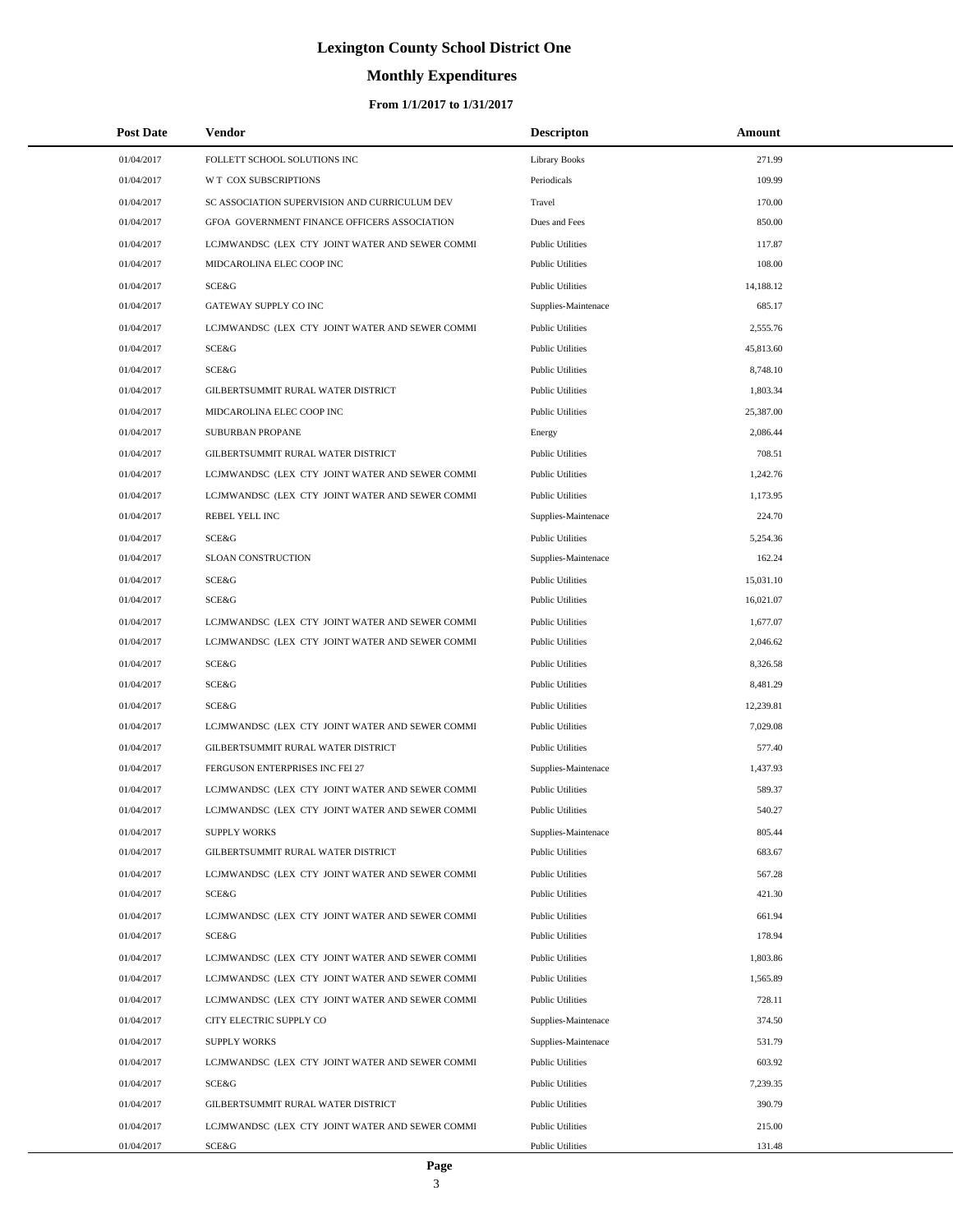# Lexington County School District One

## Monthly Expenditures

### From 1/1/2017 to 1/31/2017

| Post Date | Vendor | Descripton | Amount |
|---|---|---|---|
| 01/04/2017 | FOLLETT SCHOOL SOLUTIONS INC | Library Books | 271.99 |
| 01/04/2017 | W T COX SUBSCRIPTIONS | Periodicals | 109.99 |
| 01/04/2017 | SC ASSOCIATION SUPERVISION AND CURRICULUM DEV | Travel | 170.00 |
| 01/04/2017 | GFOA GOVERNMENT FINANCE OFFICERS ASSOCIATION | Dues and Fees | 850.00 |
| 01/04/2017 | LCJMWANDSC (LEX CTY JOINT WATER AND SEWER COMMI | Public Utilities | 117.87 |
| 01/04/2017 | MIDCAROLINA ELEC COOP INC | Public Utilities | 108.00 |
| 01/04/2017 | SCE&G | Public Utilities | 14,188.12 |
| 01/04/2017 | GATEWAY SUPPLY CO INC | Supplies-Maintenace | 685.17 |
| 01/04/2017 | LCJMWANDSC (LEX CTY JOINT WATER AND SEWER COMMI | Public Utilities | 2,555.76 |
| 01/04/2017 | SCE&G | Public Utilities | 45,813.60 |
| 01/04/2017 | SCE&G | Public Utilities | 8,748.10 |
| 01/04/2017 | GILBERTSUMMIT RURAL WATER DISTRICT | Public Utilities | 1,803.34 |
| 01/04/2017 | MIDCAROLINA ELEC COOP INC | Public Utilities | 25,387.00 |
| 01/04/2017 | SUBURBAN PROPANE | Energy | 2,086.44 |
| 01/04/2017 | GILBERTSUMMIT RURAL WATER DISTRICT | Public Utilities | 708.51 |
| 01/04/2017 | LCJMWANDSC (LEX CTY JOINT WATER AND SEWER COMMI | Public Utilities | 1,242.76 |
| 01/04/2017 | LCJMWANDSC (LEX CTY JOINT WATER AND SEWER COMMI | Public Utilities | 1,173.95 |
| 01/04/2017 | REBEL YELL INC | Supplies-Maintenace | 224.70 |
| 01/04/2017 | SCE&G | Public Utilities | 5,254.36 |
| 01/04/2017 | SLOAN CONSTRUCTION | Supplies-Maintenace | 162.24 |
| 01/04/2017 | SCE&G | Public Utilities | 15,031.10 |
| 01/04/2017 | SCE&G | Public Utilities | 16,021.07 |
| 01/04/2017 | LCJMWANDSC (LEX CTY JOINT WATER AND SEWER COMMI | Public Utilities | 1,677.07 |
| 01/04/2017 | LCJMWANDSC (LEX CTY JOINT WATER AND SEWER COMMI | Public Utilities | 2,046.62 |
| 01/04/2017 | SCE&G | Public Utilities | 8,326.58 |
| 01/04/2017 | SCE&G | Public Utilities | 8,481.29 |
| 01/04/2017 | SCE&G | Public Utilities | 12,239.81 |
| 01/04/2017 | LCJMWANDSC (LEX CTY JOINT WATER AND SEWER COMMI | Public Utilities | 7,029.08 |
| 01/04/2017 | GILBERTSUMMIT RURAL WATER DISTRICT | Public Utilities | 577.40 |
| 01/04/2017 | FERGUSON ENTERPRISES INC FEI 27 | Supplies-Maintenace | 1,437.93 |
| 01/04/2017 | LCJMWANDSC (LEX CTY JOINT WATER AND SEWER COMMI | Public Utilities | 589.37 |
| 01/04/2017 | LCJMWANDSC (LEX CTY JOINT WATER AND SEWER COMMI | Public Utilities | 540.27 |
| 01/04/2017 | SUPPLY WORKS | Supplies-Maintenace | 805.44 |
| 01/04/2017 | GILBERTSUMMIT RURAL WATER DISTRICT | Public Utilities | 683.67 |
| 01/04/2017 | LCJMWANDSC (LEX CTY JOINT WATER AND SEWER COMMI | Public Utilities | 567.28 |
| 01/04/2017 | SCE&G | Public Utilities | 421.30 |
| 01/04/2017 | LCJMWANDSC (LEX CTY JOINT WATER AND SEWER COMMI | Public Utilities | 661.94 |
| 01/04/2017 | SCE&G | Public Utilities | 178.94 |
| 01/04/2017 | LCJMWANDSC (LEX CTY JOINT WATER AND SEWER COMMI | Public Utilities | 1,803.86 |
| 01/04/2017 | LCJMWANDSC (LEX CTY JOINT WATER AND SEWER COMMI | Public Utilities | 1,565.89 |
| 01/04/2017 | LCJMWANDSC (LEX CTY JOINT WATER AND SEWER COMMI | Public Utilities | 728.11 |
| 01/04/2017 | CITY ELECTRIC SUPPLY CO | Supplies-Maintenace | 374.50 |
| 01/04/2017 | SUPPLY WORKS | Supplies-Maintenace | 531.79 |
| 01/04/2017 | LCJMWANDSC (LEX CTY JOINT WATER AND SEWER COMMI | Public Utilities | 603.92 |
| 01/04/2017 | SCE&G | Public Utilities | 7,239.35 |
| 01/04/2017 | GILBERTSUMMIT RURAL WATER DISTRICT | Public Utilities | 390.79 |
| 01/04/2017 | LCJMWANDSC (LEX CTY JOINT WATER AND SEWER COMMI | Public Utilities | 215.00 |
| 01/04/2017 | SCE&G | Public Utilities | 131.48 |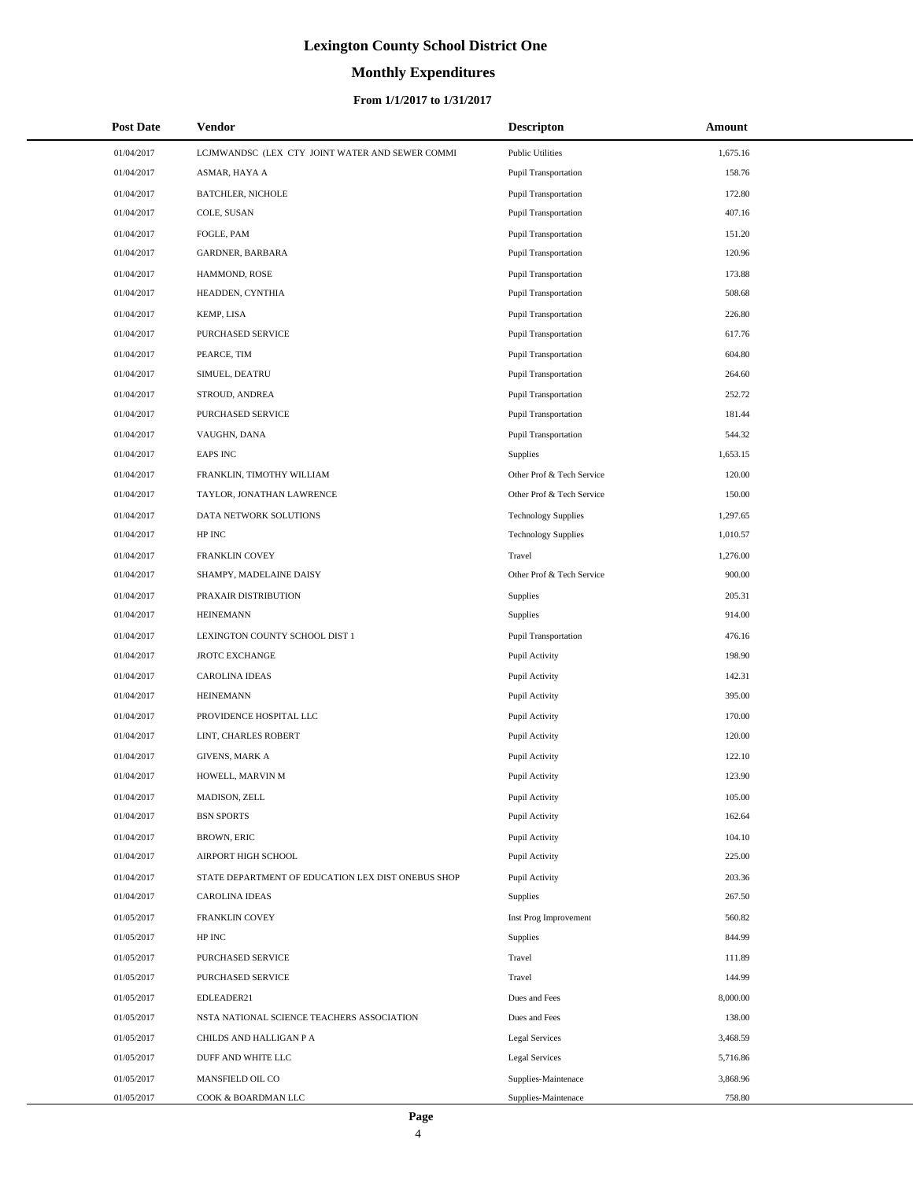# Lexington County School District One

## Monthly Expenditures

### From 1/1/2017 to 1/31/2017

| Post Date | Vendor | Descripton | Amount |
|---|---|---|---|
| 01/04/2017 | LCJMWANDSC (LEX CTY JOINT WATER AND SEWER COMMI | Public Utilities | 1,675.16 |
| 01/04/2017 | ASMAR, HAYA A | Pupil Transportation | 158.76 |
| 01/04/2017 | BATCHLER, NICHOLE | Pupil Transportation | 172.80 |
| 01/04/2017 | COLE, SUSAN | Pupil Transportation | 407.16 |
| 01/04/2017 | FOGLE, PAM | Pupil Transportation | 151.20 |
| 01/04/2017 | GARDNER, BARBARA | Pupil Transportation | 120.96 |
| 01/04/2017 | HAMMOND, ROSE | Pupil Transportation | 173.88 |
| 01/04/2017 | HEADDEN, CYNTHIA | Pupil Transportation | 508.68 |
| 01/04/2017 | KEMP, LISA | Pupil Transportation | 226.80 |
| 01/04/2017 | PURCHASED SERVICE | Pupil Transportation | 617.76 |
| 01/04/2017 | PEARCE, TIM | Pupil Transportation | 604.80 |
| 01/04/2017 | SIMUEL, DEATRU | Pupil Transportation | 264.60 |
| 01/04/2017 | STROUD, ANDREA | Pupil Transportation | 252.72 |
| 01/04/2017 | PURCHASED SERVICE | Pupil Transportation | 181.44 |
| 01/04/2017 | VAUGHN, DANA | Pupil Transportation | 544.32 |
| 01/04/2017 | EAPS INC | Supplies | 1,653.15 |
| 01/04/2017 | FRANKLIN, TIMOTHY WILLIAM | Other Prof & Tech Service | 120.00 |
| 01/04/2017 | TAYLOR, JONATHAN LAWRENCE | Other Prof & Tech Service | 150.00 |
| 01/04/2017 | DATA NETWORK SOLUTIONS | Technology Supplies | 1,297.65 |
| 01/04/2017 | HP INC | Technology Supplies | 1,010.57 |
| 01/04/2017 | FRANKLIN COVEY | Travel | 1,276.00 |
| 01/04/2017 | SHAMPY, MADELAINE DAISY | Other Prof & Tech Service | 900.00 |
| 01/04/2017 | PRAXAIR DISTRIBUTION | Supplies | 205.31 |
| 01/04/2017 | HEINEMANN | Supplies | 914.00 |
| 01/04/2017 | LEXINGTON COUNTY SCHOOL DIST 1 | Pupil Transportation | 476.16 |
| 01/04/2017 | JROTC EXCHANGE | Pupil Activity | 198.90 |
| 01/04/2017 | CAROLINA IDEAS | Pupil Activity | 142.31 |
| 01/04/2017 | HEINEMANN | Pupil Activity | 395.00 |
| 01/04/2017 | PROVIDENCE HOSPITAL LLC | Pupil Activity | 170.00 |
| 01/04/2017 | LINT, CHARLES ROBERT | Pupil Activity | 120.00 |
| 01/04/2017 | GIVENS, MARK A | Pupil Activity | 122.10 |
| 01/04/2017 | HOWELL, MARVIN M | Pupil Activity | 123.90 |
| 01/04/2017 | MADISON, ZELL | Pupil Activity | 105.00 |
| 01/04/2017 | BSN SPORTS | Pupil Activity | 162.64 |
| 01/04/2017 | BROWN, ERIC | Pupil Activity | 104.10 |
| 01/04/2017 | AIRPORT HIGH SCHOOL | Pupil Activity | 225.00 |
| 01/04/2017 | STATE DEPARTMENT OF EDUCATION LEX DIST ONEBUS SHOP | Pupil Activity | 203.36 |
| 01/04/2017 | CAROLINA IDEAS | Supplies | 267.50 |
| 01/05/2017 | FRANKLIN COVEY | Inst Prog Improvement | 560.82 |
| 01/05/2017 | HP INC | Supplies | 844.99 |
| 01/05/2017 | PURCHASED SERVICE | Travel | 111.89 |
| 01/05/2017 | PURCHASED SERVICE | Travel | 144.99 |
| 01/05/2017 | EDLEADER21 | Dues and Fees | 8,000.00 |
| 01/05/2017 | NSTA NATIONAL SCIENCE TEACHERS ASSOCIATION | Dues and Fees | 138.00 |
| 01/05/2017 | CHILDS AND HALLIGAN P A | Legal Services | 3,468.59 |
| 01/05/2017 | DUFF AND WHITE LLC | Legal Services | 5,716.86 |
| 01/05/2017 | MANSFIELD OIL CO | Supplies-Maintenace | 3,868.96 |
| 01/05/2017 | COOK & BOARDMAN LLC | Supplies-Maintenace | 758.80 |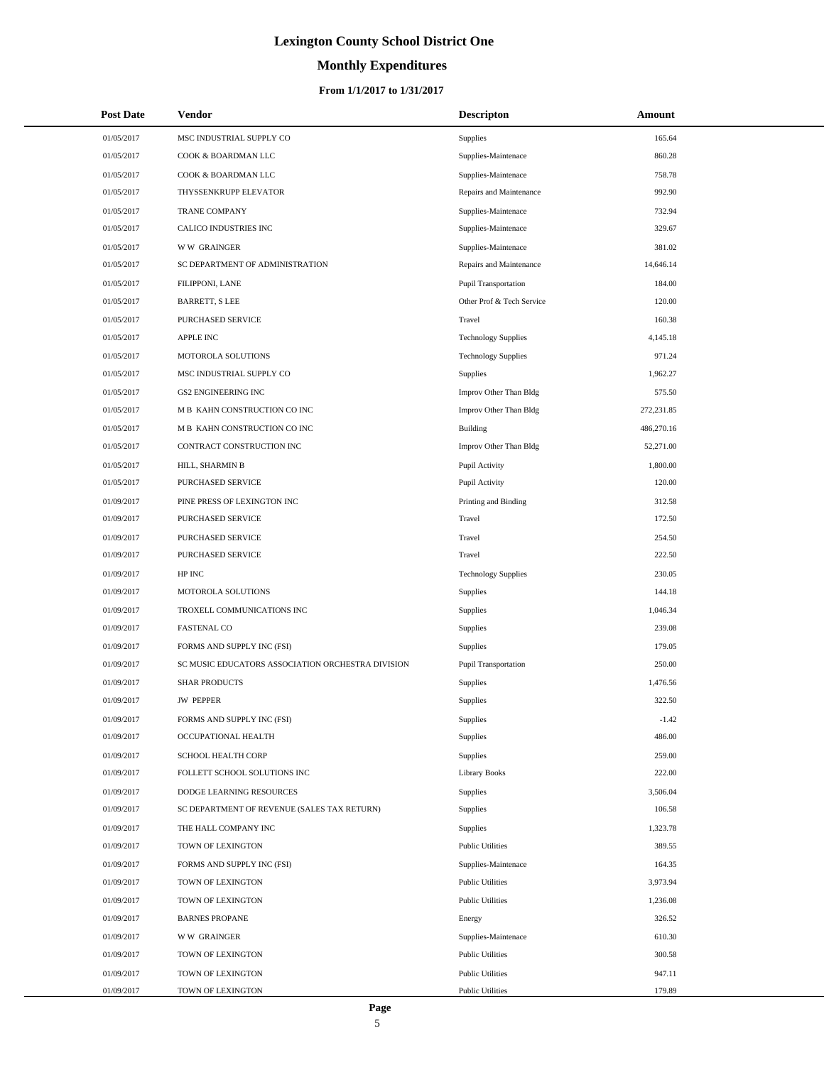# Lexington County School District One

## Monthly Expenditures

### From 1/1/2017 to 1/31/2017

| Post Date | Vendor | Descripton | Amount |
| --- | --- | --- | --- |
| 01/05/2017 | MSC INDUSTRIAL SUPPLY CO | Supplies | 165.64 |
| 01/05/2017 | COOK & BOARDMAN LLC | Supplies-Maintenace | 860.28 |
| 01/05/2017 | COOK & BOARDMAN LLC | Supplies-Maintenace | 758.78 |
| 01/05/2017 | THYSSENKRUPP ELEVATOR | Repairs and Maintenance | 992.90 |
| 01/05/2017 | TRANE COMPANY | Supplies-Maintenace | 732.94 |
| 01/05/2017 | CALICO INDUSTRIES INC | Supplies-Maintenace | 329.67 |
| 01/05/2017 | W W GRAINGER | Supplies-Maintenace | 381.02 |
| 01/05/2017 | SC DEPARTMENT OF ADMINISTRATION | Repairs and Maintenance | 14,646.14 |
| 01/05/2017 | FILIPPONI, LANE | Pupil Transportation | 184.00 |
| 01/05/2017 | BARRETT, S LEE | Other Prof & Tech Service | 120.00 |
| 01/05/2017 | PURCHASED SERVICE | Travel | 160.38 |
| 01/05/2017 | APPLE INC | Technology Supplies | 4,145.18 |
| 01/05/2017 | MOTOROLA SOLUTIONS | Technology Supplies | 971.24 |
| 01/05/2017 | MSC INDUSTRIAL SUPPLY CO | Supplies | 1,962.27 |
| 01/05/2017 | GS2 ENGINEERING INC | Improv Other Than Bldg | 575.50 |
| 01/05/2017 | M B KAHN CONSTRUCTION CO INC | Improv Other Than Bldg | 272,231.85 |
| 01/05/2017 | M B KAHN CONSTRUCTION CO INC | Building | 486,270.16 |
| 01/05/2017 | CONTRACT CONSTRUCTION INC | Improv Other Than Bldg | 52,271.00 |
| 01/05/2017 | HILL, SHARMIN B | Pupil Activity | 1,800.00 |
| 01/05/2017 | PURCHASED SERVICE | Pupil Activity | 120.00 |
| 01/09/2017 | PINE PRESS OF LEXINGTON INC | Printing and Binding | 312.58 |
| 01/09/2017 | PURCHASED SERVICE | Travel | 172.50 |
| 01/09/2017 | PURCHASED SERVICE | Travel | 254.50 |
| 01/09/2017 | PURCHASED SERVICE | Travel | 222.50 |
| 01/09/2017 | HP INC | Technology Supplies | 230.05 |
| 01/09/2017 | MOTOROLA SOLUTIONS | Supplies | 144.18 |
| 01/09/2017 | TROXELL COMMUNICATIONS INC | Supplies | 1,046.34 |
| 01/09/2017 | FASTENAL CO | Supplies | 239.08 |
| 01/09/2017 | FORMS AND SUPPLY INC (FSI) | Supplies | 179.05 |
| 01/09/2017 | SC MUSIC EDUCATORS ASSOCIATION ORCHESTRA DIVISION | Pupil Transportation | 250.00 |
| 01/09/2017 | SHAR PRODUCTS | Supplies | 1,476.56 |
| 01/09/2017 | JW PEPPER | Supplies | 322.50 |
| 01/09/2017 | FORMS AND SUPPLY INC (FSI) | Supplies | -1.42 |
| 01/09/2017 | OCCUPATIONAL HEALTH | Supplies | 486.00 |
| 01/09/2017 | SCHOOL HEALTH CORP | Supplies | 259.00 |
| 01/09/2017 | FOLLETT SCHOOL SOLUTIONS INC | Library Books | 222.00 |
| 01/09/2017 | DODGE LEARNING RESOURCES | Supplies | 3,506.04 |
| 01/09/2017 | SC DEPARTMENT OF REVENUE (SALES TAX RETURN) | Supplies | 106.58 |
| 01/09/2017 | THE HALL COMPANY INC | Supplies | 1,323.78 |
| 01/09/2017 | TOWN OF LEXINGTON | Public Utilities | 389.55 |
| 01/09/2017 | FORMS AND SUPPLY INC (FSI) | Supplies-Maintenace | 164.35 |
| 01/09/2017 | TOWN OF LEXINGTON | Public Utilities | 3,973.94 |
| 01/09/2017 | TOWN OF LEXINGTON | Public Utilities | 1,236.08 |
| 01/09/2017 | BARNES PROPANE | Energy | 326.52 |
| 01/09/2017 | W W GRAINGER | Supplies-Maintenace | 610.30 |
| 01/09/2017 | TOWN OF LEXINGTON | Public Utilities | 300.58 |
| 01/09/2017 | TOWN OF LEXINGTON | Public Utilities | 947.11 |
| 01/09/2017 | TOWN OF LEXINGTON | Public Utilities | 179.89 |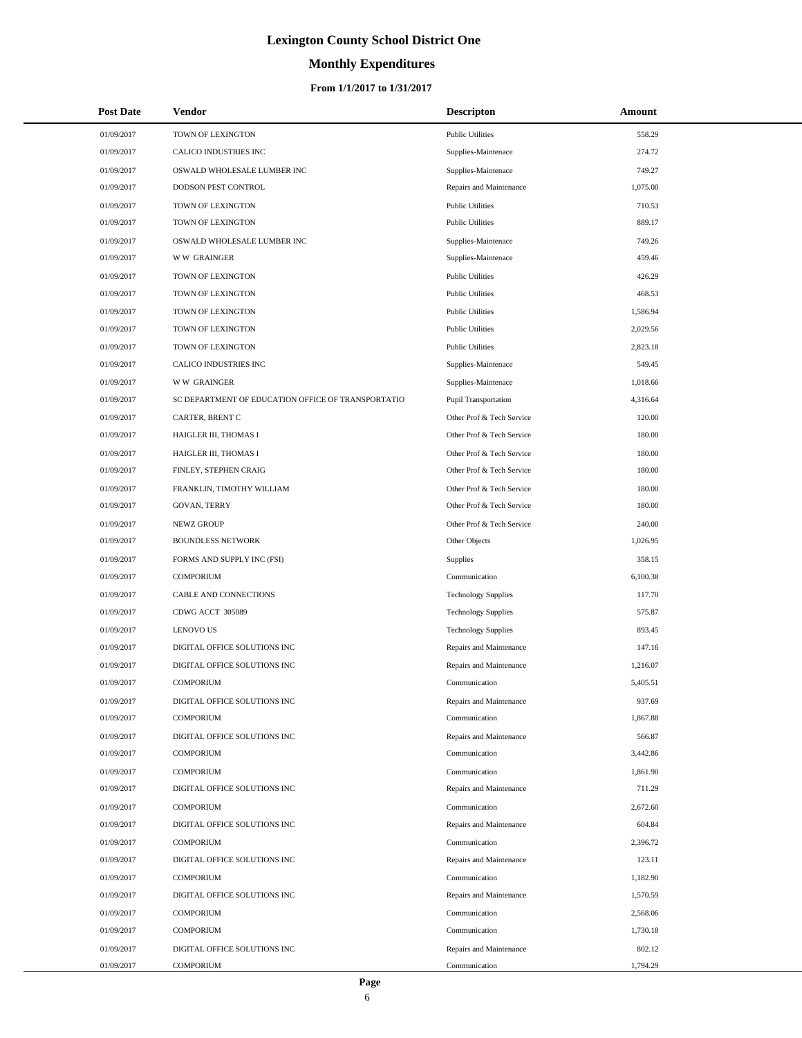# Lexington County School District One

## Monthly Expenditures

### From 1/1/2017 to 1/31/2017

| Post Date | Vendor | Descripton | Amount |
|---|---|---|---|
| 01/09/2017 | TOWN OF LEXINGTON | Public Utilities | 558.29 |
| 01/09/2017 | CALICO INDUSTRIES INC | Supplies-Maintenace | 274.72 |
| 01/09/2017 | OSWALD WHOLESALE LUMBER INC | Supplies-Maintenace | 749.27 |
| 01/09/2017 | DODSON PEST CONTROL | Repairs and Maintenance | 1,075.00 |
| 01/09/2017 | TOWN OF LEXINGTON | Public Utilities | 710.53 |
| 01/09/2017 | TOWN OF LEXINGTON | Public Utilities | 889.17 |
| 01/09/2017 | OSWALD WHOLESALE LUMBER INC | Supplies-Maintenace | 749.26 |
| 01/09/2017 | W W GRAINGER | Supplies-Maintenace | 459.46 |
| 01/09/2017 | TOWN OF LEXINGTON | Public Utilities | 426.29 |
| 01/09/2017 | TOWN OF LEXINGTON | Public Utilities | 468.53 |
| 01/09/2017 | TOWN OF LEXINGTON | Public Utilities | 1,586.94 |
| 01/09/2017 | TOWN OF LEXINGTON | Public Utilities | 2,029.56 |
| 01/09/2017 | TOWN OF LEXINGTON | Public Utilities | 2,823.18 |
| 01/09/2017 | CALICO INDUSTRIES INC | Supplies-Maintenace | 549.45 |
| 01/09/2017 | W W GRAINGER | Supplies-Maintenace | 1,018.66 |
| 01/09/2017 | SC DEPARTMENT OF EDUCATION OFFICE OF TRANSPORTATIO | Pupil Transportation | 4,316.64 |
| 01/09/2017 | CARTER, BRENT C | Other Prof & Tech Service | 120.00 |
| 01/09/2017 | HAIGLER III, THOMAS I | Other Prof & Tech Service | 180.00 |
| 01/09/2017 | HAIGLER III, THOMAS I | Other Prof & Tech Service | 180.00 |
| 01/09/2017 | FINLEY, STEPHEN CRAIG | Other Prof & Tech Service | 180.00 |
| 01/09/2017 | FRANKLIN, TIMOTHY WILLIAM | Other Prof & Tech Service | 180.00 |
| 01/09/2017 | GOVAN, TERRY | Other Prof & Tech Service | 180.00 |
| 01/09/2017 | NEWZ GROUP | Other Prof & Tech Service | 240.00 |
| 01/09/2017 | BOUNDLESS NETWORK | Other Objects | 1,026.95 |
| 01/09/2017 | FORMS AND SUPPLY INC (FSI) | Supplies | 358.15 |
| 01/09/2017 | COMPORIUM | Communication | 6,100.38 |
| 01/09/2017 | CABLE AND CONNECTIONS | Technology Supplies | 117.70 |
| 01/09/2017 | CDWG ACCT 305089 | Technology Supplies | 575.87 |
| 01/09/2017 | LENOVO US | Technology Supplies | 893.45 |
| 01/09/2017 | DIGITAL OFFICE SOLUTIONS INC | Repairs and Maintenance | 147.16 |
| 01/09/2017 | DIGITAL OFFICE SOLUTIONS INC | Repairs and Maintenance | 1,216.07 |
| 01/09/2017 | COMPORIUM | Communication | 5,405.51 |
| 01/09/2017 | DIGITAL OFFICE SOLUTIONS INC | Repairs and Maintenance | 937.69 |
| 01/09/2017 | COMPORIUM | Communication | 1,867.88 |
| 01/09/2017 | DIGITAL OFFICE SOLUTIONS INC | Repairs and Maintenance | 566.87 |
| 01/09/2017 | COMPORIUM | Communication | 3,442.86 |
| 01/09/2017 | COMPORIUM | Communication | 1,861.90 |
| 01/09/2017 | DIGITAL OFFICE SOLUTIONS INC | Repairs and Maintenance | 711.29 |
| 01/09/2017 | COMPORIUM | Communication | 2,672.60 |
| 01/09/2017 | DIGITAL OFFICE SOLUTIONS INC | Repairs and Maintenance | 604.84 |
| 01/09/2017 | COMPORIUM | Communication | 2,396.72 |
| 01/09/2017 | DIGITAL OFFICE SOLUTIONS INC | Repairs and Maintenance | 123.11 |
| 01/09/2017 | COMPORIUM | Communication | 1,182.90 |
| 01/09/2017 | DIGITAL OFFICE SOLUTIONS INC | Repairs and Maintenance | 1,570.59 |
| 01/09/2017 | COMPORIUM | Communication | 2,568.06 |
| 01/09/2017 | COMPORIUM | Communication | 1,730.18 |
| 01/09/2017 | DIGITAL OFFICE SOLUTIONS INC | Repairs and Maintenance | 802.12 |
| 01/09/2017 | COMPORIUM | Communication | 1,794.29 |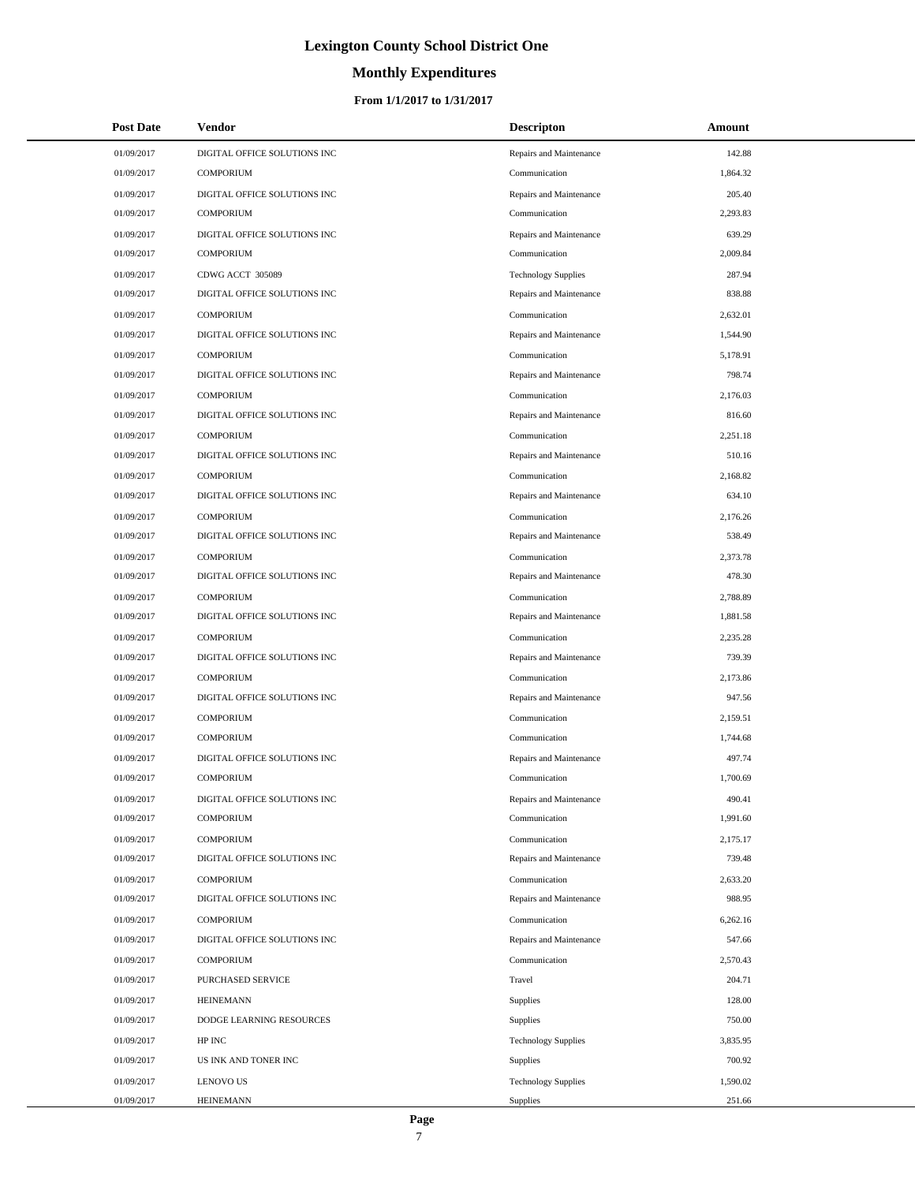# Lexington County School District One

## Monthly Expenditures

### From 1/1/2017 to 1/31/2017

| Post Date | Vendor | Descripton | Amount |
|---|---|---|---|
| 01/09/2017 | DIGITAL OFFICE SOLUTIONS INC | Repairs and Maintenance | 142.88 |
| 01/09/2017 | COMPORIUM | Communication | 1,864.32 |
| 01/09/2017 | DIGITAL OFFICE SOLUTIONS INC | Repairs and Maintenance | 205.40 |
| 01/09/2017 | COMPORIUM | Communication | 2,293.83 |
| 01/09/2017 | DIGITAL OFFICE SOLUTIONS INC | Repairs and Maintenance | 639.29 |
| 01/09/2017 | COMPORIUM | Communication | 2,009.84 |
| 01/09/2017 | CDWG ACCT 305089 | Technology Supplies | 287.94 |
| 01/09/2017 | DIGITAL OFFICE SOLUTIONS INC | Repairs and Maintenance | 838.88 |
| 01/09/2017 | COMPORIUM | Communication | 2,632.01 |
| 01/09/2017 | DIGITAL OFFICE SOLUTIONS INC | Repairs and Maintenance | 1,544.90 |
| 01/09/2017 | COMPORIUM | Communication | 5,178.91 |
| 01/09/2017 | DIGITAL OFFICE SOLUTIONS INC | Repairs and Maintenance | 798.74 |
| 01/09/2017 | COMPORIUM | Communication | 2,176.03 |
| 01/09/2017 | DIGITAL OFFICE SOLUTIONS INC | Repairs and Maintenance | 816.60 |
| 01/09/2017 | COMPORIUM | Communication | 2,251.18 |
| 01/09/2017 | DIGITAL OFFICE SOLUTIONS INC | Repairs and Maintenance | 510.16 |
| 01/09/2017 | COMPORIUM | Communication | 2,168.82 |
| 01/09/2017 | DIGITAL OFFICE SOLUTIONS INC | Repairs and Maintenance | 634.10 |
| 01/09/2017 | COMPORIUM | Communication | 2,176.26 |
| 01/09/2017 | DIGITAL OFFICE SOLUTIONS INC | Repairs and Maintenance | 538.49 |
| 01/09/2017 | COMPORIUM | Communication | 2,373.78 |
| 01/09/2017 | DIGITAL OFFICE SOLUTIONS INC | Repairs and Maintenance | 478.30 |
| 01/09/2017 | COMPORIUM | Communication | 2,788.89 |
| 01/09/2017 | DIGITAL OFFICE SOLUTIONS INC | Repairs and Maintenance | 1,881.58 |
| 01/09/2017 | COMPORIUM | Communication | 2,235.28 |
| 01/09/2017 | DIGITAL OFFICE SOLUTIONS INC | Repairs and Maintenance | 739.39 |
| 01/09/2017 | COMPORIUM | Communication | 2,173.86 |
| 01/09/2017 | DIGITAL OFFICE SOLUTIONS INC | Repairs and Maintenance | 947.56 |
| 01/09/2017 | COMPORIUM | Communication | 2,159.51 |
| 01/09/2017 | COMPORIUM | Communication | 1,744.68 |
| 01/09/2017 | DIGITAL OFFICE SOLUTIONS INC | Repairs and Maintenance | 497.74 |
| 01/09/2017 | COMPORIUM | Communication | 1,700.69 |
| 01/09/2017 | DIGITAL OFFICE SOLUTIONS INC | Repairs and Maintenance | 490.41 |
| 01/09/2017 | COMPORIUM | Communication | 1,991.60 |
| 01/09/2017 | COMPORIUM | Communication | 2,175.17 |
| 01/09/2017 | DIGITAL OFFICE SOLUTIONS INC | Repairs and Maintenance | 739.48 |
| 01/09/2017 | COMPORIUM | Communication | 2,633.20 |
| 01/09/2017 | DIGITAL OFFICE SOLUTIONS INC | Repairs and Maintenance | 988.95 |
| 01/09/2017 | COMPORIUM | Communication | 6,262.16 |
| 01/09/2017 | DIGITAL OFFICE SOLUTIONS INC | Repairs and Maintenance | 547.66 |
| 01/09/2017 | COMPORIUM | Communication | 2,570.43 |
| 01/09/2017 | PURCHASED SERVICE | Travel | 204.71 |
| 01/09/2017 | HEINEMANN | Supplies | 128.00 |
| 01/09/2017 | DODGE LEARNING RESOURCES | Supplies | 750.00 |
| 01/09/2017 | HP INC | Technology Supplies | 3,835.95 |
| 01/09/2017 | US INK AND TONER INC | Supplies | 700.92 |
| 01/09/2017 | LENOVO US | Technology Supplies | 1,590.02 |
| 01/09/2017 | HEINEMANN | Supplies | 251.66 |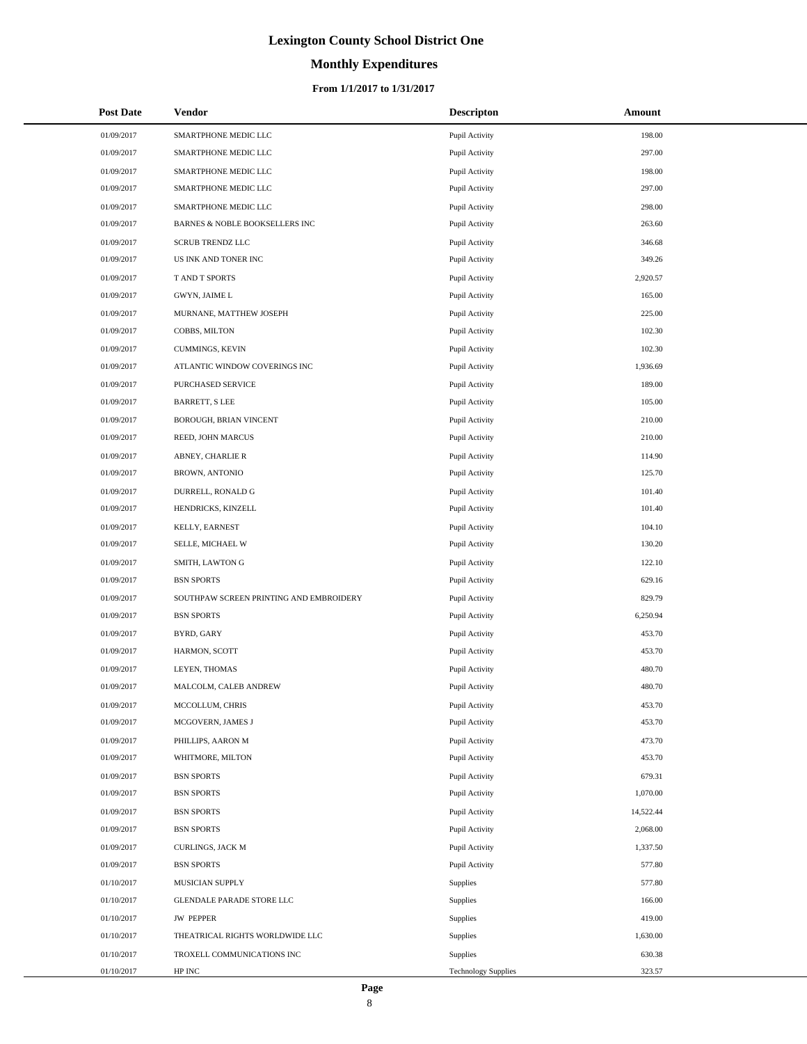# Lexington County School District One

## Monthly Expenditures

### From 1/1/2017 to 1/31/2017

| Post Date | Vendor | Descripton | Amount |
|---|---|---|---|
| 01/09/2017 | SMARTPHONE MEDIC LLC | Pupil Activity | 198.00 |
| 01/09/2017 | SMARTPHONE MEDIC LLC | Pupil Activity | 297.00 |
| 01/09/2017 | SMARTPHONE MEDIC LLC | Pupil Activity | 198.00 |
| 01/09/2017 | SMARTPHONE MEDIC LLC | Pupil Activity | 297.00 |
| 01/09/2017 | SMARTPHONE MEDIC LLC | Pupil Activity | 298.00 |
| 01/09/2017 | BARNES & NOBLE BOOKSELLERS INC | Pupil Activity | 263.60 |
| 01/09/2017 | SCRUB TRENDZ LLC | Pupil Activity | 346.68 |
| 01/09/2017 | US INK AND TONER INC | Pupil Activity | 349.26 |
| 01/09/2017 | T AND T SPORTS | Pupil Activity | 2,920.57 |
| 01/09/2017 | GWYN, JAIME L | Pupil Activity | 165.00 |
| 01/09/2017 | MURNANE, MATTHEW JOSEPH | Pupil Activity | 225.00 |
| 01/09/2017 | COBBS, MILTON | Pupil Activity | 102.30 |
| 01/09/2017 | CUMMINGS, KEVIN | Pupil Activity | 102.30 |
| 01/09/2017 | ATLANTIC WINDOW COVERINGS INC | Pupil Activity | 1,936.69 |
| 01/09/2017 | PURCHASED SERVICE | Pupil Activity | 189.00 |
| 01/09/2017 | BARRETT, S LEE | Pupil Activity | 105.00 |
| 01/09/2017 | BOROUGH, BRIAN VINCENT | Pupil Activity | 210.00 |
| 01/09/2017 | REED, JOHN MARCUS | Pupil Activity | 210.00 |
| 01/09/2017 | ABNEY, CHARLIE R | Pupil Activity | 114.90 |
| 01/09/2017 | BROWN, ANTONIO | Pupil Activity | 125.70 |
| 01/09/2017 | DURRELL, RONALD G | Pupil Activity | 101.40 |
| 01/09/2017 | HENDRICKS, KINZELL | Pupil Activity | 101.40 |
| 01/09/2017 | KELLY, EARNEST | Pupil Activity | 104.10 |
| 01/09/2017 | SELLE, MICHAEL W | Pupil Activity | 130.20 |
| 01/09/2017 | SMITH, LAWTON G | Pupil Activity | 122.10 |
| 01/09/2017 | BSN SPORTS | Pupil Activity | 629.16 |
| 01/09/2017 | SOUTHPAW SCREEN PRINTING AND EMBROIDERY | Pupil Activity | 829.79 |
| 01/09/2017 | BSN SPORTS | Pupil Activity | 6,250.94 |
| 01/09/2017 | BYRD, GARY | Pupil Activity | 453.70 |
| 01/09/2017 | HARMON, SCOTT | Pupil Activity | 453.70 |
| 01/09/2017 | LEYEN, THOMAS | Pupil Activity | 480.70 |
| 01/09/2017 | MALCOLM, CALEB ANDREW | Pupil Activity | 480.70 |
| 01/09/2017 | MCCOLLUM, CHRIS | Pupil Activity | 453.70 |
| 01/09/2017 | MCGOVERN, JAMES J | Pupil Activity | 453.70 |
| 01/09/2017 | PHILLIPS, AARON M | Pupil Activity | 473.70 |
| 01/09/2017 | WHITMORE, MILTON | Pupil Activity | 453.70 |
| 01/09/2017 | BSN SPORTS | Pupil Activity | 679.31 |
| 01/09/2017 | BSN SPORTS | Pupil Activity | 1,070.00 |
| 01/09/2017 | BSN SPORTS | Pupil Activity | 14,522.44 |
| 01/09/2017 | BSN SPORTS | Pupil Activity | 2,068.00 |
| 01/09/2017 | CURLINGS, JACK M | Pupil Activity | 1,337.50 |
| 01/09/2017 | BSN SPORTS | Pupil Activity | 577.80 |
| 01/10/2017 | MUSICIAN SUPPLY | Supplies | 577.80 |
| 01/10/2017 | GLENDALE PARADE STORE LLC | Supplies | 166.00 |
| 01/10/2017 | JW PEPPER | Supplies | 419.00 |
| 01/10/2017 | THEATRICAL RIGHTS WORLDWIDE LLC | Supplies | 1,630.00 |
| 01/10/2017 | TROXELL COMMUNICATIONS INC | Supplies | 630.38 |
| 01/10/2017 | HP INC | Technology Supplies | 323.57 |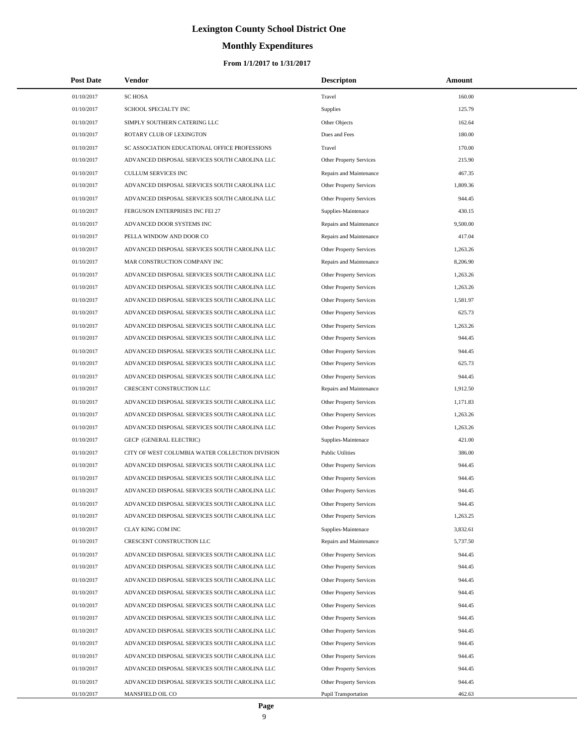# Lexington County School District One

## Monthly Expenditures

### From 1/1/2017 to 1/31/2017

| Post Date | Vendor | Descripton | Amount |
|---|---|---|---|
| 01/10/2017 | SC HOSA | Travel | 160.00 |
| 01/10/2017 | SCHOOL SPECIALTY INC | Supplies | 125.79 |
| 01/10/2017 | SIMPLY SOUTHERN CATERING LLC | Other Objects | 162.64 |
| 01/10/2017 | ROTARY CLUB OF LEXINGTON | Dues and Fees | 180.00 |
| 01/10/2017 | SC ASSOCIATION EDUCATIONAL OFFICE PROFESSIONS | Travel | 170.00 |
| 01/10/2017 | ADVANCED DISPOSAL SERVICES SOUTH CAROLINA LLC | Other Property Services | 215.90 |
| 01/10/2017 | CULLUM SERVICES INC | Repairs and Maintenance | 467.35 |
| 01/10/2017 | ADVANCED DISPOSAL SERVICES SOUTH CAROLINA LLC | Other Property Services | 1,809.36 |
| 01/10/2017 | ADVANCED DISPOSAL SERVICES SOUTH CAROLINA LLC | Other Property Services | 944.45 |
| 01/10/2017 | FERGUSON ENTERPRISES INC FEI 27 | Supplies-Maintenace | 430.15 |
| 01/10/2017 | ADVANCED DOOR SYSTEMS INC | Repairs and Maintenance | 9,500.00 |
| 01/10/2017 | PELLA WINDOW AND DOOR CO | Repairs and Maintenance | 417.04 |
| 01/10/2017 | ADVANCED DISPOSAL SERVICES SOUTH CAROLINA LLC | Other Property Services | 1,263.26 |
| 01/10/2017 | MAR CONSTRUCTION COMPANY INC | Repairs and Maintenance | 8,206.90 |
| 01/10/2017 | ADVANCED DISPOSAL SERVICES SOUTH CAROLINA LLC | Other Property Services | 1,263.26 |
| 01/10/2017 | ADVANCED DISPOSAL SERVICES SOUTH CAROLINA LLC | Other Property Services | 1,263.26 |
| 01/10/2017 | ADVANCED DISPOSAL SERVICES SOUTH CAROLINA LLC | Other Property Services | 1,581.97 |
| 01/10/2017 | ADVANCED DISPOSAL SERVICES SOUTH CAROLINA LLC | Other Property Services | 625.73 |
| 01/10/2017 | ADVANCED DISPOSAL SERVICES SOUTH CAROLINA LLC | Other Property Services | 1,263.26 |
| 01/10/2017 | ADVANCED DISPOSAL SERVICES SOUTH CAROLINA LLC | Other Property Services | 944.45 |
| 01/10/2017 | ADVANCED DISPOSAL SERVICES SOUTH CAROLINA LLC | Other Property Services | 944.45 |
| 01/10/2017 | ADVANCED DISPOSAL SERVICES SOUTH CAROLINA LLC | Other Property Services | 625.73 |
| 01/10/2017 | ADVANCED DISPOSAL SERVICES SOUTH CAROLINA LLC | Other Property Services | 944.45 |
| 01/10/2017 | CRESCENT CONSTRUCTION LLC | Repairs and Maintenance | 1,912.50 |
| 01/10/2017 | ADVANCED DISPOSAL SERVICES SOUTH CAROLINA LLC | Other Property Services | 1,171.83 |
| 01/10/2017 | ADVANCED DISPOSAL SERVICES SOUTH CAROLINA LLC | Other Property Services | 1,263.26 |
| 01/10/2017 | ADVANCED DISPOSAL SERVICES SOUTH CAROLINA LLC | Other Property Services | 1,263.26 |
| 01/10/2017 | GECP (GENERAL ELECTRIC) | Supplies-Maintenace | 421.00 |
| 01/10/2017 | CITY OF WEST COLUMBIA WATER COLLECTION DIVISION | Public Utilities | 386.00 |
| 01/10/2017 | ADVANCED DISPOSAL SERVICES SOUTH CAROLINA LLC | Other Property Services | 944.45 |
| 01/10/2017 | ADVANCED DISPOSAL SERVICES SOUTH CAROLINA LLC | Other Property Services | 944.45 |
| 01/10/2017 | ADVANCED DISPOSAL SERVICES SOUTH CAROLINA LLC | Other Property Services | 944.45 |
| 01/10/2017 | ADVANCED DISPOSAL SERVICES SOUTH CAROLINA LLC | Other Property Services | 944.45 |
| 01/10/2017 | ADVANCED DISPOSAL SERVICES SOUTH CAROLINA LLC | Other Property Services | 1,263.25 |
| 01/10/2017 | CLAY KING COM INC | Supplies-Maintenace | 3,832.61 |
| 01/10/2017 | CRESCENT CONSTRUCTION LLC | Repairs and Maintenance | 5,737.50 |
| 01/10/2017 | ADVANCED DISPOSAL SERVICES SOUTH CAROLINA LLC | Other Property Services | 944.45 |
| 01/10/2017 | ADVANCED DISPOSAL SERVICES SOUTH CAROLINA LLC | Other Property Services | 944.45 |
| 01/10/2017 | ADVANCED DISPOSAL SERVICES SOUTH CAROLINA LLC | Other Property Services | 944.45 |
| 01/10/2017 | ADVANCED DISPOSAL SERVICES SOUTH CAROLINA LLC | Other Property Services | 944.45 |
| 01/10/2017 | ADVANCED DISPOSAL SERVICES SOUTH CAROLINA LLC | Other Property Services | 944.45 |
| 01/10/2017 | ADVANCED DISPOSAL SERVICES SOUTH CAROLINA LLC | Other Property Services | 944.45 |
| 01/10/2017 | ADVANCED DISPOSAL SERVICES SOUTH CAROLINA LLC | Other Property Services | 944.45 |
| 01/10/2017 | ADVANCED DISPOSAL SERVICES SOUTH CAROLINA LLC | Other Property Services | 944.45 |
| 01/10/2017 | ADVANCED DISPOSAL SERVICES SOUTH CAROLINA LLC | Other Property Services | 944.45 |
| 01/10/2017 | ADVANCED DISPOSAL SERVICES SOUTH CAROLINA LLC | Other Property Services | 944.45 |
| 01/10/2017 | ADVANCED DISPOSAL SERVICES SOUTH CAROLINA LLC | Other Property Services | 944.45 |
| 01/10/2017 | MANSFIELD OIL CO | Pupil Transportation | 462.63 |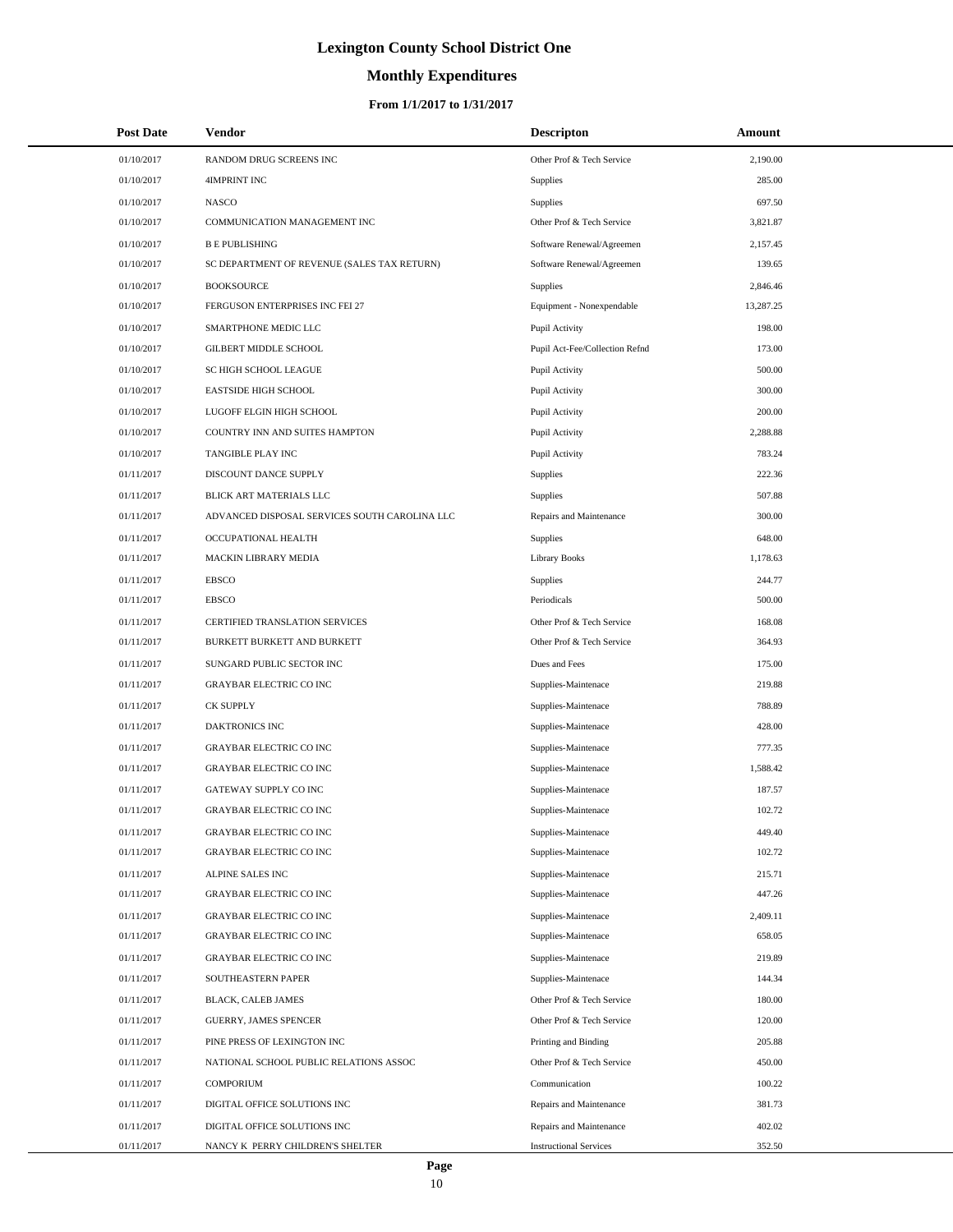# Lexington County School District One

## Monthly Expenditures

### From 1/1/2017 to 1/31/2017

| Post Date | Vendor | Descripton | Amount |
|---|---|---|---|
| 01/10/2017 | RANDOM DRUG SCREENS INC | Other Prof & Tech Service | 2,190.00 |
| 01/10/2017 | 4IMPRINT INC | Supplies | 285.00 |
| 01/10/2017 | NASCO | Supplies | 697.50 |
| 01/10/2017 | COMMUNICATION MANAGEMENT INC | Other Prof & Tech Service | 3,821.87 |
| 01/10/2017 | B E PUBLISHING | Software Renewal/Agreemen | 2,157.45 |
| 01/10/2017 | SC DEPARTMENT OF REVENUE (SALES TAX RETURN) | Software Renewal/Agreemen | 139.65 |
| 01/10/2017 | BOOKSOURCE | Supplies | 2,846.46 |
| 01/10/2017 | FERGUSON ENTERPRISES INC FEI 27 | Equipment - Nonexpendable | 13,287.25 |
| 01/10/2017 | SMARTPHONE MEDIC LLC | Pupil Activity | 198.00 |
| 01/10/2017 | GILBERT MIDDLE SCHOOL | Pupil Act-Fee/Collection Refnd | 173.00 |
| 01/10/2017 | SC HIGH SCHOOL LEAGUE | Pupil Activity | 500.00 |
| 01/10/2017 | EASTSIDE HIGH SCHOOL | Pupil Activity | 300.00 |
| 01/10/2017 | LUGOFF ELGIN HIGH SCHOOL | Pupil Activity | 200.00 |
| 01/10/2017 | COUNTRY INN AND SUITES HAMPTON | Pupil Activity | 2,288.88 |
| 01/10/2017 | TANGIBLE PLAY INC | Pupil Activity | 783.24 |
| 01/11/2017 | DISCOUNT DANCE SUPPLY | Supplies | 222.36 |
| 01/11/2017 | BLICK ART MATERIALS LLC | Supplies | 507.88 |
| 01/11/2017 | ADVANCED DISPOSAL SERVICES SOUTH CAROLINA LLC | Repairs and Maintenance | 300.00 |
| 01/11/2017 | OCCUPATIONAL HEALTH | Supplies | 648.00 |
| 01/11/2017 | MACKIN LIBRARY MEDIA | Library Books | 1,178.63 |
| 01/11/2017 | EBSCO | Supplies | 244.77 |
| 01/11/2017 | EBSCO | Periodicals | 500.00 |
| 01/11/2017 | CERTIFIED TRANSLATION SERVICES | Other Prof & Tech Service | 168.08 |
| 01/11/2017 | BURKETT BURKETT AND BURKETT | Other Prof & Tech Service | 364.93 |
| 01/11/2017 | SUNGARD PUBLIC SECTOR INC | Dues and Fees | 175.00 |
| 01/11/2017 | GRAYBAR ELECTRIC CO INC | Supplies-Maintenace | 219.88 |
| 01/11/2017 | CK SUPPLY | Supplies-Maintenace | 788.89 |
| 01/11/2017 | DAKTRONICS INC | Supplies-Maintenace | 428.00 |
| 01/11/2017 | GRAYBAR ELECTRIC CO INC | Supplies-Maintenace | 777.35 |
| 01/11/2017 | GRAYBAR ELECTRIC CO INC | Supplies-Maintenace | 1,588.42 |
| 01/11/2017 | GATEWAY SUPPLY CO INC | Supplies-Maintenace | 187.57 |
| 01/11/2017 | GRAYBAR ELECTRIC CO INC | Supplies-Maintenace | 102.72 |
| 01/11/2017 | GRAYBAR ELECTRIC CO INC | Supplies-Maintenace | 449.40 |
| 01/11/2017 | GRAYBAR ELECTRIC CO INC | Supplies-Maintenace | 102.72 |
| 01/11/2017 | ALPINE SALES INC | Supplies-Maintenace | 215.71 |
| 01/11/2017 | GRAYBAR ELECTRIC CO INC | Supplies-Maintenace | 447.26 |
| 01/11/2017 | GRAYBAR ELECTRIC CO INC | Supplies-Maintenace | 2,409.11 |
| 01/11/2017 | GRAYBAR ELECTRIC CO INC | Supplies-Maintenace | 658.05 |
| 01/11/2017 | GRAYBAR ELECTRIC CO INC | Supplies-Maintenace | 219.89 |
| 01/11/2017 | SOUTHEASTERN PAPER | Supplies-Maintenace | 144.34 |
| 01/11/2017 | BLACK, CALEB JAMES | Other Prof & Tech Service | 180.00 |
| 01/11/2017 | GUERRY, JAMES SPENCER | Other Prof & Tech Service | 120.00 |
| 01/11/2017 | PINE PRESS OF LEXINGTON INC | Printing and Binding | 205.88 |
| 01/11/2017 | NATIONAL SCHOOL PUBLIC RELATIONS ASSOC | Other Prof & Tech Service | 450.00 |
| 01/11/2017 | COMPORIUM | Communication | 100.22 |
| 01/11/2017 | DIGITAL OFFICE SOLUTIONS INC | Repairs and Maintenance | 381.73 |
| 01/11/2017 | DIGITAL OFFICE SOLUTIONS INC | Repairs and Maintenance | 402.02 |
| 01/11/2017 | NANCY K PERRY CHILDREN'S SHELTER | Instructional Services | 352.50 |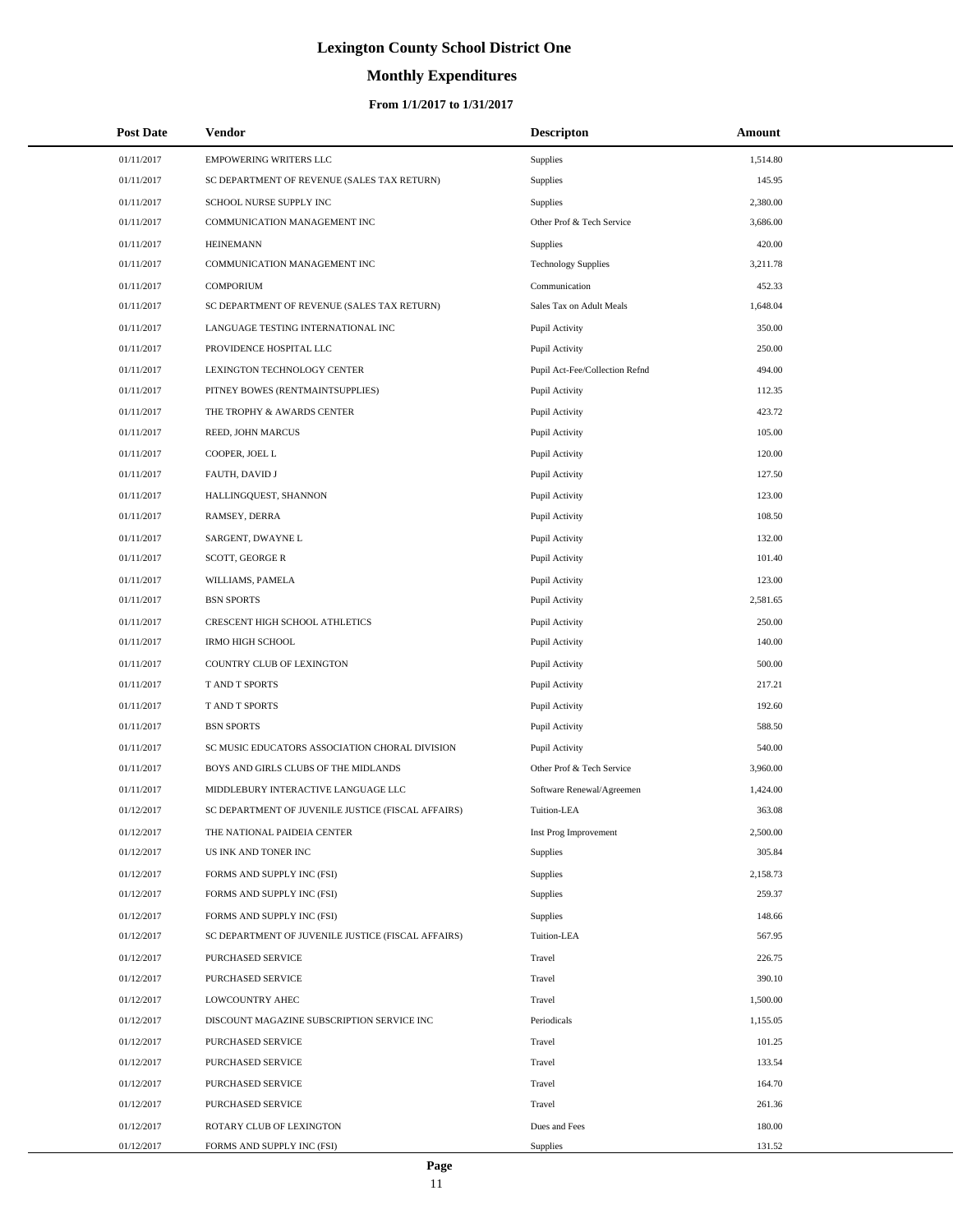# Lexington County School District One

## Monthly Expenditures

### From 1/1/2017 to 1/31/2017

| Post Date | Vendor | Descripton | Amount |
|---|---|---|---|
| 01/11/2017 | EMPOWERING WRITERS LLC | Supplies | 1,514.80 |
| 01/11/2017 | SC DEPARTMENT OF REVENUE (SALES TAX RETURN) | Supplies | 145.95 |
| 01/11/2017 | SCHOOL NURSE SUPPLY INC | Supplies | 2,380.00 |
| 01/11/2017 | COMMUNICATION MANAGEMENT INC | Other Prof & Tech Service | 3,686.00 |
| 01/11/2017 | HEINEMANN | Supplies | 420.00 |
| 01/11/2017 | COMMUNICATION MANAGEMENT INC | Technology Supplies | 3,211.78 |
| 01/11/2017 | COMPORIUM | Communication | 452.33 |
| 01/11/2017 | SC DEPARTMENT OF REVENUE (SALES TAX RETURN) | Sales Tax on Adult Meals | 1,648.04 |
| 01/11/2017 | LANGUAGE TESTING INTERNATIONAL INC | Pupil Activity | 350.00 |
| 01/11/2017 | PROVIDENCE HOSPITAL LLC | Pupil Activity | 250.00 |
| 01/11/2017 | LEXINGTON TECHNOLOGY CENTER | Pupil Act-Fee/Collection Refnd | 494.00 |
| 01/11/2017 | PITNEY BOWES (RENTMAINTSUPPLIES) | Pupil Activity | 112.35 |
| 01/11/2017 | THE TROPHY & AWARDS CENTER | Pupil Activity | 423.72 |
| 01/11/2017 | REED, JOHN MARCUS | Pupil Activity | 105.00 |
| 01/11/2017 | COOPER, JOEL L | Pupil Activity | 120.00 |
| 01/11/2017 | FAUTH, DAVID J | Pupil Activity | 127.50 |
| 01/11/2017 | HALLINGQUEST, SHANNON | Pupil Activity | 123.00 |
| 01/11/2017 | RAMSEY, DERRA | Pupil Activity | 108.50 |
| 01/11/2017 | SARGENT, DWAYNE L | Pupil Activity | 132.00 |
| 01/11/2017 | SCOTT, GEORGE R | Pupil Activity | 101.40 |
| 01/11/2017 | WILLIAMS, PAMELA | Pupil Activity | 123.00 |
| 01/11/2017 | BSN SPORTS | Pupil Activity | 2,581.65 |
| 01/11/2017 | CRESCENT HIGH SCHOOL ATHLETICS | Pupil Activity | 250.00 |
| 01/11/2017 | IRMO HIGH SCHOOL | Pupil Activity | 140.00 |
| 01/11/2017 | COUNTRY CLUB OF LEXINGTON | Pupil Activity | 500.00 |
| 01/11/2017 | T AND T SPORTS | Pupil Activity | 217.21 |
| 01/11/2017 | T AND T SPORTS | Pupil Activity | 192.60 |
| 01/11/2017 | BSN SPORTS | Pupil Activity | 588.50 |
| 01/11/2017 | SC MUSIC EDUCATORS ASSOCIATION CHORAL DIVISION | Pupil Activity | 540.00 |
| 01/11/2017 | BOYS AND GIRLS CLUBS OF THE MIDLANDS | Other Prof & Tech Service | 3,960.00 |
| 01/11/2017 | MIDDLEBURY INTERACTIVE LANGUAGE LLC | Software Renewal/Agreemen | 1,424.00 |
| 01/12/2017 | SC DEPARTMENT OF JUVENILE JUSTICE (FISCAL AFFAIRS) | Tuition-LEA | 363.08 |
| 01/12/2017 | THE NATIONAL PAIDEIA CENTER | Inst Prog Improvement | 2,500.00 |
| 01/12/2017 | US INK AND TONER INC | Supplies | 305.84 |
| 01/12/2017 | FORMS AND SUPPLY INC (FSI) | Supplies | 2,158.73 |
| 01/12/2017 | FORMS AND SUPPLY INC (FSI) | Supplies | 259.37 |
| 01/12/2017 | FORMS AND SUPPLY INC (FSI) | Supplies | 148.66 |
| 01/12/2017 | SC DEPARTMENT OF JUVENILE JUSTICE (FISCAL AFFAIRS) | Tuition-LEA | 567.95 |
| 01/12/2017 | PURCHASED SERVICE | Travel | 226.75 |
| 01/12/2017 | PURCHASED SERVICE | Travel | 390.10 |
| 01/12/2017 | LOWCOUNTRY AHEC | Travel | 1,500.00 |
| 01/12/2017 | DISCOUNT MAGAZINE SUBSCRIPTION SERVICE INC | Periodicals | 1,155.05 |
| 01/12/2017 | PURCHASED SERVICE | Travel | 101.25 |
| 01/12/2017 | PURCHASED SERVICE | Travel | 133.54 |
| 01/12/2017 | PURCHASED SERVICE | Travel | 164.70 |
| 01/12/2017 | PURCHASED SERVICE | Travel | 261.36 |
| 01/12/2017 | ROTARY CLUB OF LEXINGTON | Dues and Fees | 180.00 |
| 01/12/2017 | FORMS AND SUPPLY INC (FSI) | Supplies | 131.52 |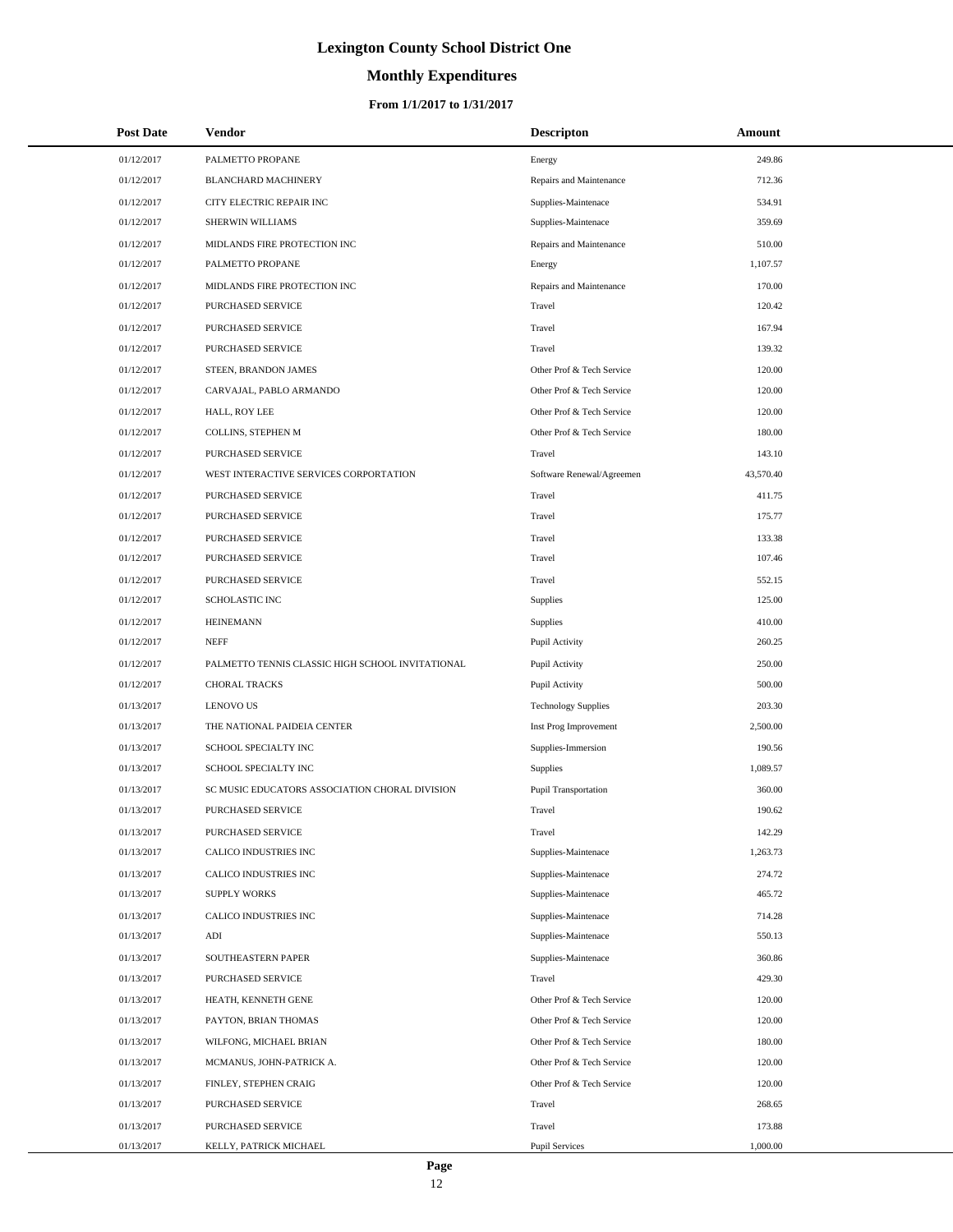# Lexington County School District One

## Monthly Expenditures

### From 1/1/2017 to 1/31/2017

| Post Date | Vendor | Descripton | Amount |
|---|---|---|---|
| 01/12/2017 | PALMETTO PROPANE | Energy | 249.86 |
| 01/12/2017 | BLANCHARD MACHINERY | Repairs and Maintenance | 712.36 |
| 01/12/2017 | CITY ELECTRIC REPAIR INC | Supplies-Maintenace | 534.91 |
| 01/12/2017 | SHERWIN WILLIAMS | Supplies-Maintenace | 359.69 |
| 01/12/2017 | MIDLANDS FIRE PROTECTION INC | Repairs and Maintenance | 510.00 |
| 01/12/2017 | PALMETTO PROPANE | Energy | 1,107.57 |
| 01/12/2017 | MIDLANDS FIRE PROTECTION INC | Repairs and Maintenance | 170.00 |
| 01/12/2017 | PURCHASED SERVICE | Travel | 120.42 |
| 01/12/2017 | PURCHASED SERVICE | Travel | 167.94 |
| 01/12/2017 | PURCHASED SERVICE | Travel | 139.32 |
| 01/12/2017 | STEEN, BRANDON JAMES | Other Prof & Tech Service | 120.00 |
| 01/12/2017 | CARVAJAL, PABLO ARMANDO | Other Prof & Tech Service | 120.00 |
| 01/12/2017 | HALL, ROY LEE | Other Prof & Tech Service | 120.00 |
| 01/12/2017 | COLLINS, STEPHEN M | Other Prof & Tech Service | 180.00 |
| 01/12/2017 | PURCHASED SERVICE | Travel | 143.10 |
| 01/12/2017 | WEST INTERACTIVE SERVICES CORPORTATION | Software Renewal/Agreemen | 43,570.40 |
| 01/12/2017 | PURCHASED SERVICE | Travel | 411.75 |
| 01/12/2017 | PURCHASED SERVICE | Travel | 175.77 |
| 01/12/2017 | PURCHASED SERVICE | Travel | 133.38 |
| 01/12/2017 | PURCHASED SERVICE | Travel | 107.46 |
| 01/12/2017 | PURCHASED SERVICE | Travel | 552.15 |
| 01/12/2017 | SCHOLASTIC INC | Supplies | 125.00 |
| 01/12/2017 | HEINEMANN | Supplies | 410.00 |
| 01/12/2017 | NEFF | Pupil Activity | 260.25 |
| 01/12/2017 | PALMETTO TENNIS CLASSIC HIGH SCHOOL INVITATIONAL | Pupil Activity | 250.00 |
| 01/12/2017 | CHORAL TRACKS | Pupil Activity | 500.00 |
| 01/13/2017 | LENOVO US | Technology Supplies | 203.30 |
| 01/13/2017 | THE NATIONAL PAIDEIA CENTER | Inst Prog Improvement | 2,500.00 |
| 01/13/2017 | SCHOOL SPECIALTY INC | Supplies-Immersion | 190.56 |
| 01/13/2017 | SCHOOL SPECIALTY INC | Supplies | 1,089.57 |
| 01/13/2017 | SC MUSIC EDUCATORS ASSOCIATION CHORAL DIVISION | Pupil Transportation | 360.00 |
| 01/13/2017 | PURCHASED SERVICE | Travel | 190.62 |
| 01/13/2017 | PURCHASED SERVICE | Travel | 142.29 |
| 01/13/2017 | CALICO INDUSTRIES INC | Supplies-Maintenace | 1,263.73 |
| 01/13/2017 | CALICO INDUSTRIES INC | Supplies-Maintenace | 274.72 |
| 01/13/2017 | SUPPLY WORKS | Supplies-Maintenace | 465.72 |
| 01/13/2017 | CALICO INDUSTRIES INC | Supplies-Maintenace | 714.28 |
| 01/13/2017 | ADI | Supplies-Maintenace | 550.13 |
| 01/13/2017 | SOUTHEASTERN PAPER | Supplies-Maintenace | 360.86 |
| 01/13/2017 | PURCHASED SERVICE | Travel | 429.30 |
| 01/13/2017 | HEATH, KENNETH GENE | Other Prof & Tech Service | 120.00 |
| 01/13/2017 | PAYTON, BRIAN THOMAS | Other Prof & Tech Service | 120.00 |
| 01/13/2017 | WILFONG, MICHAEL BRIAN | Other Prof & Tech Service | 180.00 |
| 01/13/2017 | MCMANUS, JOHN-PATRICK A. | Other Prof & Tech Service | 120.00 |
| 01/13/2017 | FINLEY, STEPHEN CRAIG | Other Prof & Tech Service | 120.00 |
| 01/13/2017 | PURCHASED SERVICE | Travel | 268.65 |
| 01/13/2017 | PURCHASED SERVICE | Travel | 173.88 |
| 01/13/2017 | KELLY, PATRICK MICHAEL | Pupil Services | 1,000.00 |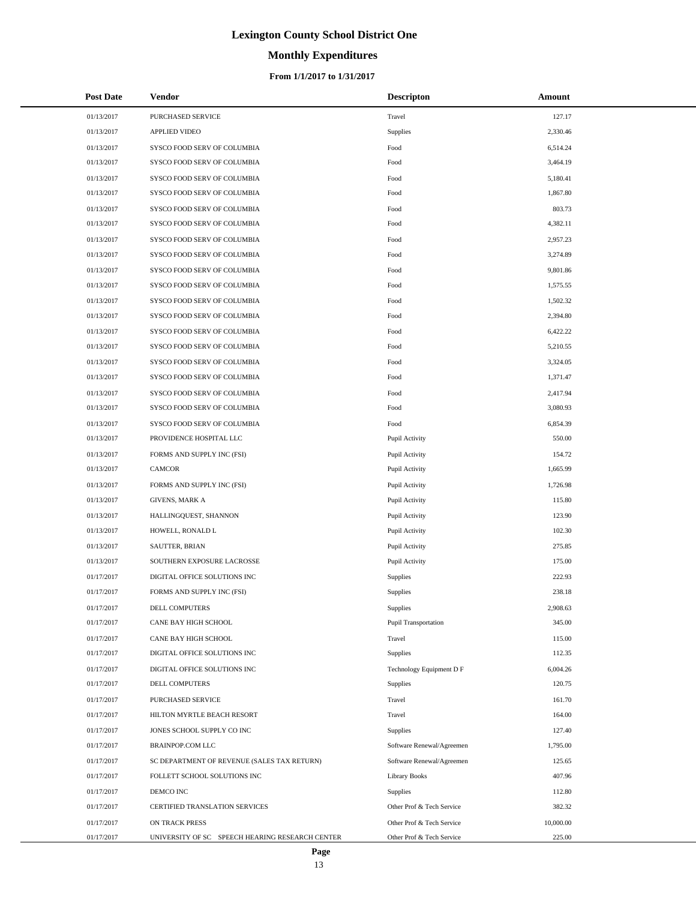# Lexington County School District One

## Monthly Expenditures

### From 1/1/2017 to 1/31/2017

| Post Date | Vendor | Descripton | Amount |
|---|---|---|---|
| 01/13/2017 | PURCHASED SERVICE | Travel | 127.17 |
| 01/13/2017 | APPLIED VIDEO | Supplies | 2,330.46 |
| 01/13/2017 | SYSCO FOOD SERV OF COLUMBIA | Food | 6,514.24 |
| 01/13/2017 | SYSCO FOOD SERV OF COLUMBIA | Food | 3,464.19 |
| 01/13/2017 | SYSCO FOOD SERV OF COLUMBIA | Food | 5,180.41 |
| 01/13/2017 | SYSCO FOOD SERV OF COLUMBIA | Food | 1,867.80 |
| 01/13/2017 | SYSCO FOOD SERV OF COLUMBIA | Food | 803.73 |
| 01/13/2017 | SYSCO FOOD SERV OF COLUMBIA | Food | 4,382.11 |
| 01/13/2017 | SYSCO FOOD SERV OF COLUMBIA | Food | 2,957.23 |
| 01/13/2017 | SYSCO FOOD SERV OF COLUMBIA | Food | 3,274.89 |
| 01/13/2017 | SYSCO FOOD SERV OF COLUMBIA | Food | 9,801.86 |
| 01/13/2017 | SYSCO FOOD SERV OF COLUMBIA | Food | 1,575.55 |
| 01/13/2017 | SYSCO FOOD SERV OF COLUMBIA | Food | 1,502.32 |
| 01/13/2017 | SYSCO FOOD SERV OF COLUMBIA | Food | 2,394.80 |
| 01/13/2017 | SYSCO FOOD SERV OF COLUMBIA | Food | 6,422.22 |
| 01/13/2017 | SYSCO FOOD SERV OF COLUMBIA | Food | 5,210.55 |
| 01/13/2017 | SYSCO FOOD SERV OF COLUMBIA | Food | 3,324.05 |
| 01/13/2017 | SYSCO FOOD SERV OF COLUMBIA | Food | 1,371.47 |
| 01/13/2017 | SYSCO FOOD SERV OF COLUMBIA | Food | 2,417.94 |
| 01/13/2017 | SYSCO FOOD SERV OF COLUMBIA | Food | 3,080.93 |
| 01/13/2017 | SYSCO FOOD SERV OF COLUMBIA | Food | 6,854.39 |
| 01/13/2017 | PROVIDENCE HOSPITAL LLC | Pupil Activity | 550.00 |
| 01/13/2017 | FORMS AND SUPPLY INC (FSI) | Pupil Activity | 154.72 |
| 01/13/2017 | CAMCOR | Pupil Activity | 1,665.99 |
| 01/13/2017 | FORMS AND SUPPLY INC (FSI) | Pupil Activity | 1,726.98 |
| 01/13/2017 | GIVENS, MARK A | Pupil Activity | 115.80 |
| 01/13/2017 | HALLINGQUEST, SHANNON | Pupil Activity | 123.90 |
| 01/13/2017 | HOWELL, RONALD L | Pupil Activity | 102.30 |
| 01/13/2017 | SAUTTER, BRIAN | Pupil Activity | 275.85 |
| 01/13/2017 | SOUTHERN EXPOSURE LACROSSE | Pupil Activity | 175.00 |
| 01/17/2017 | DIGITAL OFFICE SOLUTIONS INC | Supplies | 222.93 |
| 01/17/2017 | FORMS AND SUPPLY INC (FSI) | Supplies | 238.18 |
| 01/17/2017 | DELL COMPUTERS | Supplies | 2,908.63 |
| 01/17/2017 | CANE BAY HIGH SCHOOL | Pupil Transportation | 345.00 |
| 01/17/2017 | CANE BAY HIGH SCHOOL | Travel | 115.00 |
| 01/17/2017 | DIGITAL OFFICE SOLUTIONS INC | Supplies | 112.35 |
| 01/17/2017 | DIGITAL OFFICE SOLUTIONS INC | Technology Equipment D F | 6,004.26 |
| 01/17/2017 | DELL COMPUTERS | Supplies | 120.75 |
| 01/17/2017 | PURCHASED SERVICE | Travel | 161.70 |
| 01/17/2017 | HILTON MYRTLE BEACH RESORT | Travel | 164.00 |
| 01/17/2017 | JONES SCHOOL SUPPLY CO INC | Supplies | 127.40 |
| 01/17/2017 | BRAINPOP.COM LLC | Software Renewal/Agreemen | 1,795.00 |
| 01/17/2017 | SC DEPARTMENT OF REVENUE (SALES TAX RETURN) | Software Renewal/Agreemen | 125.65 |
| 01/17/2017 | FOLLETT SCHOOL SOLUTIONS INC | Library Books | 407.96 |
| 01/17/2017 | DEMCO INC | Supplies | 112.80 |
| 01/17/2017 | CERTIFIED TRANSLATION SERVICES | Other Prof & Tech Service | 382.32 |
| 01/17/2017 | ON TRACK PRESS | Other Prof & Tech Service | 10,000.00 |
| 01/17/2017 | UNIVERSITY OF SC SPEECH HEARING RESEARCH CENTER | Other Prof & Tech Service | 225.00 |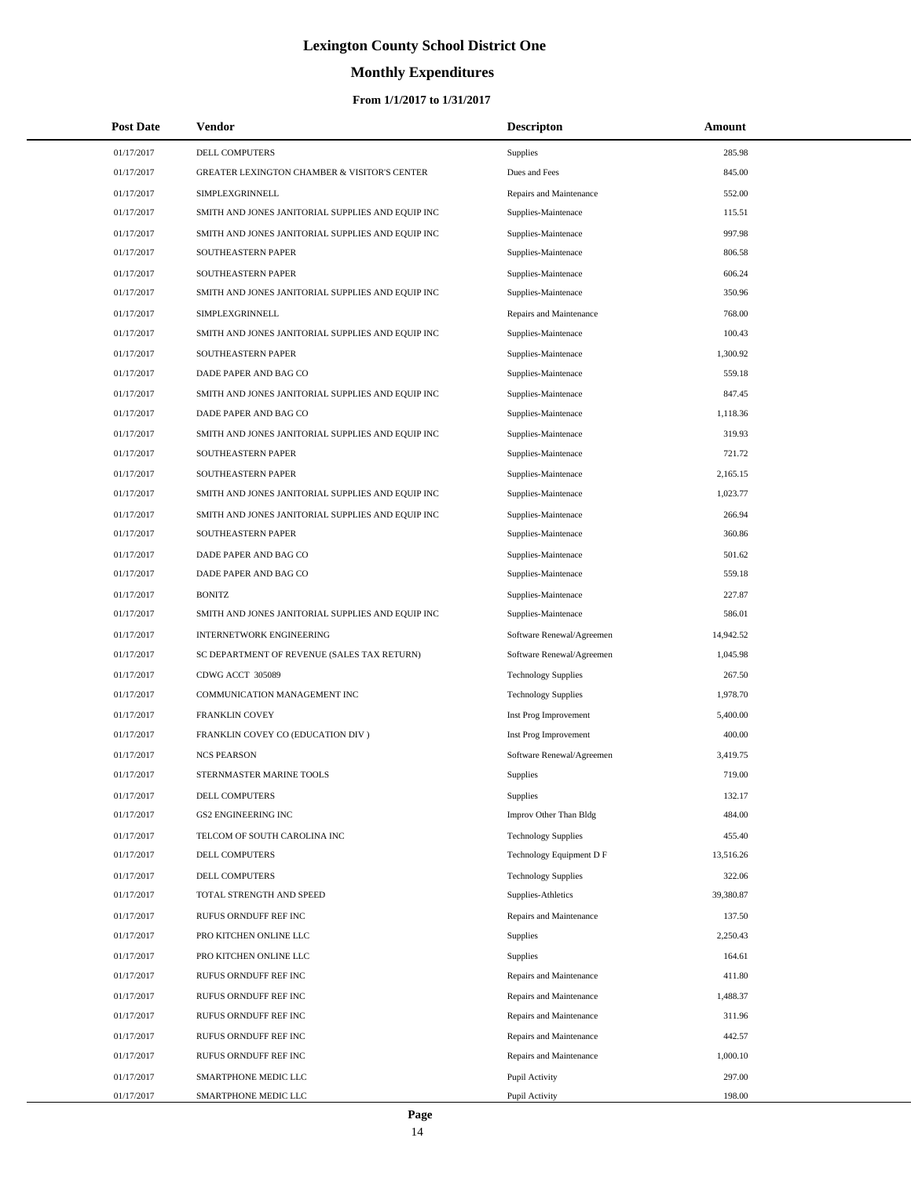# Lexington County School District One

## Monthly Expenditures

### From 1/1/2017 to 1/31/2017

| Post Date | Vendor | Descripton | Amount |
|---|---|---|---|
| 01/17/2017 | DELL COMPUTERS | Supplies | 285.98 |
| 01/17/2017 | GREATER LEXINGTON CHAMBER & VISITOR'S CENTER | Dues and Fees | 845.00 |
| 01/17/2017 | SIMPLEXGRINNELL | Repairs and Maintenance | 552.00 |
| 01/17/2017 | SMITH AND JONES JANITORIAL SUPPLIES AND EQUIP INC | Supplies-Maintenace | 115.51 |
| 01/17/2017 | SMITH AND JONES JANITORIAL SUPPLIES AND EQUIP INC | Supplies-Maintenace | 997.98 |
| 01/17/2017 | SOUTHEASTERN PAPER | Supplies-Maintenace | 806.58 |
| 01/17/2017 | SOUTHEASTERN PAPER | Supplies-Maintenace | 606.24 |
| 01/17/2017 | SMITH AND JONES JANITORIAL SUPPLIES AND EQUIP INC | Supplies-Maintenace | 350.96 |
| 01/17/2017 | SIMPLEXGRINNELL | Repairs and Maintenance | 768.00 |
| 01/17/2017 | SMITH AND JONES JANITORIAL SUPPLIES AND EQUIP INC | Supplies-Maintenace | 100.43 |
| 01/17/2017 | SOUTHEASTERN PAPER | Supplies-Maintenace | 1,300.92 |
| 01/17/2017 | DADE PAPER AND BAG CO | Supplies-Maintenace | 559.18 |
| 01/17/2017 | SMITH AND JONES JANITORIAL SUPPLIES AND EQUIP INC | Supplies-Maintenace | 847.45 |
| 01/17/2017 | DADE PAPER AND BAG CO | Supplies-Maintenace | 1,118.36 |
| 01/17/2017 | SMITH AND JONES JANITORIAL SUPPLIES AND EQUIP INC | Supplies-Maintenace | 319.93 |
| 01/17/2017 | SOUTHEASTERN PAPER | Supplies-Maintenace | 721.72 |
| 01/17/2017 | SOUTHEASTERN PAPER | Supplies-Maintenace | 2,165.15 |
| 01/17/2017 | SMITH AND JONES JANITORIAL SUPPLIES AND EQUIP INC | Supplies-Maintenace | 1,023.77 |
| 01/17/2017 | SMITH AND JONES JANITORIAL SUPPLIES AND EQUIP INC | Supplies-Maintenace | 266.94 |
| 01/17/2017 | SOUTHEASTERN PAPER | Supplies-Maintenace | 360.86 |
| 01/17/2017 | DADE PAPER AND BAG CO | Supplies-Maintenace | 501.62 |
| 01/17/2017 | DADE PAPER AND BAG CO | Supplies-Maintenace | 559.18 |
| 01/17/2017 | BONITZ | Supplies-Maintenace | 227.87 |
| 01/17/2017 | SMITH AND JONES JANITORIAL SUPPLIES AND EQUIP INC | Supplies-Maintenace | 586.01 |
| 01/17/2017 | INTERNETWORK ENGINEERING | Software Renewal/Agreemen | 14,942.52 |
| 01/17/2017 | SC DEPARTMENT OF REVENUE (SALES TAX RETURN) | Software Renewal/Agreemen | 1,045.98 |
| 01/17/2017 | CDWG ACCT 305089 | Technology Supplies | 267.50 |
| 01/17/2017 | COMMUNICATION MANAGEMENT INC | Technology Supplies | 1,978.70 |
| 01/17/2017 | FRANKLIN COVEY | Inst Prog Improvement | 5,400.00 |
| 01/17/2017 | FRANKLIN COVEY CO (EDUCATION DIV ) | Inst Prog Improvement | 400.00 |
| 01/17/2017 | NCS PEARSON | Software Renewal/Agreemen | 3,419.75 |
| 01/17/2017 | STERNMASTER MARINE TOOLS | Supplies | 719.00 |
| 01/17/2017 | DELL COMPUTERS | Supplies | 132.17 |
| 01/17/2017 | GS2 ENGINEERING INC | Improv Other Than Bldg | 484.00 |
| 01/17/2017 | TELCOM OF SOUTH CAROLINA INC | Technology Supplies | 455.40 |
| 01/17/2017 | DELL COMPUTERS | Technology Equipment D F | 13,516.26 |
| 01/17/2017 | DELL COMPUTERS | Technology Supplies | 322.06 |
| 01/17/2017 | TOTAL STRENGTH AND SPEED | Supplies-Athletics | 39,380.87 |
| 01/17/2017 | RUFUS ORNDUFF REF INC | Repairs and Maintenance | 137.50 |
| 01/17/2017 | PRO KITCHEN ONLINE LLC | Supplies | 2,250.43 |
| 01/17/2017 | PRO KITCHEN ONLINE LLC | Supplies | 164.61 |
| 01/17/2017 | RUFUS ORNDUFF REF INC | Repairs and Maintenance | 411.80 |
| 01/17/2017 | RUFUS ORNDUFF REF INC | Repairs and Maintenance | 1,488.37 |
| 01/17/2017 | RUFUS ORNDUFF REF INC | Repairs and Maintenance | 311.96 |
| 01/17/2017 | RUFUS ORNDUFF REF INC | Repairs and Maintenance | 442.57 |
| 01/17/2017 | RUFUS ORNDUFF REF INC | Repairs and Maintenance | 1,000.10 |
| 01/17/2017 | SMARTPHONE MEDIC LLC | Pupil Activity | 297.00 |
| 01/17/2017 | SMARTPHONE MEDIC LLC | Pupil Activity | 198.00 |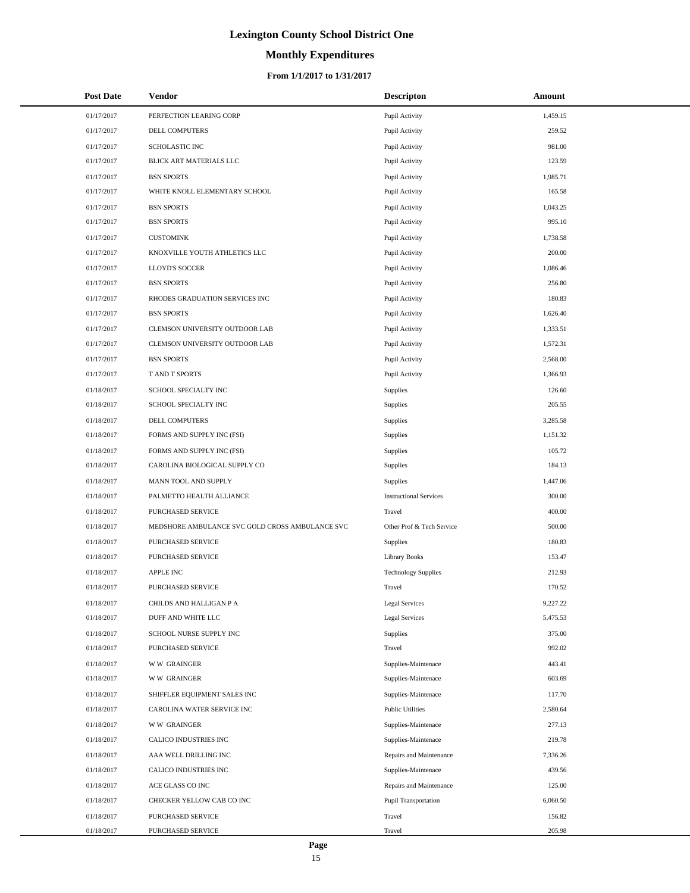# Lexington County School District One

## Monthly Expenditures

### From 1/1/2017 to 1/31/2017

| Post Date | Vendor | Descripton | Amount |
|---|---|---|---|
| 01/17/2017 | PERFECTION LEARING CORP | Pupil Activity | 1,459.15 |
| 01/17/2017 | DELL COMPUTERS | Pupil Activity | 259.52 |
| 01/17/2017 | SCHOLASTIC INC | Pupil Activity | 981.00 |
| 01/17/2017 | BLICK ART MATERIALS LLC | Pupil Activity | 123.59 |
| 01/17/2017 | BSN SPORTS | Pupil Activity | 1,985.71 |
| 01/17/2017 | WHITE KNOLL ELEMENTARY SCHOOL | Pupil Activity | 165.58 |
| 01/17/2017 | BSN SPORTS | Pupil Activity | 1,043.25 |
| 01/17/2017 | BSN SPORTS | Pupil Activity | 995.10 |
| 01/17/2017 | CUSTOMINK | Pupil Activity | 1,738.58 |
| 01/17/2017 | KNOXVILLE YOUTH ATHLETICS LLC | Pupil Activity | 200.00 |
| 01/17/2017 | LLOYD'S SOCCER | Pupil Activity | 1,086.46 |
| 01/17/2017 | BSN SPORTS | Pupil Activity | 256.80 |
| 01/17/2017 | RHODES GRADUATION SERVICES INC | Pupil Activity | 180.83 |
| 01/17/2017 | BSN SPORTS | Pupil Activity | 1,626.40 |
| 01/17/2017 | CLEMSON UNIVERSITY OUTDOOR LAB | Pupil Activity | 1,333.51 |
| 01/17/2017 | CLEMSON UNIVERSITY OUTDOOR LAB | Pupil Activity | 1,572.31 |
| 01/17/2017 | BSN SPORTS | Pupil Activity | 2,568.00 |
| 01/17/2017 | T AND T SPORTS | Pupil Activity | 1,366.93 |
| 01/18/2017 | SCHOOL SPECIALTY INC | Supplies | 126.60 |
| 01/18/2017 | SCHOOL SPECIALTY INC | Supplies | 205.55 |
| 01/18/2017 | DELL COMPUTERS | Supplies | 3,285.58 |
| 01/18/2017 | FORMS AND SUPPLY INC (FSI) | Supplies | 1,151.32 |
| 01/18/2017 | FORMS AND SUPPLY INC (FSI) | Supplies | 105.72 |
| 01/18/2017 | CAROLINA BIOLOGICAL SUPPLY CO | Supplies | 184.13 |
| 01/18/2017 | MANN TOOL AND SUPPLY | Supplies | 1,447.06 |
| 01/18/2017 | PALMETTO HEALTH ALLIANCE | Instructional Services | 300.00 |
| 01/18/2017 | PURCHASED SERVICE | Travel | 400.00 |
| 01/18/2017 | MEDSHORE AMBULANCE SVC GOLD CROSS AMBULANCE SVC | Other Prof & Tech Service | 500.00 |
| 01/18/2017 | PURCHASED SERVICE | Supplies | 180.83 |
| 01/18/2017 | PURCHASED SERVICE | Library Books | 153.47 |
| 01/18/2017 | APPLE INC | Technology Supplies | 212.93 |
| 01/18/2017 | PURCHASED SERVICE | Travel | 170.52 |
| 01/18/2017 | CHILDS AND HALLIGAN P A | Legal Services | 9,227.22 |
| 01/18/2017 | DUFF AND WHITE LLC | Legal Services | 5,475.53 |
| 01/18/2017 | SCHOOL NURSE SUPPLY INC | Supplies | 375.00 |
| 01/18/2017 | PURCHASED SERVICE | Travel | 992.02 |
| 01/18/2017 | W W GRAINGER | Supplies-Maintenace | 443.41 |
| 01/18/2017 | W W GRAINGER | Supplies-Maintenace | 603.69 |
| 01/18/2017 | SHIFFLER EQUIPMENT SALES INC | Supplies-Maintenace | 117.70 |
| 01/18/2017 | CAROLINA WATER SERVICE INC | Public Utilities | 2,580.64 |
| 01/18/2017 | W W GRAINGER | Supplies-Maintenace | 277.13 |
| 01/18/2017 | CALICO INDUSTRIES INC | Supplies-Maintenace | 219.78 |
| 01/18/2017 | AAA WELL DRILLING INC | Repairs and Maintenance | 7,336.26 |
| 01/18/2017 | CALICO INDUSTRIES INC | Supplies-Maintenace | 439.56 |
| 01/18/2017 | ACE GLASS CO INC | Repairs and Maintenance | 125.00 |
| 01/18/2017 | CHECKER YELLOW CAB CO INC | Pupil Transportation | 6,060.50 |
| 01/18/2017 | PURCHASED SERVICE | Travel | 156.82 |
| 01/18/2017 | PURCHASED SERVICE | Travel | 205.98 |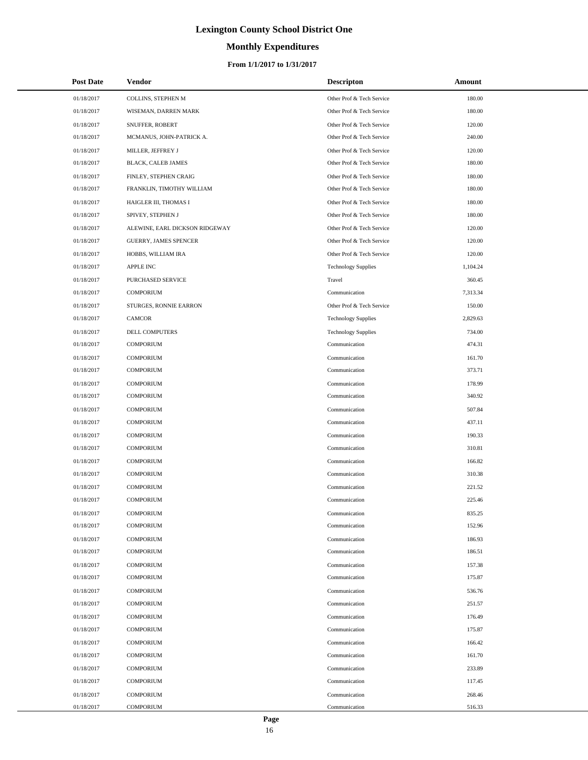# Lexington County School District One

## Monthly Expenditures

### From 1/1/2017 to 1/31/2017

| Post Date | Vendor | Descripton | Amount |
|---|---|---|---|
| 01/18/2017 | COLLINS, STEPHEN M | Other Prof & Tech Service | 180.00 |
| 01/18/2017 | WISEMAN, DARREN MARK | Other Prof & Tech Service | 180.00 |
| 01/18/2017 | SNUFFER, ROBERT | Other Prof & Tech Service | 120.00 |
| 01/18/2017 | MCMANUS, JOHN-PATRICK A. | Other Prof & Tech Service | 240.00 |
| 01/18/2017 | MILLER, JEFFREY J | Other Prof & Tech Service | 120.00 |
| 01/18/2017 | BLACK, CALEB JAMES | Other Prof & Tech Service | 180.00 |
| 01/18/2017 | FINLEY, STEPHEN CRAIG | Other Prof & Tech Service | 180.00 |
| 01/18/2017 | FRANKLIN, TIMOTHY WILLIAM | Other Prof & Tech Service | 180.00 |
| 01/18/2017 | HAIGLER III, THOMAS I | Other Prof & Tech Service | 180.00 |
| 01/18/2017 | SPIVEY, STEPHEN J | Other Prof & Tech Service | 180.00 |
| 01/18/2017 | ALEWINE, EARL DICKSON RIDGEWAY | Other Prof & Tech Service | 120.00 |
| 01/18/2017 | GUERRY, JAMES SPENCER | Other Prof & Tech Service | 120.00 |
| 01/18/2017 | HOBBS, WILLIAM IRA | Other Prof & Tech Service | 120.00 |
| 01/18/2017 | APPLE INC | Technology Supplies | 1,104.24 |
| 01/18/2017 | PURCHASED SERVICE | Travel | 360.45 |
| 01/18/2017 | COMPORIUM | Communication | 7,313.34 |
| 01/18/2017 | STURGES, RONNIE EARRON | Other Prof & Tech Service | 150.00 |
| 01/18/2017 | CAMCOR | Technology Supplies | 2,829.63 |
| 01/18/2017 | DELL COMPUTERS | Technology Supplies | 734.00 |
| 01/18/2017 | COMPORIUM | Communication | 474.31 |
| 01/18/2017 | COMPORIUM | Communication | 161.70 |
| 01/18/2017 | COMPORIUM | Communication | 373.71 |
| 01/18/2017 | COMPORIUM | Communication | 178.99 |
| 01/18/2017 | COMPORIUM | Communication | 340.92 |
| 01/18/2017 | COMPORIUM | Communication | 507.84 |
| 01/18/2017 | COMPORIUM | Communication | 437.11 |
| 01/18/2017 | COMPORIUM | Communication | 190.33 |
| 01/18/2017 | COMPORIUM | Communication | 310.81 |
| 01/18/2017 | COMPORIUM | Communication | 166.82 |
| 01/18/2017 | COMPORIUM | Communication | 310.38 |
| 01/18/2017 | COMPORIUM | Communication | 221.52 |
| 01/18/2017 | COMPORIUM | Communication | 225.46 |
| 01/18/2017 | COMPORIUM | Communication | 835.25 |
| 01/18/2017 | COMPORIUM | Communication | 152.96 |
| 01/18/2017 | COMPORIUM | Communication | 186.93 |
| 01/18/2017 | COMPORIUM | Communication | 186.51 |
| 01/18/2017 | COMPORIUM | Communication | 157.38 |
| 01/18/2017 | COMPORIUM | Communication | 175.87 |
| 01/18/2017 | COMPORIUM | Communication | 536.76 |
| 01/18/2017 | COMPORIUM | Communication | 251.57 |
| 01/18/2017 | COMPORIUM | Communication | 176.49 |
| 01/18/2017 | COMPORIUM | Communication | 175.87 |
| 01/18/2017 | COMPORIUM | Communication | 166.42 |
| 01/18/2017 | COMPORIUM | Communication | 161.70 |
| 01/18/2017 | COMPORIUM | Communication | 233.89 |
| 01/18/2017 | COMPORIUM | Communication | 117.45 |
| 01/18/2017 | COMPORIUM | Communication | 268.46 |
| 01/18/2017 | COMPORIUM | Communication | 516.33 |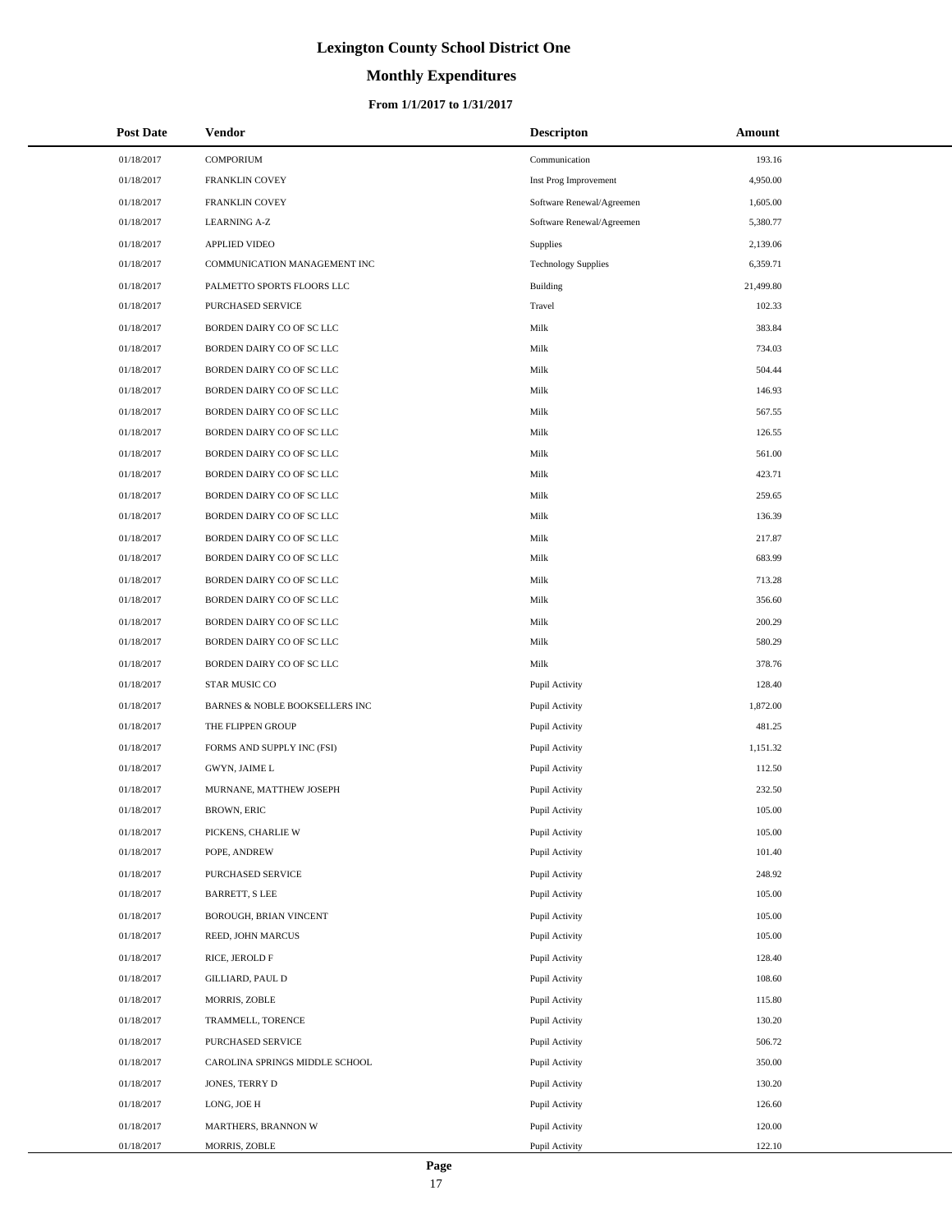# Lexington County School District One

## Monthly Expenditures

### From 1/1/2017 to 1/31/2017

| Post Date | Vendor | Descripton | Amount |
| --- | --- | --- | --- |
| 01/18/2017 | COMPORIUM | Communication | 193.16 |
| 01/18/2017 | FRANKLIN COVEY | Inst Prog Improvement | 4,950.00 |
| 01/18/2017 | FRANKLIN COVEY | Software Renewal/Agreemen | 1,605.00 |
| 01/18/2017 | LEARNING A-Z | Software Renewal/Agreemen | 5,380.77 |
| 01/18/2017 | APPLIED VIDEO | Supplies | 2,139.06 |
| 01/18/2017 | COMMUNICATION MANAGEMENT INC | Technology Supplies | 6,359.71 |
| 01/18/2017 | PALMETTO SPORTS FLOORS LLC | Building | 21,499.80 |
| 01/18/2017 | PURCHASED SERVICE | Travel | 102.33 |
| 01/18/2017 | BORDEN DAIRY CO OF SC LLC | Milk | 383.84 |
| 01/18/2017 | BORDEN DAIRY CO OF SC LLC | Milk | 734.03 |
| 01/18/2017 | BORDEN DAIRY CO OF SC LLC | Milk | 504.44 |
| 01/18/2017 | BORDEN DAIRY CO OF SC LLC | Milk | 146.93 |
| 01/18/2017 | BORDEN DAIRY CO OF SC LLC | Milk | 567.55 |
| 01/18/2017 | BORDEN DAIRY CO OF SC LLC | Milk | 126.55 |
| 01/18/2017 | BORDEN DAIRY CO OF SC LLC | Milk | 561.00 |
| 01/18/2017 | BORDEN DAIRY CO OF SC LLC | Milk | 423.71 |
| 01/18/2017 | BORDEN DAIRY CO OF SC LLC | Milk | 259.65 |
| 01/18/2017 | BORDEN DAIRY CO OF SC LLC | Milk | 136.39 |
| 01/18/2017 | BORDEN DAIRY CO OF SC LLC | Milk | 217.87 |
| 01/18/2017 | BORDEN DAIRY CO OF SC LLC | Milk | 683.99 |
| 01/18/2017 | BORDEN DAIRY CO OF SC LLC | Milk | 713.28 |
| 01/18/2017 | BORDEN DAIRY CO OF SC LLC | Milk | 356.60 |
| 01/18/2017 | BORDEN DAIRY CO OF SC LLC | Milk | 200.29 |
| 01/18/2017 | BORDEN DAIRY CO OF SC LLC | Milk | 580.29 |
| 01/18/2017 | BORDEN DAIRY CO OF SC LLC | Milk | 378.76 |
| 01/18/2017 | STAR MUSIC CO | Pupil Activity | 128.40 |
| 01/18/2017 | BARNES & NOBLE BOOKSELLERS INC | Pupil Activity | 1,872.00 |
| 01/18/2017 | THE FLIPPEN GROUP | Pupil Activity | 481.25 |
| 01/18/2017 | FORMS AND SUPPLY INC (FSI) | Pupil Activity | 1,151.32 |
| 01/18/2017 | GWYN, JAIME L | Pupil Activity | 112.50 |
| 01/18/2017 | MURNANE, MATTHEW JOSEPH | Pupil Activity | 232.50 |
| 01/18/2017 | BROWN, ERIC | Pupil Activity | 105.00 |
| 01/18/2017 | PICKENS, CHARLIE W | Pupil Activity | 105.00 |
| 01/18/2017 | POPE, ANDREW | Pupil Activity | 101.40 |
| 01/18/2017 | PURCHASED SERVICE | Pupil Activity | 248.92 |
| 01/18/2017 | BARRETT, S LEE | Pupil Activity | 105.00 |
| 01/18/2017 | BOROUGH, BRIAN VINCENT | Pupil Activity | 105.00 |
| 01/18/2017 | REED, JOHN MARCUS | Pupil Activity | 105.00 |
| 01/18/2017 | RICE, JEROLD F | Pupil Activity | 128.40 |
| 01/18/2017 | GILLIARD, PAUL D | Pupil Activity | 108.60 |
| 01/18/2017 | MORRIS, ZOBLE | Pupil Activity | 115.80 |
| 01/18/2017 | TRAMMELL, TORENCE | Pupil Activity | 130.20 |
| 01/18/2017 | PURCHASED SERVICE | Pupil Activity | 506.72 |
| 01/18/2017 | CAROLINA SPRINGS MIDDLE SCHOOL | Pupil Activity | 350.00 |
| 01/18/2017 | JONES, TERRY D | Pupil Activity | 130.20 |
| 01/18/2017 | LONG, JOE H | Pupil Activity | 126.60 |
| 01/18/2017 | MARTHERS, BRANNON W | Pupil Activity | 120.00 |
| 01/18/2017 | MORRIS, ZOBLE | Pupil Activity | 122.10 |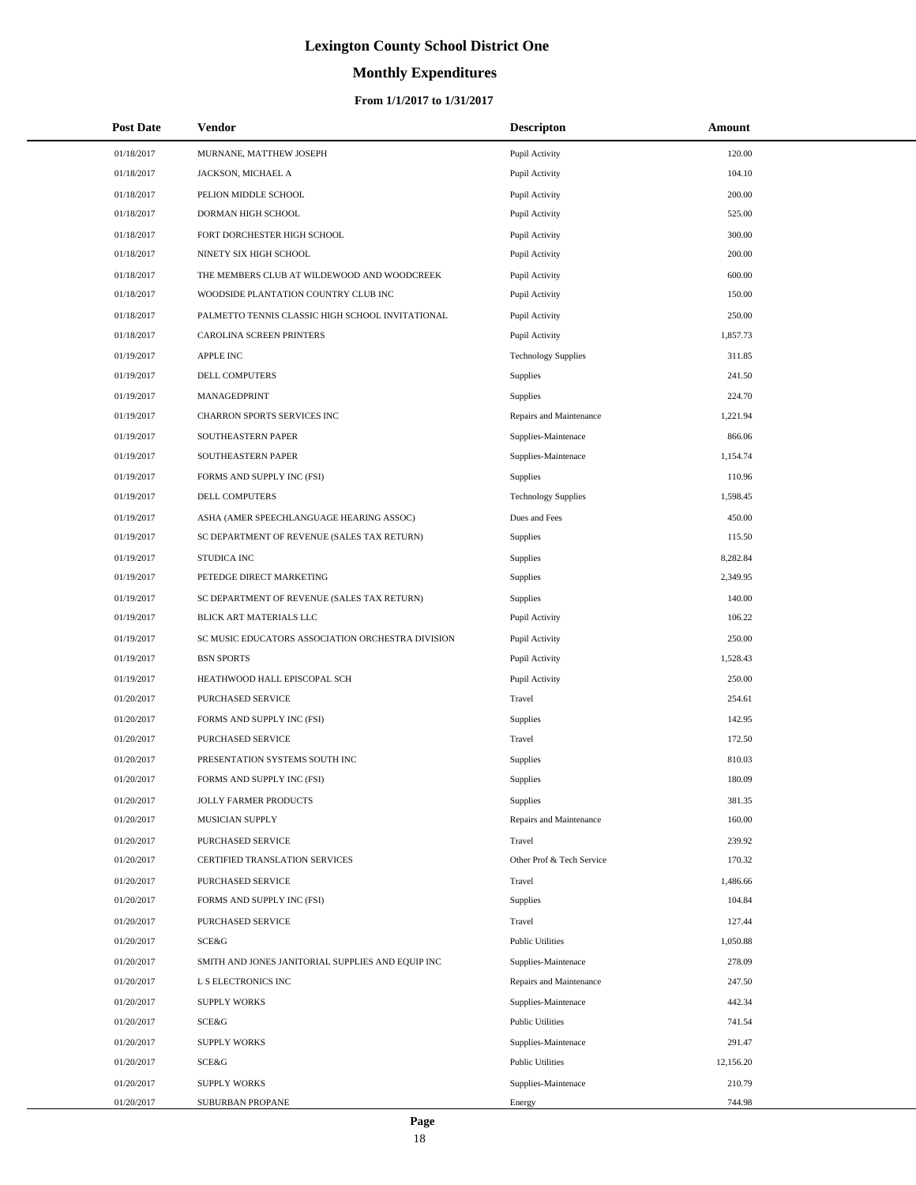# Lexington County School District One

## Monthly Expenditures

### From 1/1/2017 to 1/31/2017

| Post Date | Vendor | Descripton | Amount |
|---|---|---|---|
| 01/18/2017 | MURNANE, MATTHEW JOSEPH | Pupil Activity | 120.00 |
| 01/18/2017 | JACKSON, MICHAEL A | Pupil Activity | 104.10 |
| 01/18/2017 | PELION MIDDLE SCHOOL | Pupil Activity | 200.00 |
| 01/18/2017 | DORMAN HIGH SCHOOL | Pupil Activity | 525.00 |
| 01/18/2017 | FORT DORCHESTER HIGH SCHOOL | Pupil Activity | 300.00 |
| 01/18/2017 | NINETY SIX HIGH SCHOOL | Pupil Activity | 200.00 |
| 01/18/2017 | THE MEMBERS CLUB AT WILDEWOOD AND WOODCREEK | Pupil Activity | 600.00 |
| 01/18/2017 | WOODSIDE PLANTATION COUNTRY CLUB INC | Pupil Activity | 150.00 |
| 01/18/2017 | PALMETTO TENNIS CLASSIC HIGH SCHOOL INVITATIONAL | Pupil Activity | 250.00 |
| 01/18/2017 | CAROLINA SCREEN PRINTERS | Pupil Activity | 1,857.73 |
| 01/19/2017 | APPLE INC | Technology Supplies | 311.85 |
| 01/19/2017 | DELL COMPUTERS | Supplies | 241.50 |
| 01/19/2017 | MANAGEDPRINT | Supplies | 224.70 |
| 01/19/2017 | CHARRON SPORTS SERVICES INC | Repairs and Maintenance | 1,221.94 |
| 01/19/2017 | SOUTHEASTERN PAPER | Supplies-Maintenace | 866.06 |
| 01/19/2017 | SOUTHEASTERN PAPER | Supplies-Maintenace | 1,154.74 |
| 01/19/2017 | FORMS AND SUPPLY INC (FSI) | Supplies | 110.96 |
| 01/19/2017 | DELL COMPUTERS | Technology Supplies | 1,598.45 |
| 01/19/2017 | ASHA (AMER SPEECHLANGUAGE HEARING ASSOC) | Dues and Fees | 450.00 |
| 01/19/2017 | SC DEPARTMENT OF REVENUE (SALES TAX RETURN) | Supplies | 115.50 |
| 01/19/2017 | STUDICA INC | Supplies | 8,282.84 |
| 01/19/2017 | PETEDGE DIRECT MARKETING | Supplies | 2,349.95 |
| 01/19/2017 | SC DEPARTMENT OF REVENUE (SALES TAX RETURN) | Supplies | 140.00 |
| 01/19/2017 | BLICK ART MATERIALS LLC | Pupil Activity | 106.22 |
| 01/19/2017 | SC MUSIC EDUCATORS ASSOCIATION ORCHESTRA DIVISION | Pupil Activity | 250.00 |
| 01/19/2017 | BSN SPORTS | Pupil Activity | 1,528.43 |
| 01/19/2017 | HEATHWOOD HALL EPISCOPAL SCH | Pupil Activity | 250.00 |
| 01/20/2017 | PURCHASED SERVICE | Travel | 254.61 |
| 01/20/2017 | FORMS AND SUPPLY INC (FSI) | Supplies | 142.95 |
| 01/20/2017 | PURCHASED SERVICE | Travel | 172.50 |
| 01/20/2017 | PRESENTATION SYSTEMS SOUTH INC | Supplies | 810.03 |
| 01/20/2017 | FORMS AND SUPPLY INC (FSI) | Supplies | 180.09 |
| 01/20/2017 | JOLLY FARMER PRODUCTS | Supplies | 381.35 |
| 01/20/2017 | MUSICIAN SUPPLY | Repairs and Maintenance | 160.00 |
| 01/20/2017 | PURCHASED SERVICE | Travel | 239.92 |
| 01/20/2017 | CERTIFIED TRANSLATION SERVICES | Other Prof & Tech Service | 170.32 |
| 01/20/2017 | PURCHASED SERVICE | Travel | 1,486.66 |
| 01/20/2017 | FORMS AND SUPPLY INC (FSI) | Supplies | 104.84 |
| 01/20/2017 | PURCHASED SERVICE | Travel | 127.44 |
| 01/20/2017 | SCE&G | Public Utilities | 1,050.88 |
| 01/20/2017 | SMITH AND JONES JANITORIAL SUPPLIES AND EQUIP INC | Supplies-Maintenace | 278.09 |
| 01/20/2017 | L S ELECTRONICS INC | Repairs and Maintenance | 247.50 |
| 01/20/2017 | SUPPLY WORKS | Supplies-Maintenace | 442.34 |
| 01/20/2017 | SCE&G | Public Utilities | 741.54 |
| 01/20/2017 | SUPPLY WORKS | Supplies-Maintenace | 291.47 |
| 01/20/2017 | SCE&G | Public Utilities | 12,156.20 |
| 01/20/2017 | SUPPLY WORKS | Supplies-Maintenace | 210.79 |
| 01/20/2017 | SUBURBAN PROPANE | Energy | 744.98 |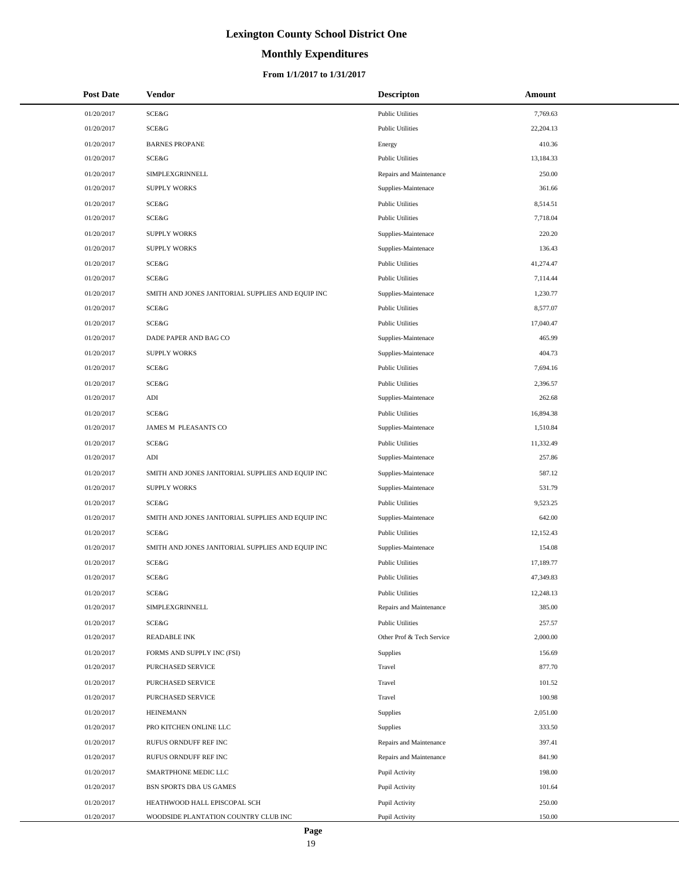# Lexington County School District One

## Monthly Expenditures

### From 1/1/2017 to 1/31/2017

| Post Date | Vendor | Descripton | Amount |
|---|---|---|---|
| 01/20/2017 | SCE&G | Public Utilities | 7,769.63 |
| 01/20/2017 | SCE&G | Public Utilities | 22,204.13 |
| 01/20/2017 | BARNES PROPANE | Energy | 410.36 |
| 01/20/2017 | SCE&G | Public Utilities | 13,184.33 |
| 01/20/2017 | SIMPLEXGRINNELL | Repairs and Maintenance | 250.00 |
| 01/20/2017 | SUPPLY WORKS | Supplies-Maintenace | 361.66 |
| 01/20/2017 | SCE&G | Public Utilities | 8,514.51 |
| 01/20/2017 | SCE&G | Public Utilities | 7,718.04 |
| 01/20/2017 | SUPPLY WORKS | Supplies-Maintenace | 220.20 |
| 01/20/2017 | SUPPLY WORKS | Supplies-Maintenace | 136.43 |
| 01/20/2017 | SCE&G | Public Utilities | 41,274.47 |
| 01/20/2017 | SCE&G | Public Utilities | 7,114.44 |
| 01/20/2017 | SMITH AND JONES JANITORIAL SUPPLIES AND EQUIP INC | Supplies-Maintenace | 1,230.77 |
| 01/20/2017 | SCE&G | Public Utilities | 8,577.07 |
| 01/20/2017 | SCE&G | Public Utilities | 17,040.47 |
| 01/20/2017 | DADE PAPER AND BAG CO | Supplies-Maintenace | 465.99 |
| 01/20/2017 | SUPPLY WORKS | Supplies-Maintenace | 404.73 |
| 01/20/2017 | SCE&G | Public Utilities | 7,694.16 |
| 01/20/2017 | SCE&G | Public Utilities | 2,396.57 |
| 01/20/2017 | ADI | Supplies-Maintenace | 262.68 |
| 01/20/2017 | SCE&G | Public Utilities | 16,894.38 |
| 01/20/2017 | JAMES M PLEASANTS CO | Supplies-Maintenace | 1,510.84 |
| 01/20/2017 | SCE&G | Public Utilities | 11,332.49 |
| 01/20/2017 | ADI | Supplies-Maintenace | 257.86 |
| 01/20/2017 | SMITH AND JONES JANITORIAL SUPPLIES AND EQUIP INC | Supplies-Maintenace | 587.12 |
| 01/20/2017 | SUPPLY WORKS | Supplies-Maintenace | 531.79 |
| 01/20/2017 | SCE&G | Public Utilities | 9,523.25 |
| 01/20/2017 | SMITH AND JONES JANITORIAL SUPPLIES AND EQUIP INC | Supplies-Maintenace | 642.00 |
| 01/20/2017 | SCE&G | Public Utilities | 12,152.43 |
| 01/20/2017 | SMITH AND JONES JANITORIAL SUPPLIES AND EQUIP INC | Supplies-Maintenace | 154.08 |
| 01/20/2017 | SCE&G | Public Utilities | 17,189.77 |
| 01/20/2017 | SCE&G | Public Utilities | 47,349.83 |
| 01/20/2017 | SCE&G | Public Utilities | 12,248.13 |
| 01/20/2017 | SIMPLEXGRINNELL | Repairs and Maintenance | 385.00 |
| 01/20/2017 | SCE&G | Public Utilities | 257.57 |
| 01/20/2017 | READABLE INK | Other Prof & Tech Service | 2,000.00 |
| 01/20/2017 | FORMS AND SUPPLY INC (FSI) | Supplies | 156.69 |
| 01/20/2017 | PURCHASED SERVICE | Travel | 877.70 |
| 01/20/2017 | PURCHASED SERVICE | Travel | 101.52 |
| 01/20/2017 | PURCHASED SERVICE | Travel | 100.98 |
| 01/20/2017 | HEINEMANN | Supplies | 2,051.00 |
| 01/20/2017 | PRO KITCHEN ONLINE LLC | Supplies | 333.50 |
| 01/20/2017 | RUFUS ORNDUFF REF INC | Repairs and Maintenance | 397.41 |
| 01/20/2017 | RUFUS ORNDUFF REF INC | Repairs and Maintenance | 841.90 |
| 01/20/2017 | SMARTPHONE MEDIC LLC | Pupil Activity | 198.00 |
| 01/20/2017 | BSN SPORTS DBA US GAMES | Pupil Activity | 101.64 |
| 01/20/2017 | HEATHWOOD HALL EPISCOPAL SCH | Pupil Activity | 250.00 |
| 01/20/2017 | WOODSIDE PLANTATION COUNTRY CLUB INC | Pupil Activity | 150.00 |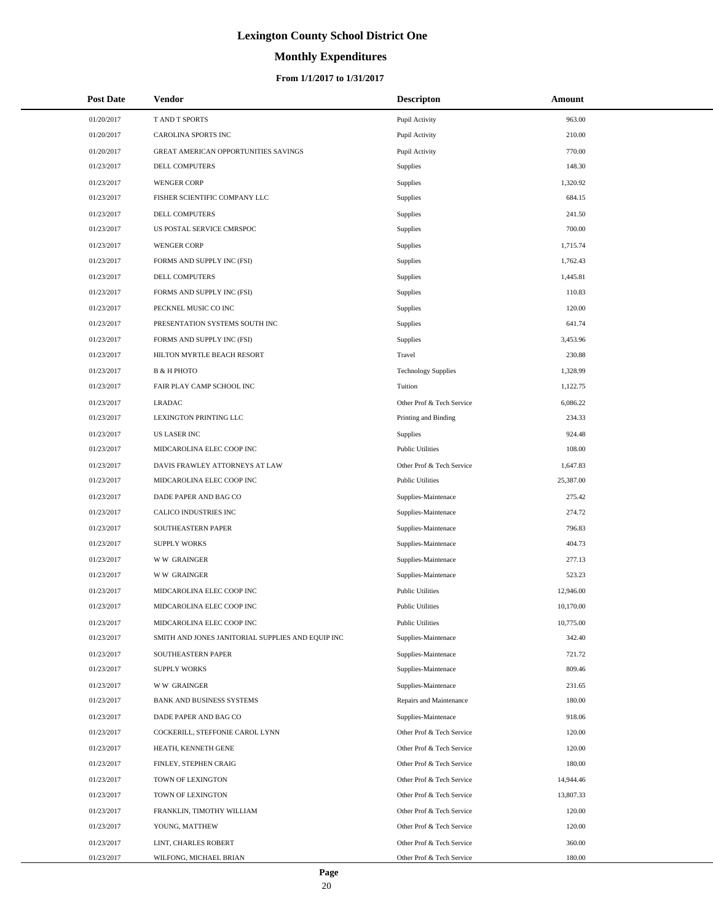# Lexington County School District One

## Monthly Expenditures

### From 1/1/2017 to 1/31/2017

| Post Date | Vendor | Descripton | Amount |
|---|---|---|---|
| 01/20/2017 | T AND T SPORTS | Pupil Activity | 963.00 |
| 01/20/2017 | CAROLINA SPORTS INC | Pupil Activity | 210.00 |
| 01/20/2017 | GREAT AMERICAN OPPORTUNITIES SAVINGS | Pupil Activity | 770.00 |
| 01/23/2017 | DELL COMPUTERS | Supplies | 148.30 |
| 01/23/2017 | WENGER CORP | Supplies | 1,320.92 |
| 01/23/2017 | FISHER SCIENTIFIC COMPANY LLC | Supplies | 684.15 |
| 01/23/2017 | DELL COMPUTERS | Supplies | 241.50 |
| 01/23/2017 | US POSTAL SERVICE CMRSPOC | Supplies | 700.00 |
| 01/23/2017 | WENGER CORP | Supplies | 1,715.74 |
| 01/23/2017 | FORMS AND SUPPLY INC (FSI) | Supplies | 1,762.43 |
| 01/23/2017 | DELL COMPUTERS | Supplies | 1,445.81 |
| 01/23/2017 | FORMS AND SUPPLY INC (FSI) | Supplies | 110.83 |
| 01/23/2017 | PECKNEL MUSIC CO INC | Supplies | 120.00 |
| 01/23/2017 | PRESENTATION SYSTEMS SOUTH INC | Supplies | 641.74 |
| 01/23/2017 | FORMS AND SUPPLY INC (FSI) | Supplies | 3,453.96 |
| 01/23/2017 | HILTON MYRTLE BEACH RESORT | Travel | 230.88 |
| 01/23/2017 | B & H PHOTO | Technology Supplies | 1,328.99 |
| 01/23/2017 | FAIR PLAY CAMP SCHOOL INC | Tuition | 1,122.75 |
| 01/23/2017 | LRADAC | Other Prof & Tech Service | 6,086.22 |
| 01/23/2017 | LEXINGTON PRINTING LLC | Printing and Binding | 234.33 |
| 01/23/2017 | US LASER INC | Supplies | 924.48 |
| 01/23/2017 | MIDCAROLINA ELEC COOP INC | Public Utilities | 108.00 |
| 01/23/2017 | DAVIS FRAWLEY ATTORNEYS AT LAW | Other Prof & Tech Service | 1,647.83 |
| 01/23/2017 | MIDCAROLINA ELEC COOP INC | Public Utilities | 25,387.00 |
| 01/23/2017 | DADE PAPER AND BAG CO | Supplies-Maintenace | 275.42 |
| 01/23/2017 | CALICO INDUSTRIES INC | Supplies-Maintenace | 274.72 |
| 01/23/2017 | SOUTHEASTERN PAPER | Supplies-Maintenace | 796.83 |
| 01/23/2017 | SUPPLY WORKS | Supplies-Maintenace | 404.73 |
| 01/23/2017 | W W GRAINGER | Supplies-Maintenace | 277.13 |
| 01/23/2017 | W W GRAINGER | Supplies-Maintenace | 523.23 |
| 01/23/2017 | MIDCAROLINA ELEC COOP INC | Public Utilities | 12,946.00 |
| 01/23/2017 | MIDCAROLINA ELEC COOP INC | Public Utilities | 10,170.00 |
| 01/23/2017 | MIDCAROLINA ELEC COOP INC | Public Utilities | 10,775.00 |
| 01/23/2017 | SMITH AND JONES JANITORIAL SUPPLIES AND EQUIP INC | Supplies-Maintenace | 342.40 |
| 01/23/2017 | SOUTHEASTERN PAPER | Supplies-Maintenace | 721.72 |
| 01/23/2017 | SUPPLY WORKS | Supplies-Maintenace | 809.46 |
| 01/23/2017 | W W GRAINGER | Supplies-Maintenace | 231.65 |
| 01/23/2017 | BANK AND BUSINESS SYSTEMS | Repairs and Maintenance | 180.00 |
| 01/23/2017 | DADE PAPER AND BAG CO | Supplies-Maintenace | 918.06 |
| 01/23/2017 | COCKERILL, STEFFONIE CAROL LYNN | Other Prof & Tech Service | 120.00 |
| 01/23/2017 | HEATH, KENNETH GENE | Other Prof & Tech Service | 120.00 |
| 01/23/2017 | FINLEY, STEPHEN CRAIG | Other Prof & Tech Service | 180.00 |
| 01/23/2017 | TOWN OF LEXINGTON | Other Prof & Tech Service | 14,944.46 |
| 01/23/2017 | TOWN OF LEXINGTON | Other Prof & Tech Service | 13,807.33 |
| 01/23/2017 | FRANKLIN, TIMOTHY WILLIAM | Other Prof & Tech Service | 120.00 |
| 01/23/2017 | YOUNG, MATTHEW | Other Prof & Tech Service | 120.00 |
| 01/23/2017 | LINT, CHARLES ROBERT | Other Prof & Tech Service | 360.00 |
| 01/23/2017 | WILFONG, MICHAEL BRIAN | Other Prof & Tech Service | 180.00 |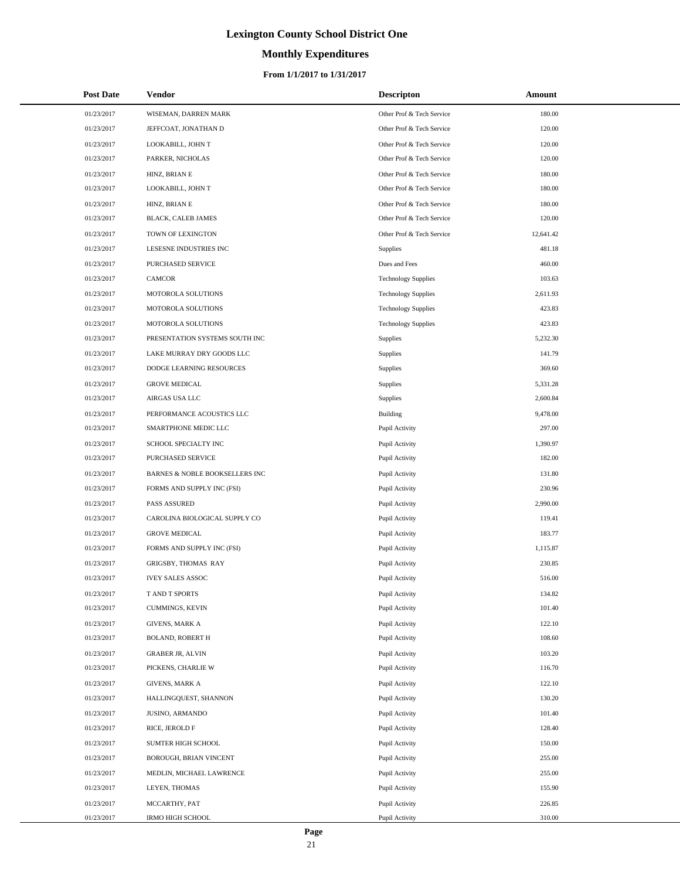# Lexington County School District One

## Monthly Expenditures

### From 1/1/2017 to 1/31/2017

| Post Date | Vendor | Descripton | Amount |
|---|---|---|---|
| 01/23/2017 | WISEMAN, DARREN MARK | Other Prof & Tech Service | 180.00 |
| 01/23/2017 | JEFFCOAT, JONATHAN D | Other Prof & Tech Service | 120.00 |
| 01/23/2017 | LOOKABILL, JOHN T | Other Prof & Tech Service | 120.00 |
| 01/23/2017 | PARKER, NICHOLAS | Other Prof & Tech Service | 120.00 |
| 01/23/2017 | HINZ, BRIAN E | Other Prof & Tech Service | 180.00 |
| 01/23/2017 | LOOKABILL, JOHN T | Other Prof & Tech Service | 180.00 |
| 01/23/2017 | HINZ, BRIAN E | Other Prof & Tech Service | 180.00 |
| 01/23/2017 | BLACK, CALEB JAMES | Other Prof & Tech Service | 120.00 |
| 01/23/2017 | TOWN OF LEXINGTON | Other Prof & Tech Service | 12,641.42 |
| 01/23/2017 | LESESNE INDUSTRIES INC | Supplies | 481.18 |
| 01/23/2017 | PURCHASED SERVICE | Dues and Fees | 460.00 |
| 01/23/2017 | CAMCOR | Technology Supplies | 103.63 |
| 01/23/2017 | MOTOROLA SOLUTIONS | Technology Supplies | 2,611.93 |
| 01/23/2017 | MOTOROLA SOLUTIONS | Technology Supplies | 423.83 |
| 01/23/2017 | MOTOROLA SOLUTIONS | Technology Supplies | 423.83 |
| 01/23/2017 | PRESENTATION SYSTEMS SOUTH INC | Supplies | 5,232.30 |
| 01/23/2017 | LAKE MURRAY DRY GOODS LLC | Supplies | 141.79 |
| 01/23/2017 | DODGE LEARNING RESOURCES | Supplies | 369.60 |
| 01/23/2017 | GROVE MEDICAL | Supplies | 5,331.28 |
| 01/23/2017 | AIRGAS USA LLC | Supplies | 2,600.84 |
| 01/23/2017 | PERFORMANCE ACOUSTICS LLC | Building | 9,478.00 |
| 01/23/2017 | SMARTPHONE MEDIC LLC | Pupil Activity | 297.00 |
| 01/23/2017 | SCHOOL SPECIALTY INC | Pupil Activity | 1,390.97 |
| 01/23/2017 | PURCHASED SERVICE | Pupil Activity | 182.00 |
| 01/23/2017 | BARNES & NOBLE BOOKSELLERS INC | Pupil Activity | 131.80 |
| 01/23/2017 | FORMS AND SUPPLY INC (FSI) | Pupil Activity | 230.96 |
| 01/23/2017 | PASS ASSURED | Pupil Activity | 2,990.00 |
| 01/23/2017 | CAROLINA BIOLOGICAL SUPPLY CO | Pupil Activity | 119.41 |
| 01/23/2017 | GROVE MEDICAL | Pupil Activity | 183.77 |
| 01/23/2017 | FORMS AND SUPPLY INC (FSI) | Pupil Activity | 1,115.87 |
| 01/23/2017 | GRIGSBY, THOMAS RAY | Pupil Activity | 230.85 |
| 01/23/2017 | IVEY SALES ASSOC | Pupil Activity | 516.00 |
| 01/23/2017 | T AND T SPORTS | Pupil Activity | 134.82 |
| 01/23/2017 | CUMMINGS, KEVIN | Pupil Activity | 101.40 |
| 01/23/2017 | GIVENS, MARK A | Pupil Activity | 122.10 |
| 01/23/2017 | BOLAND, ROBERT H | Pupil Activity | 108.60 |
| 01/23/2017 | GRABER JR, ALVIN | Pupil Activity | 103.20 |
| 01/23/2017 | PICKENS, CHARLIE W | Pupil Activity | 116.70 |
| 01/23/2017 | GIVENS, MARK A | Pupil Activity | 122.10 |
| 01/23/2017 | HALLINGQUEST, SHANNON | Pupil Activity | 130.20 |
| 01/23/2017 | JUSINO, ARMANDO | Pupil Activity | 101.40 |
| 01/23/2017 | RICE, JEROLD F | Pupil Activity | 128.40 |
| 01/23/2017 | SUMTER HIGH SCHOOL | Pupil Activity | 150.00 |
| 01/23/2017 | BOROUGH, BRIAN VINCENT | Pupil Activity | 255.00 |
| 01/23/2017 | MEDLIN, MICHAEL LAWRENCE | Pupil Activity | 255.00 |
| 01/23/2017 | LEYEN, THOMAS | Pupil Activity | 155.90 |
| 01/23/2017 | MCCARTHY, PAT | Pupil Activity | 226.85 |
| 01/23/2017 | IRMO HIGH SCHOOL | Pupil Activity | 310.00 |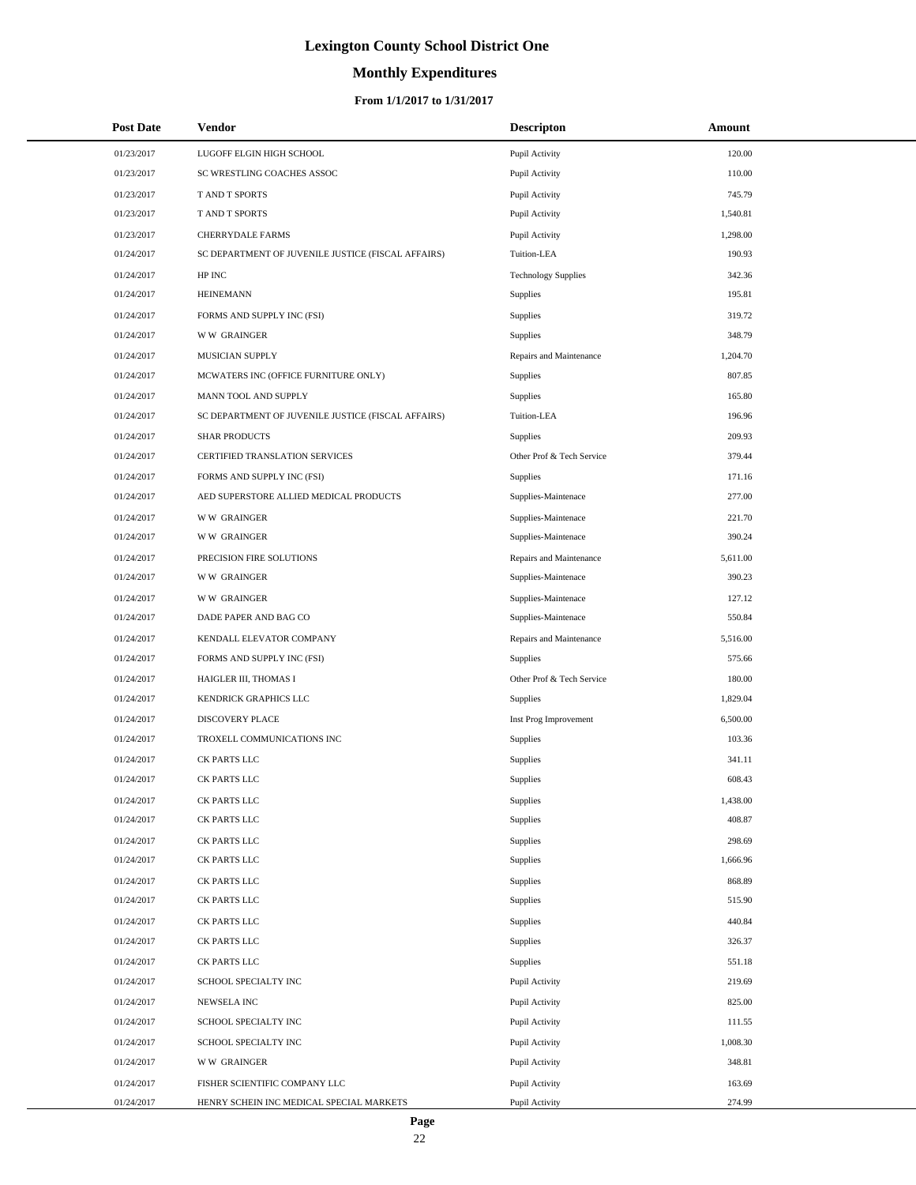# Lexington County School District One

## Monthly Expenditures

### From 1/1/2017 to 1/31/2017

| Post Date | Vendor | Descripton | Amount |
|---|---|---|---|
| 01/23/2017 | LUGOFF ELGIN HIGH SCHOOL | Pupil Activity | 120.00 |
| 01/23/2017 | SC WRESTLING COACHES ASSOC | Pupil Activity | 110.00 |
| 01/23/2017 | T AND T SPORTS | Pupil Activity | 745.79 |
| 01/23/2017 | T AND T SPORTS | Pupil Activity | 1,540.81 |
| 01/23/2017 | CHERRYDALE FARMS | Pupil Activity | 1,298.00 |
| 01/24/2017 | SC DEPARTMENT OF JUVENILE JUSTICE (FISCAL AFFAIRS) | Tuition-LEA | 190.93 |
| 01/24/2017 | HP INC | Technology Supplies | 342.36 |
| 01/24/2017 | HEINEMANN | Supplies | 195.81 |
| 01/24/2017 | FORMS AND SUPPLY INC (FSI) | Supplies | 319.72 |
| 01/24/2017 | W W GRAINGER | Supplies | 348.79 |
| 01/24/2017 | MUSICIAN SUPPLY | Repairs and Maintenance | 1,204.70 |
| 01/24/2017 | MCWATERS INC (OFFICE FURNITURE ONLY) | Supplies | 807.85 |
| 01/24/2017 | MANN TOOL AND SUPPLY | Supplies | 165.80 |
| 01/24/2017 | SC DEPARTMENT OF JUVENILE JUSTICE (FISCAL AFFAIRS) | Tuition-LEA | 196.96 |
| 01/24/2017 | SHAR PRODUCTS | Supplies | 209.93 |
| 01/24/2017 | CERTIFIED TRANSLATION SERVICES | Other Prof & Tech Service | 379.44 |
| 01/24/2017 | FORMS AND SUPPLY INC (FSI) | Supplies | 171.16 |
| 01/24/2017 | AED SUPERSTORE ALLIED MEDICAL PRODUCTS | Supplies-Maintenace | 277.00 |
| 01/24/2017 | W W GRAINGER | Supplies-Maintenace | 221.70 |
| 01/24/2017 | W W GRAINGER | Supplies-Maintenace | 390.24 |
| 01/24/2017 | PRECISION FIRE SOLUTIONS | Repairs and Maintenance | 5,611.00 |
| 01/24/2017 | W W GRAINGER | Supplies-Maintenace | 390.23 |
| 01/24/2017 | W W GRAINGER | Supplies-Maintenace | 127.12 |
| 01/24/2017 | DADE PAPER AND BAG CO | Supplies-Maintenace | 550.84 |
| 01/24/2017 | KENDALL ELEVATOR COMPANY | Repairs and Maintenance | 5,516.00 |
| 01/24/2017 | FORMS AND SUPPLY INC (FSI) | Supplies | 575.66 |
| 01/24/2017 | HAIGLER III, THOMAS I | Other Prof & Tech Service | 180.00 |
| 01/24/2017 | KENDRICK GRAPHICS LLC | Supplies | 1,829.04 |
| 01/24/2017 | DISCOVERY PLACE | Inst Prog Improvement | 6,500.00 |
| 01/24/2017 | TROXELL COMMUNICATIONS INC | Supplies | 103.36 |
| 01/24/2017 | CK PARTS LLC | Supplies | 341.11 |
| 01/24/2017 | CK PARTS LLC | Supplies | 608.43 |
| 01/24/2017 | CK PARTS LLC | Supplies | 1,438.00 |
| 01/24/2017 | CK PARTS LLC | Supplies | 408.87 |
| 01/24/2017 | CK PARTS LLC | Supplies | 298.69 |
| 01/24/2017 | CK PARTS LLC | Supplies | 1,666.96 |
| 01/24/2017 | CK PARTS LLC | Supplies | 868.89 |
| 01/24/2017 | CK PARTS LLC | Supplies | 515.90 |
| 01/24/2017 | CK PARTS LLC | Supplies | 440.84 |
| 01/24/2017 | CK PARTS LLC | Supplies | 326.37 |
| 01/24/2017 | CK PARTS LLC | Supplies | 551.18 |
| 01/24/2017 | SCHOOL SPECIALTY INC | Pupil Activity | 219.69 |
| 01/24/2017 | NEWSELA INC | Pupil Activity | 825.00 |
| 01/24/2017 | SCHOOL SPECIALTY INC | Pupil Activity | 111.55 |
| 01/24/2017 | SCHOOL SPECIALTY INC | Pupil Activity | 1,008.30 |
| 01/24/2017 | W W GRAINGER | Pupil Activity | 348.81 |
| 01/24/2017 | FISHER SCIENTIFIC COMPANY LLC | Pupil Activity | 163.69 |
| 01/24/2017 | HENRY SCHEIN INC MEDICAL SPECIAL MARKETS | Pupil Activity | 274.99 |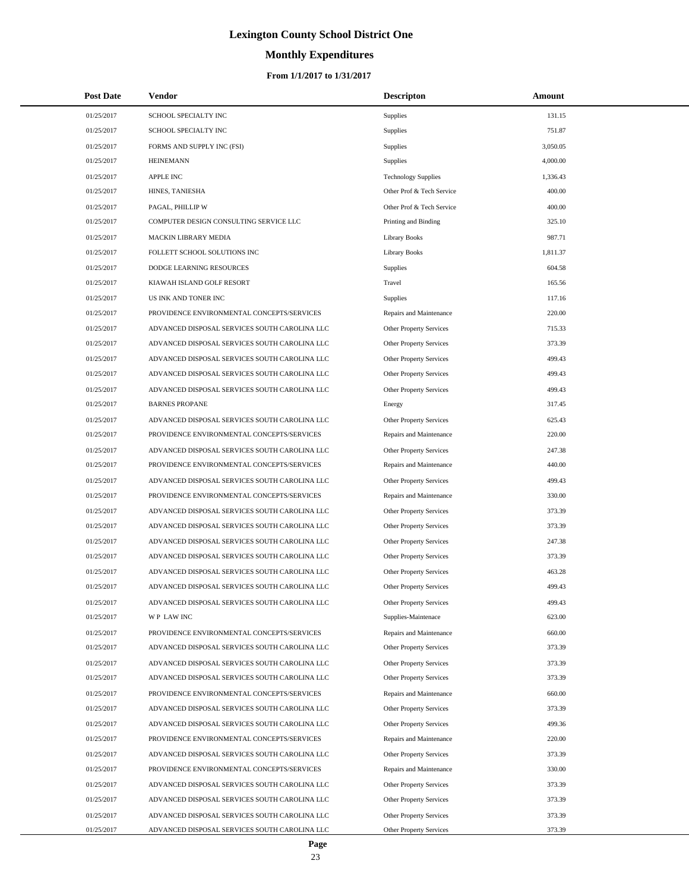# Lexington County School District One

## Monthly Expenditures

### From 1/1/2017 to 1/31/2017

| Post Date | Vendor | Descripton | Amount |
|---|---|---|---|
| 01/25/2017 | SCHOOL SPECIALTY INC | Supplies | 131.15 |
| 01/25/2017 | SCHOOL SPECIALTY INC | Supplies | 751.87 |
| 01/25/2017 | FORMS AND SUPPLY INC (FSI) | Supplies | 3,050.05 |
| 01/25/2017 | HEINEMANN | Supplies | 4,000.00 |
| 01/25/2017 | APPLE INC | Technology Supplies | 1,336.43 |
| 01/25/2017 | HINES, TANIESHA | Other Prof & Tech Service | 400.00 |
| 01/25/2017 | PAGAL, PHILLIP W | Other Prof & Tech Service | 400.00 |
| 01/25/2017 | COMPUTER DESIGN CONSULTING SERVICE LLC | Printing and Binding | 325.10 |
| 01/25/2017 | MACKIN LIBRARY MEDIA | Library Books | 987.71 |
| 01/25/2017 | FOLLETT SCHOOL SOLUTIONS INC | Library Books | 1,811.37 |
| 01/25/2017 | DODGE LEARNING RESOURCES | Supplies | 604.58 |
| 01/25/2017 | KIAWAH ISLAND GOLF RESORT | Travel | 165.56 |
| 01/25/2017 | US INK AND TONER INC | Supplies | 117.16 |
| 01/25/2017 | PROVIDENCE ENVIRONMENTAL CONCEPTS/SERVICES | Repairs and Maintenance | 220.00 |
| 01/25/2017 | ADVANCED DISPOSAL SERVICES SOUTH CAROLINA LLC | Other Property Services | 715.33 |
| 01/25/2017 | ADVANCED DISPOSAL SERVICES SOUTH CAROLINA LLC | Other Property Services | 373.39 |
| 01/25/2017 | ADVANCED DISPOSAL SERVICES SOUTH CAROLINA LLC | Other Property Services | 499.43 |
| 01/25/2017 | ADVANCED DISPOSAL SERVICES SOUTH CAROLINA LLC | Other Property Services | 499.43 |
| 01/25/2017 | ADVANCED DISPOSAL SERVICES SOUTH CAROLINA LLC | Other Property Services | 499.43 |
| 01/25/2017 | BARNES PROPANE | Energy | 317.45 |
| 01/25/2017 | ADVANCED DISPOSAL SERVICES SOUTH CAROLINA LLC | Other Property Services | 625.43 |
| 01/25/2017 | PROVIDENCE ENVIRONMENTAL CONCEPTS/SERVICES | Repairs and Maintenance | 220.00 |
| 01/25/2017 | ADVANCED DISPOSAL SERVICES SOUTH CAROLINA LLC | Other Property Services | 247.38 |
| 01/25/2017 | PROVIDENCE ENVIRONMENTAL CONCEPTS/SERVICES | Repairs and Maintenance | 440.00 |
| 01/25/2017 | ADVANCED DISPOSAL SERVICES SOUTH CAROLINA LLC | Other Property Services | 499.43 |
| 01/25/2017 | PROVIDENCE ENVIRONMENTAL CONCEPTS/SERVICES | Repairs and Maintenance | 330.00 |
| 01/25/2017 | ADVANCED DISPOSAL SERVICES SOUTH CAROLINA LLC | Other Property Services | 373.39 |
| 01/25/2017 | ADVANCED DISPOSAL SERVICES SOUTH CAROLINA LLC | Other Property Services | 373.39 |
| 01/25/2017 | ADVANCED DISPOSAL SERVICES SOUTH CAROLINA LLC | Other Property Services | 247.38 |
| 01/25/2017 | ADVANCED DISPOSAL SERVICES SOUTH CAROLINA LLC | Other Property Services | 373.39 |
| 01/25/2017 | ADVANCED DISPOSAL SERVICES SOUTH CAROLINA LLC | Other Property Services | 463.28 |
| 01/25/2017 | ADVANCED DISPOSAL SERVICES SOUTH CAROLINA LLC | Other Property Services | 499.43 |
| 01/25/2017 | ADVANCED DISPOSAL SERVICES SOUTH CAROLINA LLC | Other Property Services | 499.43 |
| 01/25/2017 | W P LAW INC | Supplies-Maintenace | 623.00 |
| 01/25/2017 | PROVIDENCE ENVIRONMENTAL CONCEPTS/SERVICES | Repairs and Maintenance | 660.00 |
| 01/25/2017 | ADVANCED DISPOSAL SERVICES SOUTH CAROLINA LLC | Other Property Services | 373.39 |
| 01/25/2017 | ADVANCED DISPOSAL SERVICES SOUTH CAROLINA LLC | Other Property Services | 373.39 |
| 01/25/2017 | ADVANCED DISPOSAL SERVICES SOUTH CAROLINA LLC | Other Property Services | 373.39 |
| 01/25/2017 | PROVIDENCE ENVIRONMENTAL CONCEPTS/SERVICES | Repairs and Maintenance | 660.00 |
| 01/25/2017 | ADVANCED DISPOSAL SERVICES SOUTH CAROLINA LLC | Other Property Services | 373.39 |
| 01/25/2017 | ADVANCED DISPOSAL SERVICES SOUTH CAROLINA LLC | Other Property Services | 499.36 |
| 01/25/2017 | PROVIDENCE ENVIRONMENTAL CONCEPTS/SERVICES | Repairs and Maintenance | 220.00 |
| 01/25/2017 | ADVANCED DISPOSAL SERVICES SOUTH CAROLINA LLC | Other Property Services | 373.39 |
| 01/25/2017 | PROVIDENCE ENVIRONMENTAL CONCEPTS/SERVICES | Repairs and Maintenance | 330.00 |
| 01/25/2017 | ADVANCED DISPOSAL SERVICES SOUTH CAROLINA LLC | Other Property Services | 373.39 |
| 01/25/2017 | ADVANCED DISPOSAL SERVICES SOUTH CAROLINA LLC | Other Property Services | 373.39 |
| 01/25/2017 | ADVANCED DISPOSAL SERVICES SOUTH CAROLINA LLC | Other Property Services | 373.39 |
| 01/25/2017 | ADVANCED DISPOSAL SERVICES SOUTH CAROLINA LLC | Other Property Services | 373.39 |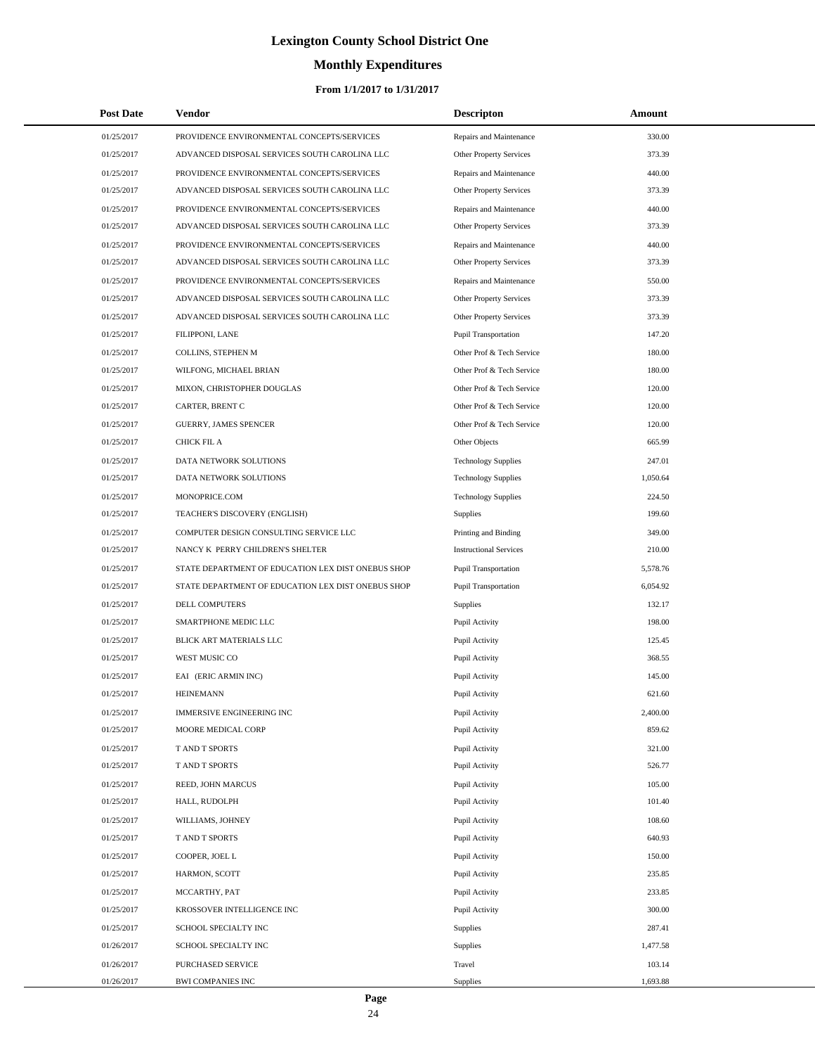# Lexington County School District One

## Monthly Expenditures

### From 1/1/2017 to 1/31/2017

| Post Date | Vendor | Descripton | Amount |
|---|---|---|---|
| 01/25/2017 | PROVIDENCE ENVIRONMENTAL CONCEPTS/SERVICES | Repairs and Maintenance | 330.00 |
| 01/25/2017 | ADVANCED DISPOSAL SERVICES SOUTH CAROLINA LLC | Other Property Services | 373.39 |
| 01/25/2017 | PROVIDENCE ENVIRONMENTAL CONCEPTS/SERVICES | Repairs and Maintenance | 440.00 |
| 01/25/2017 | ADVANCED DISPOSAL SERVICES SOUTH CAROLINA LLC | Other Property Services | 373.39 |
| 01/25/2017 | PROVIDENCE ENVIRONMENTAL CONCEPTS/SERVICES | Repairs and Maintenance | 440.00 |
| 01/25/2017 | ADVANCED DISPOSAL SERVICES SOUTH CAROLINA LLC | Other Property Services | 373.39 |
| 01/25/2017 | PROVIDENCE ENVIRONMENTAL CONCEPTS/SERVICES | Repairs and Maintenance | 440.00 |
| 01/25/2017 | ADVANCED DISPOSAL SERVICES SOUTH CAROLINA LLC | Other Property Services | 373.39 |
| 01/25/2017 | PROVIDENCE ENVIRONMENTAL CONCEPTS/SERVICES | Repairs and Maintenance | 550.00 |
| 01/25/2017 | ADVANCED DISPOSAL SERVICES SOUTH CAROLINA LLC | Other Property Services | 373.39 |
| 01/25/2017 | ADVANCED DISPOSAL SERVICES SOUTH CAROLINA LLC | Other Property Services | 373.39 |
| 01/25/2017 | FILIPPONI, LANE | Pupil Transportation | 147.20 |
| 01/25/2017 | COLLINS, STEPHEN M | Other Prof & Tech Service | 180.00 |
| 01/25/2017 | WILFONG, MICHAEL BRIAN | Other Prof & Tech Service | 180.00 |
| 01/25/2017 | MIXON, CHRISTOPHER DOUGLAS | Other Prof & Tech Service | 120.00 |
| 01/25/2017 | CARTER, BRENT C | Other Prof & Tech Service | 120.00 |
| 01/25/2017 | GUERRY, JAMES SPENCER | Other Prof & Tech Service | 120.00 |
| 01/25/2017 | CHICK FIL A | Other Objects | 665.99 |
| 01/25/2017 | DATA NETWORK SOLUTIONS | Technology Supplies | 247.01 |
| 01/25/2017 | DATA NETWORK SOLUTIONS | Technology Supplies | 1,050.64 |
| 01/25/2017 | MONOPRICE.COM | Technology Supplies | 224.50 |
| 01/25/2017 | TEACHER'S DISCOVERY (ENGLISH) | Supplies | 199.60 |
| 01/25/2017 | COMPUTER DESIGN CONSULTING SERVICE LLC | Printing and Binding | 349.00 |
| 01/25/2017 | NANCY K PERRY CHILDREN'S SHELTER | Instructional Services | 210.00 |
| 01/25/2017 | STATE DEPARTMENT OF EDUCATION LEX DIST ONEBUS SHOP | Pupil Transportation | 5,578.76 |
| 01/25/2017 | STATE DEPARTMENT OF EDUCATION LEX DIST ONEBUS SHOP | Pupil Transportation | 6,054.92 |
| 01/25/2017 | DELL COMPUTERS | Supplies | 132.17 |
| 01/25/2017 | SMARTPHONE MEDIC LLC | Pupil Activity | 198.00 |
| 01/25/2017 | BLICK ART MATERIALS LLC | Pupil Activity | 125.45 |
| 01/25/2017 | WEST MUSIC CO | Pupil Activity | 368.55 |
| 01/25/2017 | EAI (ERIC ARMIN INC) | Pupil Activity | 145.00 |
| 01/25/2017 | HEINEMANN | Pupil Activity | 621.60 |
| 01/25/2017 | IMMERSIVE ENGINEERING INC | Pupil Activity | 2,400.00 |
| 01/25/2017 | MOORE MEDICAL CORP | Pupil Activity | 859.62 |
| 01/25/2017 | T AND T SPORTS | Pupil Activity | 321.00 |
| 01/25/2017 | T AND T SPORTS | Pupil Activity | 526.77 |
| 01/25/2017 | REED, JOHN MARCUS | Pupil Activity | 105.00 |
| 01/25/2017 | HALL, RUDOLPH | Pupil Activity | 101.40 |
| 01/25/2017 | WILLIAMS, JOHNEY | Pupil Activity | 108.60 |
| 01/25/2017 | T AND T SPORTS | Pupil Activity | 640.93 |
| 01/25/2017 | COOPER, JOEL L | Pupil Activity | 150.00 |
| 01/25/2017 | HARMON, SCOTT | Pupil Activity | 235.85 |
| 01/25/2017 | MCCARTHY, PAT | Pupil Activity | 233.85 |
| 01/25/2017 | KROSSOVER INTELLIGENCE INC | Pupil Activity | 300.00 |
| 01/25/2017 | SCHOOL SPECIALTY INC | Supplies | 287.41 |
| 01/26/2017 | SCHOOL SPECIALTY INC | Supplies | 1,477.58 |
| 01/26/2017 | PURCHASED SERVICE | Travel | 103.14 |
| 01/26/2017 | BWI COMPANIES INC | Supplies | 1,693.88 |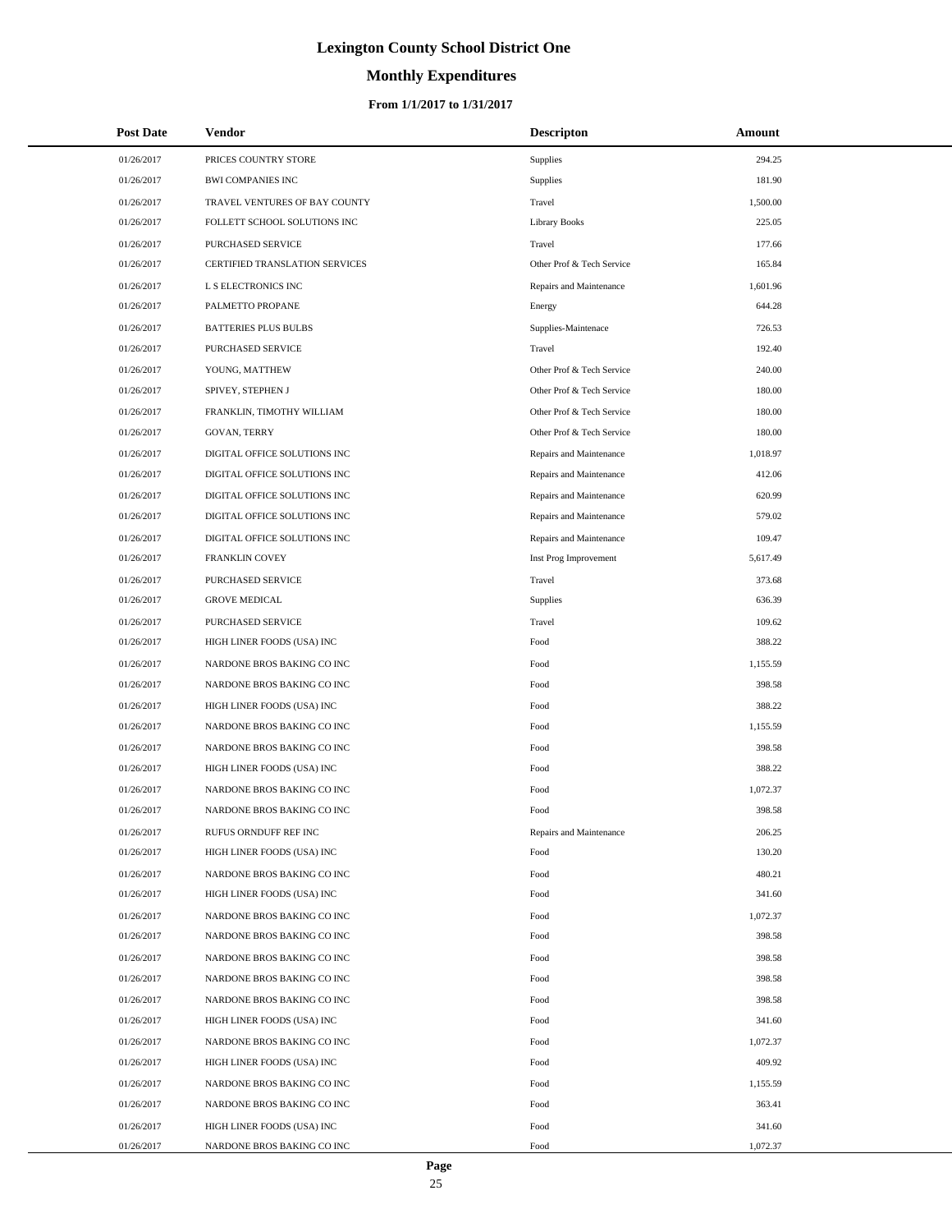# Lexington County School District One

## Monthly Expenditures

### From 1/1/2017 to 1/31/2017

| Post Date | Vendor | Descripton | Amount |
|---|---|---|---|
| 01/26/2017 | PRICES COUNTRY STORE | Supplies | 294.25 |
| 01/26/2017 | BWI COMPANIES INC | Supplies | 181.90 |
| 01/26/2017 | TRAVEL VENTURES OF BAY COUNTY | Travel | 1,500.00 |
| 01/26/2017 | FOLLETT SCHOOL SOLUTIONS INC | Library Books | 225.05 |
| 01/26/2017 | PURCHASED SERVICE | Travel | 177.66 |
| 01/26/2017 | CERTIFIED TRANSLATION SERVICES | Other Prof & Tech Service | 165.84 |
| 01/26/2017 | L S ELECTRONICS INC | Repairs and Maintenance | 1,601.96 |
| 01/26/2017 | PALMETTO PROPANE | Energy | 644.28 |
| 01/26/2017 | BATTERIES PLUS BULBS | Supplies-Maintenace | 726.53 |
| 01/26/2017 | PURCHASED SERVICE | Travel | 192.40 |
| 01/26/2017 | YOUNG, MATTHEW | Other Prof & Tech Service | 240.00 |
| 01/26/2017 | SPIVEY, STEPHEN J | Other Prof & Tech Service | 180.00 |
| 01/26/2017 | FRANKLIN, TIMOTHY WILLIAM | Other Prof & Tech Service | 180.00 |
| 01/26/2017 | GOVAN, TERRY | Other Prof & Tech Service | 180.00 |
| 01/26/2017 | DIGITAL OFFICE SOLUTIONS INC | Repairs and Maintenance | 1,018.97 |
| 01/26/2017 | DIGITAL OFFICE SOLUTIONS INC | Repairs and Maintenance | 412.06 |
| 01/26/2017 | DIGITAL OFFICE SOLUTIONS INC | Repairs and Maintenance | 620.99 |
| 01/26/2017 | DIGITAL OFFICE SOLUTIONS INC | Repairs and Maintenance | 579.02 |
| 01/26/2017 | DIGITAL OFFICE SOLUTIONS INC | Repairs and Maintenance | 109.47 |
| 01/26/2017 | FRANKLIN COVEY | Inst Prog Improvement | 5,617.49 |
| 01/26/2017 | PURCHASED SERVICE | Travel | 373.68 |
| 01/26/2017 | GROVE MEDICAL | Supplies | 636.39 |
| 01/26/2017 | PURCHASED SERVICE | Travel | 109.62 |
| 01/26/2017 | HIGH LINER FOODS (USA) INC | Food | 388.22 |
| 01/26/2017 | NARDONE BROS BAKING CO INC | Food | 1,155.59 |
| 01/26/2017 | NARDONE BROS BAKING CO INC | Food | 398.58 |
| 01/26/2017 | HIGH LINER FOODS (USA) INC | Food | 388.22 |
| 01/26/2017 | NARDONE BROS BAKING CO INC | Food | 1,155.59 |
| 01/26/2017 | NARDONE BROS BAKING CO INC | Food | 398.58 |
| 01/26/2017 | HIGH LINER FOODS (USA) INC | Food | 388.22 |
| 01/26/2017 | NARDONE BROS BAKING CO INC | Food | 1,072.37 |
| 01/26/2017 | NARDONE BROS BAKING CO INC | Food | 398.58 |
| 01/26/2017 | RUFUS ORNDUFF REF INC | Repairs and Maintenance | 206.25 |
| 01/26/2017 | HIGH LINER FOODS (USA) INC | Food | 130.20 |
| 01/26/2017 | NARDONE BROS BAKING CO INC | Food | 480.21 |
| 01/26/2017 | HIGH LINER FOODS (USA) INC | Food | 341.60 |
| 01/26/2017 | NARDONE BROS BAKING CO INC | Food | 1,072.37 |
| 01/26/2017 | NARDONE BROS BAKING CO INC | Food | 398.58 |
| 01/26/2017 | NARDONE BROS BAKING CO INC | Food | 398.58 |
| 01/26/2017 | NARDONE BROS BAKING CO INC | Food | 398.58 |
| 01/26/2017 | NARDONE BROS BAKING CO INC | Food | 398.58 |
| 01/26/2017 | HIGH LINER FOODS (USA) INC | Food | 341.60 |
| 01/26/2017 | NARDONE BROS BAKING CO INC | Food | 1,072.37 |
| 01/26/2017 | HIGH LINER FOODS (USA) INC | Food | 409.92 |
| 01/26/2017 | NARDONE BROS BAKING CO INC | Food | 1,155.59 |
| 01/26/2017 | NARDONE BROS BAKING CO INC | Food | 363.41 |
| 01/26/2017 | HIGH LINER FOODS (USA) INC | Food | 341.60 |
| 01/26/2017 | NARDONE BROS BAKING CO INC | Food | 1,072.37 |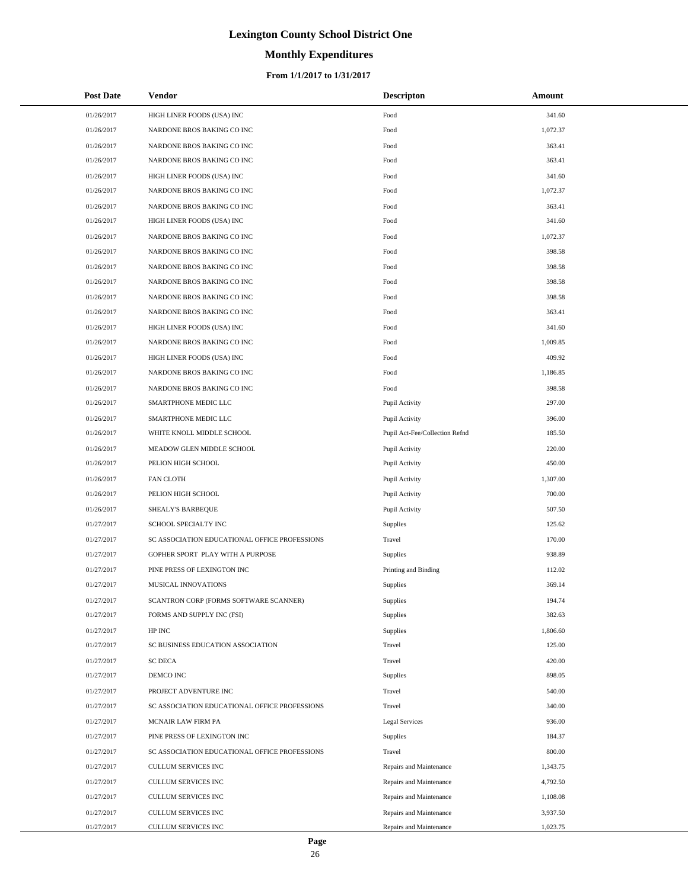# Lexington County School District One

## Monthly Expenditures

### From 1/1/2017 to 1/31/2017

| Post Date | Vendor | Descripton | Amount |
|---|---|---|---|
| 01/26/2017 | HIGH LINER FOODS (USA) INC | Food | 341.60 |
| 01/26/2017 | NARDONE BROS BAKING CO INC | Food | 1,072.37 |
| 01/26/2017 | NARDONE BROS BAKING CO INC | Food | 363.41 |
| 01/26/2017 | NARDONE BROS BAKING CO INC | Food | 363.41 |
| 01/26/2017 | HIGH LINER FOODS (USA) INC | Food | 341.60 |
| 01/26/2017 | NARDONE BROS BAKING CO INC | Food | 1,072.37 |
| 01/26/2017 | NARDONE BROS BAKING CO INC | Food | 363.41 |
| 01/26/2017 | HIGH LINER FOODS (USA) INC | Food | 341.60 |
| 01/26/2017 | NARDONE BROS BAKING CO INC | Food | 1,072.37 |
| 01/26/2017 | NARDONE BROS BAKING CO INC | Food | 398.58 |
| 01/26/2017 | NARDONE BROS BAKING CO INC | Food | 398.58 |
| 01/26/2017 | NARDONE BROS BAKING CO INC | Food | 398.58 |
| 01/26/2017 | NARDONE BROS BAKING CO INC | Food | 398.58 |
| 01/26/2017 | NARDONE BROS BAKING CO INC | Food | 363.41 |
| 01/26/2017 | HIGH LINER FOODS (USA) INC | Food | 341.60 |
| 01/26/2017 | NARDONE BROS BAKING CO INC | Food | 1,009.85 |
| 01/26/2017 | HIGH LINER FOODS (USA) INC | Food | 409.92 |
| 01/26/2017 | NARDONE BROS BAKING CO INC | Food | 1,186.85 |
| 01/26/2017 | NARDONE BROS BAKING CO INC | Food | 398.58 |
| 01/26/2017 | SMARTPHONE MEDIC LLC | Pupil Activity | 297.00 |
| 01/26/2017 | SMARTPHONE MEDIC LLC | Pupil Activity | 396.00 |
| 01/26/2017 | WHITE KNOLL MIDDLE SCHOOL | Pupil Act-Fee/Collection Refnd | 185.50 |
| 01/26/2017 | MEADOW GLEN MIDDLE SCHOOL | Pupil Activity | 220.00 |
| 01/26/2017 | PELION HIGH SCHOOL | Pupil Activity | 450.00 |
| 01/26/2017 | FAN CLOTH | Pupil Activity | 1,307.00 |
| 01/26/2017 | PELION HIGH SCHOOL | Pupil Activity | 700.00 |
| 01/26/2017 | SHEALY'S BARBEQUE | Pupil Activity | 507.50 |
| 01/27/2017 | SCHOOL SPECIALTY INC | Supplies | 125.62 |
| 01/27/2017 | SC ASSOCIATION EDUCATIONAL OFFICE PROFESSIONS | Travel | 170.00 |
| 01/27/2017 | GOPHER SPORT PLAY WITH A PURPOSE | Supplies | 938.89 |
| 01/27/2017 | PINE PRESS OF LEXINGTON INC | Printing and Binding | 112.02 |
| 01/27/2017 | MUSICAL INNOVATIONS | Supplies | 369.14 |
| 01/27/2017 | SCANTRON CORP (FORMS SOFTWARE SCANNER) | Supplies | 194.74 |
| 01/27/2017 | FORMS AND SUPPLY INC (FSI) | Supplies | 382.63 |
| 01/27/2017 | HP INC | Supplies | 1,806.60 |
| 01/27/2017 | SC BUSINESS EDUCATION ASSOCIATION | Travel | 125.00 |
| 01/27/2017 | SC DECA | Travel | 420.00 |
| 01/27/2017 | DEMCO INC | Supplies | 898.05 |
| 01/27/2017 | PROJECT ADVENTURE INC | Travel | 540.00 |
| 01/27/2017 | SC ASSOCIATION EDUCATIONAL OFFICE PROFESSIONS | Travel | 340.00 |
| 01/27/2017 | MCNAIR LAW FIRM PA | Legal Services | 936.00 |
| 01/27/2017 | PINE PRESS OF LEXINGTON INC | Supplies | 184.37 |
| 01/27/2017 | SC ASSOCIATION EDUCATIONAL OFFICE PROFESSIONS | Travel | 800.00 |
| 01/27/2017 | CULLUM SERVICES INC | Repairs and Maintenance | 1,343.75 |
| 01/27/2017 | CULLUM SERVICES INC | Repairs and Maintenance | 4,792.50 |
| 01/27/2017 | CULLUM SERVICES INC | Repairs and Maintenance | 1,108.08 |
| 01/27/2017 | CULLUM SERVICES INC | Repairs and Maintenance | 3,937.50 |
| 01/27/2017 | CULLUM SERVICES INC | Repairs and Maintenance | 1,023.75 |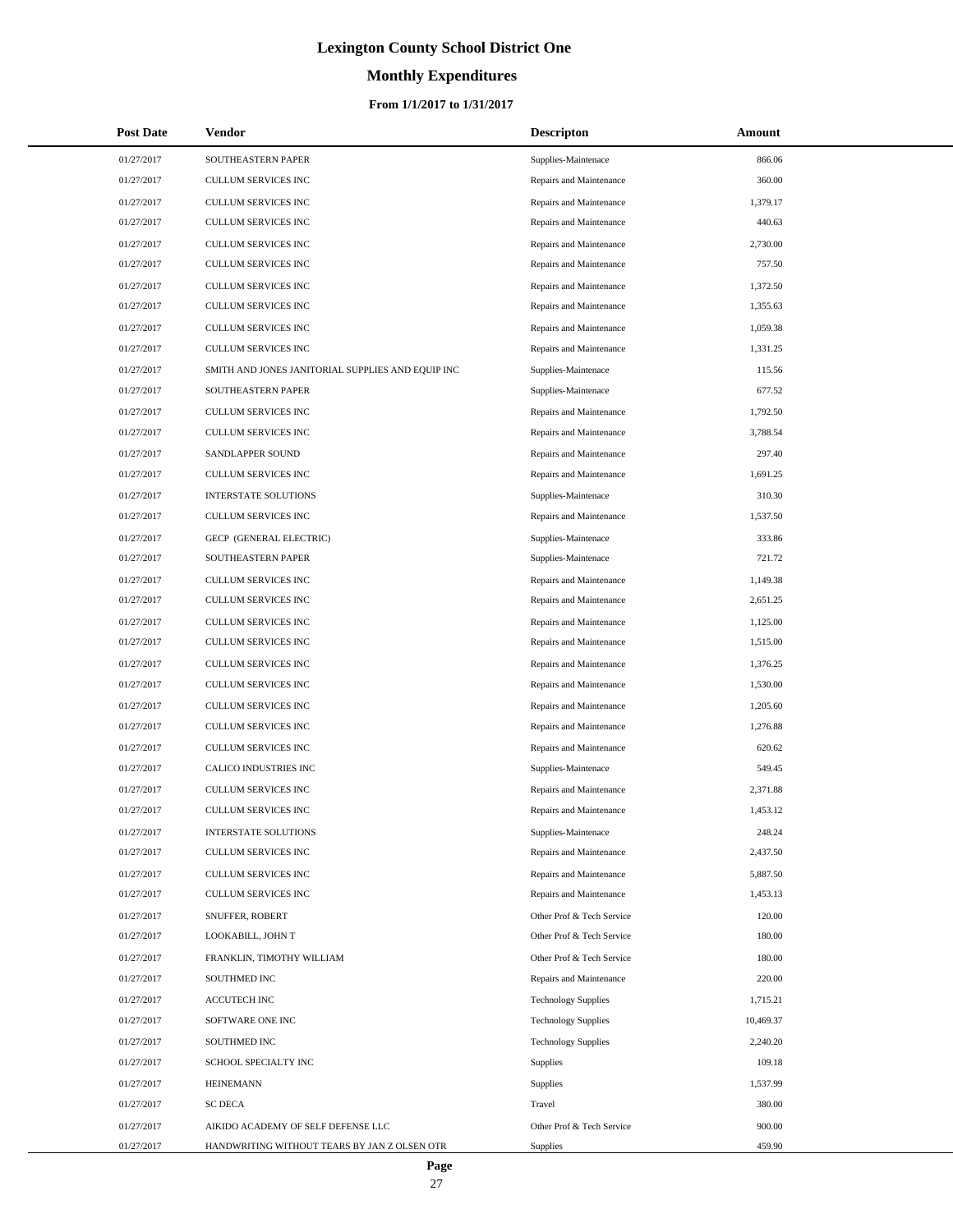# Lexington County School District One

## Monthly Expenditures

### From 1/1/2017 to 1/31/2017

| Post Date | Vendor | Descripton | Amount |
|---|---|---|---|
| 01/27/2017 | SOUTHEASTERN PAPER | Supplies-Maintenace | 866.06 |
| 01/27/2017 | CULLUM SERVICES INC | Repairs and Maintenance | 360.00 |
| 01/27/2017 | CULLUM SERVICES INC | Repairs and Maintenance | 1,379.17 |
| 01/27/2017 | CULLUM SERVICES INC | Repairs and Maintenance | 440.63 |
| 01/27/2017 | CULLUM SERVICES INC | Repairs and Maintenance | 2,730.00 |
| 01/27/2017 | CULLUM SERVICES INC | Repairs and Maintenance | 757.50 |
| 01/27/2017 | CULLUM SERVICES INC | Repairs and Maintenance | 1,372.50 |
| 01/27/2017 | CULLUM SERVICES INC | Repairs and Maintenance | 1,355.63 |
| 01/27/2017 | CULLUM SERVICES INC | Repairs and Maintenance | 1,059.38 |
| 01/27/2017 | CULLUM SERVICES INC | Repairs and Maintenance | 1,331.25 |
| 01/27/2017 | SMITH AND JONES JANITORIAL SUPPLIES AND EQUIP INC | Supplies-Maintenace | 115.56 |
| 01/27/2017 | SOUTHEASTERN PAPER | Supplies-Maintenace | 677.52 |
| 01/27/2017 | CULLUM SERVICES INC | Repairs and Maintenance | 1,792.50 |
| 01/27/2017 | CULLUM SERVICES INC | Repairs and Maintenance | 3,788.54 |
| 01/27/2017 | SANDLAPPER SOUND | Repairs and Maintenance | 297.40 |
| 01/27/2017 | CULLUM SERVICES INC | Repairs and Maintenance | 1,691.25 |
| 01/27/2017 | INTERSTATE SOLUTIONS | Supplies-Maintenace | 310.30 |
| 01/27/2017 | CULLUM SERVICES INC | Repairs and Maintenance | 1,537.50 |
| 01/27/2017 | GECP (GENERAL ELECTRIC) | Supplies-Maintenace | 333.86 |
| 01/27/2017 | SOUTHEASTERN PAPER | Supplies-Maintenace | 721.72 |
| 01/27/2017 | CULLUM SERVICES INC | Repairs and Maintenance | 1,149.38 |
| 01/27/2017 | CULLUM SERVICES INC | Repairs and Maintenance | 2,651.25 |
| 01/27/2017 | CULLUM SERVICES INC | Repairs and Maintenance | 1,125.00 |
| 01/27/2017 | CULLUM SERVICES INC | Repairs and Maintenance | 1,515.00 |
| 01/27/2017 | CULLUM SERVICES INC | Repairs and Maintenance | 1,376.25 |
| 01/27/2017 | CULLUM SERVICES INC | Repairs and Maintenance | 1,530.00 |
| 01/27/2017 | CULLUM SERVICES INC | Repairs and Maintenance | 1,205.60 |
| 01/27/2017 | CULLUM SERVICES INC | Repairs and Maintenance | 1,276.88 |
| 01/27/2017 | CULLUM SERVICES INC | Repairs and Maintenance | 620.62 |
| 01/27/2017 | CALICO INDUSTRIES INC | Supplies-Maintenace | 549.45 |
| 01/27/2017 | CULLUM SERVICES INC | Repairs and Maintenance | 2,371.88 |
| 01/27/2017 | CULLUM SERVICES INC | Repairs and Maintenance | 1,453.12 |
| 01/27/2017 | INTERSTATE SOLUTIONS | Supplies-Maintenace | 248.24 |
| 01/27/2017 | CULLUM SERVICES INC | Repairs and Maintenance | 2,437.50 |
| 01/27/2017 | CULLUM SERVICES INC | Repairs and Maintenance | 5,887.50 |
| 01/27/2017 | CULLUM SERVICES INC | Repairs and Maintenance | 1,453.13 |
| 01/27/2017 | SNUFFER, ROBERT | Other Prof & Tech Service | 120.00 |
| 01/27/2017 | LOOKABILL, JOHN T | Other Prof & Tech Service | 180.00 |
| 01/27/2017 | FRANKLIN, TIMOTHY WILLIAM | Other Prof & Tech Service | 180.00 |
| 01/27/2017 | SOUTHMED INC | Repairs and Maintenance | 220.00 |
| 01/27/2017 | ACCUTECH INC | Technology Supplies | 1,715.21 |
| 01/27/2017 | SOFTWARE ONE INC | Technology Supplies | 10,469.37 |
| 01/27/2017 | SOUTHMED INC | Technology Supplies | 2,240.20 |
| 01/27/2017 | SCHOOL SPECIALTY INC | Supplies | 109.18 |
| 01/27/2017 | HEINEMANN | Supplies | 1,537.99 |
| 01/27/2017 | SC DECA | Travel | 380.00 |
| 01/27/2017 | AIKIDO ACADEMY OF SELF DEFENSE LLC | Other Prof & Tech Service | 900.00 |
| 01/27/2017 | HANDWRITING WITHOUT TEARS BY JAN Z OLSEN OTR | Supplies | 459.90 |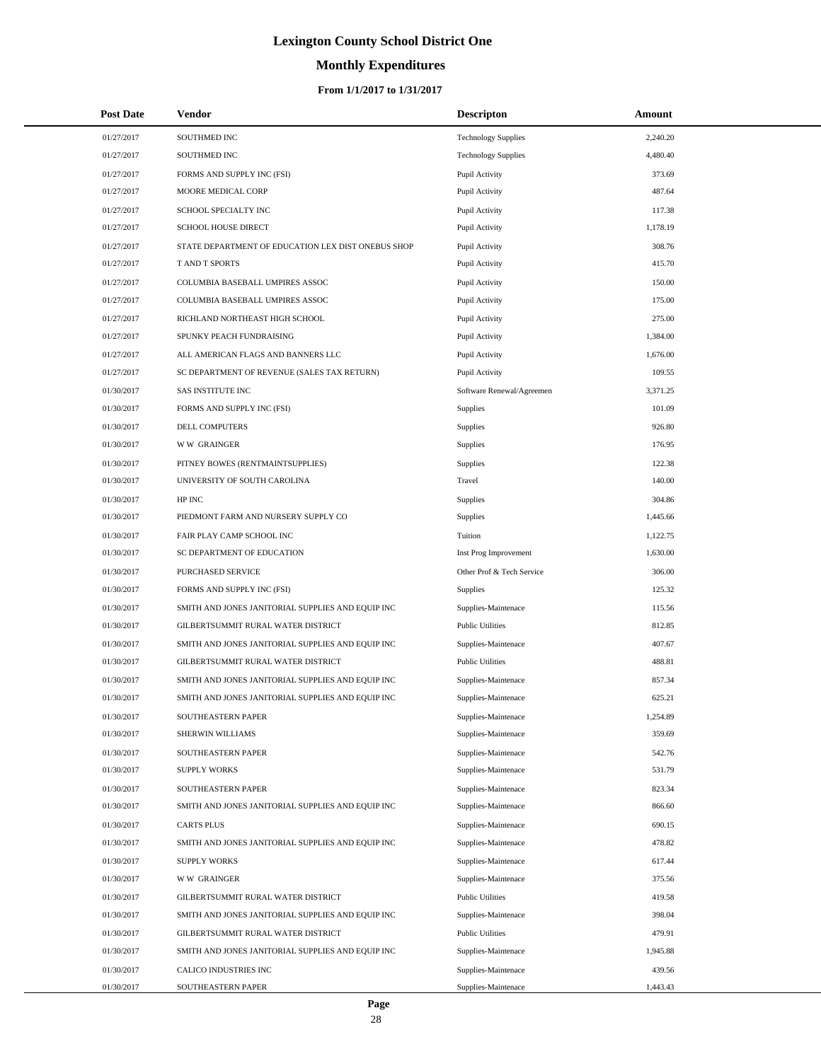# Lexington County School District One

## Monthly Expenditures

### From 1/1/2017 to 1/31/2017

| Post Date | Vendor | Descripton | Amount |
|---|---|---|---|
| 01/27/2017 | SOUTHMED INC | Technology Supplies | 2,240.20 |
| 01/27/2017 | SOUTHMED INC | Technology Supplies | 4,480.40 |
| 01/27/2017 | FORMS AND SUPPLY INC (FSI) | Pupil Activity | 373.69 |
| 01/27/2017 | MOORE MEDICAL CORP | Pupil Activity | 487.64 |
| 01/27/2017 | SCHOOL SPECIALTY INC | Pupil Activity | 117.38 |
| 01/27/2017 | SCHOOL HOUSE DIRECT | Pupil Activity | 1,178.19 |
| 01/27/2017 | STATE DEPARTMENT OF EDUCATION LEX DIST ONEBUS SHOP | Pupil Activity | 308.76 |
| 01/27/2017 | T AND T SPORTS | Pupil Activity | 415.70 |
| 01/27/2017 | COLUMBIA BASEBALL UMPIRES ASSOC | Pupil Activity | 150.00 |
| 01/27/2017 | COLUMBIA BASEBALL UMPIRES ASSOC | Pupil Activity | 175.00 |
| 01/27/2017 | RICHLAND NORTHEAST HIGH SCHOOL | Pupil Activity | 275.00 |
| 01/27/2017 | SPUNKY PEACH FUNDRAISING | Pupil Activity | 1,384.00 |
| 01/27/2017 | ALL AMERICAN FLAGS AND BANNERS LLC | Pupil Activity | 1,676.00 |
| 01/27/2017 | SC DEPARTMENT OF REVENUE (SALES TAX RETURN) | Pupil Activity | 109.55 |
| 01/30/2017 | SAS INSTITUTE INC | Software Renewal/Agreemen | 3,371.25 |
| 01/30/2017 | FORMS AND SUPPLY INC (FSI) | Supplies | 101.09 |
| 01/30/2017 | DELL COMPUTERS | Supplies | 926.80 |
| 01/30/2017 | W W GRAINGER | Supplies | 176.95 |
| 01/30/2017 | PITNEY BOWES (RENTMAINTSUPPLIES) | Supplies | 122.38 |
| 01/30/2017 | UNIVERSITY OF SOUTH CAROLINA | Travel | 140.00 |
| 01/30/2017 | HP INC | Supplies | 304.86 |
| 01/30/2017 | PIEDMONT FARM AND NURSERY SUPPLY CO | Supplies | 1,445.66 |
| 01/30/2017 | FAIR PLAY CAMP SCHOOL INC | Tuition | 1,122.75 |
| 01/30/2017 | SC DEPARTMENT OF EDUCATION | Inst Prog Improvement | 1,630.00 |
| 01/30/2017 | PURCHASED SERVICE | Other Prof & Tech Service | 306.00 |
| 01/30/2017 | FORMS AND SUPPLY INC (FSI) | Supplies | 125.32 |
| 01/30/2017 | SMITH AND JONES JANITORIAL SUPPLIES AND EQUIP INC | Supplies-Maintenace | 115.56 |
| 01/30/2017 | GILBERTSUMMIT RURAL WATER DISTRICT | Public Utilities | 812.85 |
| 01/30/2017 | SMITH AND JONES JANITORIAL SUPPLIES AND EQUIP INC | Supplies-Maintenace | 407.67 |
| 01/30/2017 | GILBERTSUMMIT RURAL WATER DISTRICT | Public Utilities | 488.81 |
| 01/30/2017 | SMITH AND JONES JANITORIAL SUPPLIES AND EQUIP INC | Supplies-Maintenace | 857.34 |
| 01/30/2017 | SMITH AND JONES JANITORIAL SUPPLIES AND EQUIP INC | Supplies-Maintenace | 625.21 |
| 01/30/2017 | SOUTHEASTERN PAPER | Supplies-Maintenace | 1,254.89 |
| 01/30/2017 | SHERWIN WILLIAMS | Supplies-Maintenace | 359.69 |
| 01/30/2017 | SOUTHEASTERN PAPER | Supplies-Maintenace | 542.76 |
| 01/30/2017 | SUPPLY WORKS | Supplies-Maintenace | 531.79 |
| 01/30/2017 | SOUTHEASTERN PAPER | Supplies-Maintenace | 823.34 |
| 01/30/2017 | SMITH AND JONES JANITORIAL SUPPLIES AND EQUIP INC | Supplies-Maintenace | 866.60 |
| 01/30/2017 | CARTS PLUS | Supplies-Maintenace | 690.15 |
| 01/30/2017 | SMITH AND JONES JANITORIAL SUPPLIES AND EQUIP INC | Supplies-Maintenace | 478.82 |
| 01/30/2017 | SUPPLY WORKS | Supplies-Maintenace | 617.44 |
| 01/30/2017 | W W GRAINGER | Supplies-Maintenace | 375.56 |
| 01/30/2017 | GILBERTSUMMIT RURAL WATER DISTRICT | Public Utilities | 419.58 |
| 01/30/2017 | SMITH AND JONES JANITORIAL SUPPLIES AND EQUIP INC | Supplies-Maintenace | 398.04 |
| 01/30/2017 | GILBERTSUMMIT RURAL WATER DISTRICT | Public Utilities | 479.91 |
| 01/30/2017 | SMITH AND JONES JANITORIAL SUPPLIES AND EQUIP INC | Supplies-Maintenace | 1,945.88 |
| 01/30/2017 | CALICO INDUSTRIES INC | Supplies-Maintenace | 439.56 |
| 01/30/2017 | SOUTHEASTERN PAPER | Supplies-Maintenace | 1,443.43 |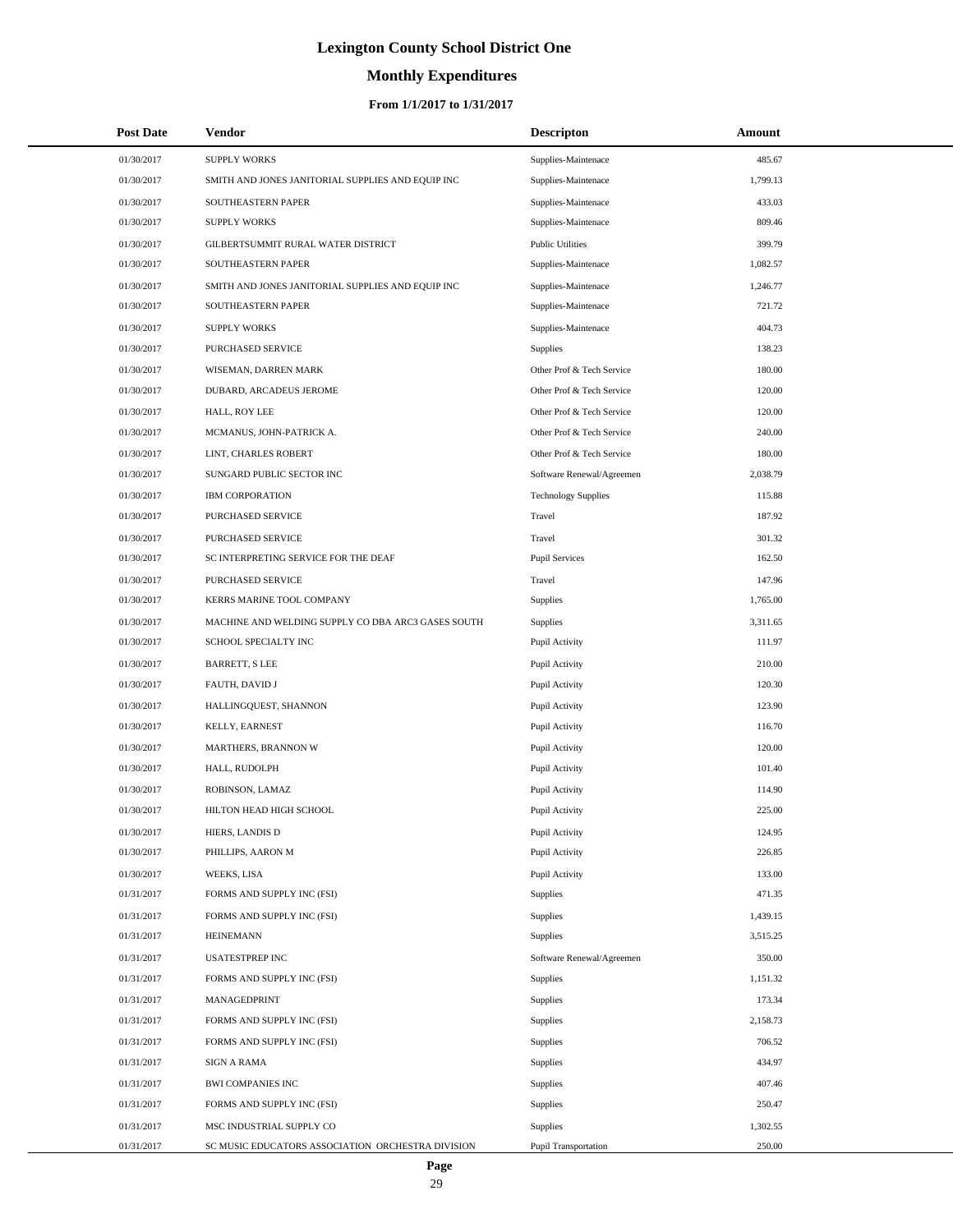# Lexington County School District One

## Monthly Expenditures

### From 1/1/2017 to 1/31/2017

| Post Date | Vendor | Descripton | Amount |
|---|---|---|---|
| 01/30/2017 | SUPPLY WORKS | Supplies-Maintenace | 485.67 |
| 01/30/2017 | SMITH AND JONES JANITORIAL SUPPLIES AND EQUIP INC | Supplies-Maintenace | 1,799.13 |
| 01/30/2017 | SOUTHEASTERN PAPER | Supplies-Maintenace | 433.03 |
| 01/30/2017 | SUPPLY WORKS | Supplies-Maintenace | 809.46 |
| 01/30/2017 | GILBERTSUMMIT RURAL WATER DISTRICT | Public Utilities | 399.79 |
| 01/30/2017 | SOUTHEASTERN PAPER | Supplies-Maintenace | 1,082.57 |
| 01/30/2017 | SMITH AND JONES JANITORIAL SUPPLIES AND EQUIP INC | Supplies-Maintenace | 1,246.77 |
| 01/30/2017 | SOUTHEASTERN PAPER | Supplies-Maintenace | 721.72 |
| 01/30/2017 | SUPPLY WORKS | Supplies-Maintenace | 404.73 |
| 01/30/2017 | PURCHASED SERVICE | Supplies | 138.23 |
| 01/30/2017 | WISEMAN, DARREN MARK | Other Prof & Tech Service | 180.00 |
| 01/30/2017 | DUBARD, ARCADEUS JEROME | Other Prof & Tech Service | 120.00 |
| 01/30/2017 | HALL, ROY LEE | Other Prof & Tech Service | 120.00 |
| 01/30/2017 | MCMANUS, JOHN-PATRICK A. | Other Prof & Tech Service | 240.00 |
| 01/30/2017 | LINT, CHARLES ROBERT | Other Prof & Tech Service | 180.00 |
| 01/30/2017 | SUNGARD PUBLIC SECTOR INC | Software Renewal/Agreemen | 2,038.79 |
| 01/30/2017 | IBM CORPORATION | Technology Supplies | 115.88 |
| 01/30/2017 | PURCHASED SERVICE | Travel | 187.92 |
| 01/30/2017 | PURCHASED SERVICE | Travel | 301.32 |
| 01/30/2017 | SC INTERPRETING SERVICE FOR THE DEAF | Pupil Services | 162.50 |
| 01/30/2017 | PURCHASED SERVICE | Travel | 147.96 |
| 01/30/2017 | KERRS MARINE TOOL COMPANY | Supplies | 1,765.00 |
| 01/30/2017 | MACHINE AND WELDING SUPPLY CO DBA ARC3 GASES SOUTH | Supplies | 3,311.65 |
| 01/30/2017 | SCHOOL SPECIALTY INC | Pupil Activity | 111.97 |
| 01/30/2017 | BARRETT, S LEE | Pupil Activity | 210.00 |
| 01/30/2017 | FAUTH, DAVID J | Pupil Activity | 120.30 |
| 01/30/2017 | HALLINGQUEST, SHANNON | Pupil Activity | 123.90 |
| 01/30/2017 | KELLY, EARNEST | Pupil Activity | 116.70 |
| 01/30/2017 | MARTHERS, BRANNON W | Pupil Activity | 120.00 |
| 01/30/2017 | HALL, RUDOLPH | Pupil Activity | 101.40 |
| 01/30/2017 | ROBINSON, LAMAZ | Pupil Activity | 114.90 |
| 01/30/2017 | HILTON HEAD HIGH SCHOOL | Pupil Activity | 225.00 |
| 01/30/2017 | HIERS, LANDIS D | Pupil Activity | 124.95 |
| 01/30/2017 | PHILLIPS, AARON M | Pupil Activity | 226.85 |
| 01/30/2017 | WEEKS, LISA | Pupil Activity | 133.00 |
| 01/31/2017 | FORMS AND SUPPLY INC (FSI) | Supplies | 471.35 |
| 01/31/2017 | FORMS AND SUPPLY INC (FSI) | Supplies | 1,439.15 |
| 01/31/2017 | HEINEMANN | Supplies | 3,515.25 |
| 01/31/2017 | USATESTPREP INC | Software Renewal/Agreemen | 350.00 |
| 01/31/2017 | FORMS AND SUPPLY INC (FSI) | Supplies | 1,151.32 |
| 01/31/2017 | MANAGEDPRINT | Supplies | 173.34 |
| 01/31/2017 | FORMS AND SUPPLY INC (FSI) | Supplies | 2,158.73 |
| 01/31/2017 | FORMS AND SUPPLY INC (FSI) | Supplies | 706.52 |
| 01/31/2017 | SIGN A RAMA | Supplies | 434.97 |
| 01/31/2017 | BWI COMPANIES INC | Supplies | 407.46 |
| 01/31/2017 | FORMS AND SUPPLY INC (FSI) | Supplies | 250.47 |
| 01/31/2017 | MSC INDUSTRIAL SUPPLY CO | Supplies | 1,302.55 |
| 01/31/2017 | SC MUSIC EDUCATORS ASSOCIATION ORCHESTRA DIVISION | Pupil Transportation | 250.00 |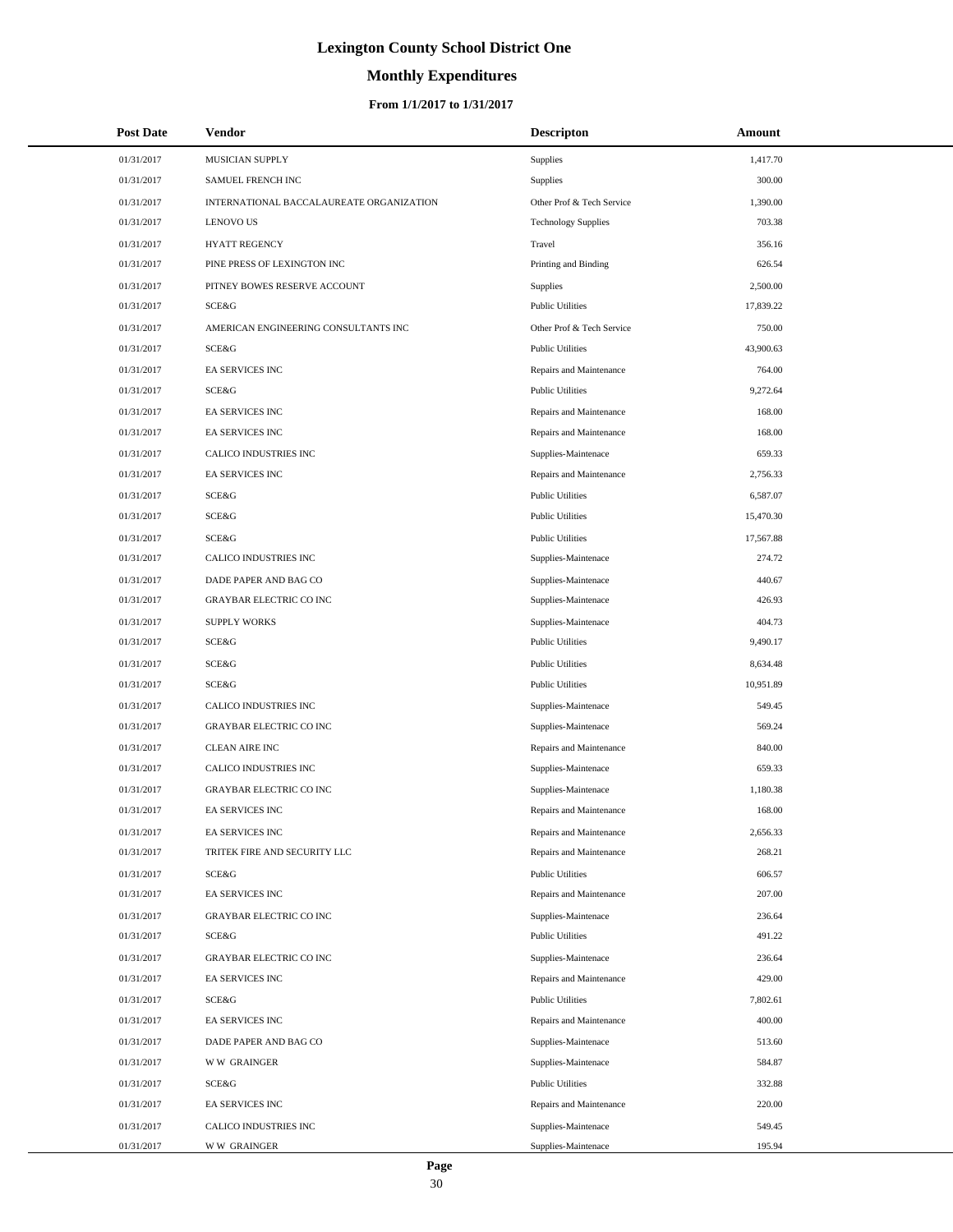# Lexington County School District One

## Monthly Expenditures

### From 1/1/2017 to 1/31/2017

| Post Date | Vendor | Descripton | Amount |
|---|---|---|---|
| 01/31/2017 | MUSICIAN SUPPLY | Supplies | 1,417.70 |
| 01/31/2017 | SAMUEL FRENCH INC | Supplies | 300.00 |
| 01/31/2017 | INTERNATIONAL BACCALAUREATE ORGANIZATION | Other Prof & Tech Service | 1,390.00 |
| 01/31/2017 | LENOVO US | Technology Supplies | 703.38 |
| 01/31/2017 | HYATT REGENCY | Travel | 356.16 |
| 01/31/2017 | PINE PRESS OF LEXINGTON INC | Printing and Binding | 626.54 |
| 01/31/2017 | PITNEY BOWES RESERVE ACCOUNT | Supplies | 2,500.00 |
| 01/31/2017 | SCE&G | Public Utilities | 17,839.22 |
| 01/31/2017 | AMERICAN ENGINEERING CONSULTANTS INC | Other Prof & Tech Service | 750.00 |
| 01/31/2017 | SCE&G | Public Utilities | 43,900.63 |
| 01/31/2017 | EA SERVICES INC | Repairs and Maintenance | 764.00 |
| 01/31/2017 | SCE&G | Public Utilities | 9,272.64 |
| 01/31/2017 | EA SERVICES INC | Repairs and Maintenance | 168.00 |
| 01/31/2017 | EA SERVICES INC | Repairs and Maintenance | 168.00 |
| 01/31/2017 | CALICO INDUSTRIES INC | Supplies-Maintenace | 659.33 |
| 01/31/2017 | EA SERVICES INC | Repairs and Maintenance | 2,756.33 |
| 01/31/2017 | SCE&G | Public Utilities | 6,587.07 |
| 01/31/2017 | SCE&G | Public Utilities | 15,470.30 |
| 01/31/2017 | SCE&G | Public Utilities | 17,567.88 |
| 01/31/2017 | CALICO INDUSTRIES INC | Supplies-Maintenace | 274.72 |
| 01/31/2017 | DADE PAPER AND BAG CO | Supplies-Maintenace | 440.67 |
| 01/31/2017 | GRAYBAR ELECTRIC CO INC | Supplies-Maintenace | 426.93 |
| 01/31/2017 | SUPPLY WORKS | Supplies-Maintenace | 404.73 |
| 01/31/2017 | SCE&G | Public Utilities | 9,490.17 |
| 01/31/2017 | SCE&G | Public Utilities | 8,634.48 |
| 01/31/2017 | SCE&G | Public Utilities | 10,951.89 |
| 01/31/2017 | CALICO INDUSTRIES INC | Supplies-Maintenace | 549.45 |
| 01/31/2017 | GRAYBAR ELECTRIC CO INC | Supplies-Maintenace | 569.24 |
| 01/31/2017 | CLEAN AIRE INC | Repairs and Maintenance | 840.00 |
| 01/31/2017 | CALICO INDUSTRIES INC | Supplies-Maintenace | 659.33 |
| 01/31/2017 | GRAYBAR ELECTRIC CO INC | Supplies-Maintenace | 1,180.38 |
| 01/31/2017 | EA SERVICES INC | Repairs and Maintenance | 168.00 |
| 01/31/2017 | EA SERVICES INC | Repairs and Maintenance | 2,656.33 |
| 01/31/2017 | TRITEK FIRE AND SECURITY LLC | Repairs and Maintenance | 268.21 |
| 01/31/2017 | SCE&G | Public Utilities | 606.57 |
| 01/31/2017 | EA SERVICES INC | Repairs and Maintenance | 207.00 |
| 01/31/2017 | GRAYBAR ELECTRIC CO INC | Supplies-Maintenace | 236.64 |
| 01/31/2017 | SCE&G | Public Utilities | 491.22 |
| 01/31/2017 | GRAYBAR ELECTRIC CO INC | Supplies-Maintenace | 236.64 |
| 01/31/2017 | EA SERVICES INC | Repairs and Maintenance | 429.00 |
| 01/31/2017 | SCE&G | Public Utilities | 7,802.61 |
| 01/31/2017 | EA SERVICES INC | Repairs and Maintenance | 400.00 |
| 01/31/2017 | DADE PAPER AND BAG CO | Supplies-Maintenace | 513.60 |
| 01/31/2017 | W W GRAINGER | Supplies-Maintenace | 584.87 |
| 01/31/2017 | SCE&G | Public Utilities | 332.88 |
| 01/31/2017 | EA SERVICES INC | Repairs and Maintenance | 220.00 |
| 01/31/2017 | CALICO INDUSTRIES INC | Supplies-Maintenace | 549.45 |
| 01/31/2017 | W W GRAINGER | Supplies-Maintenace | 195.94 |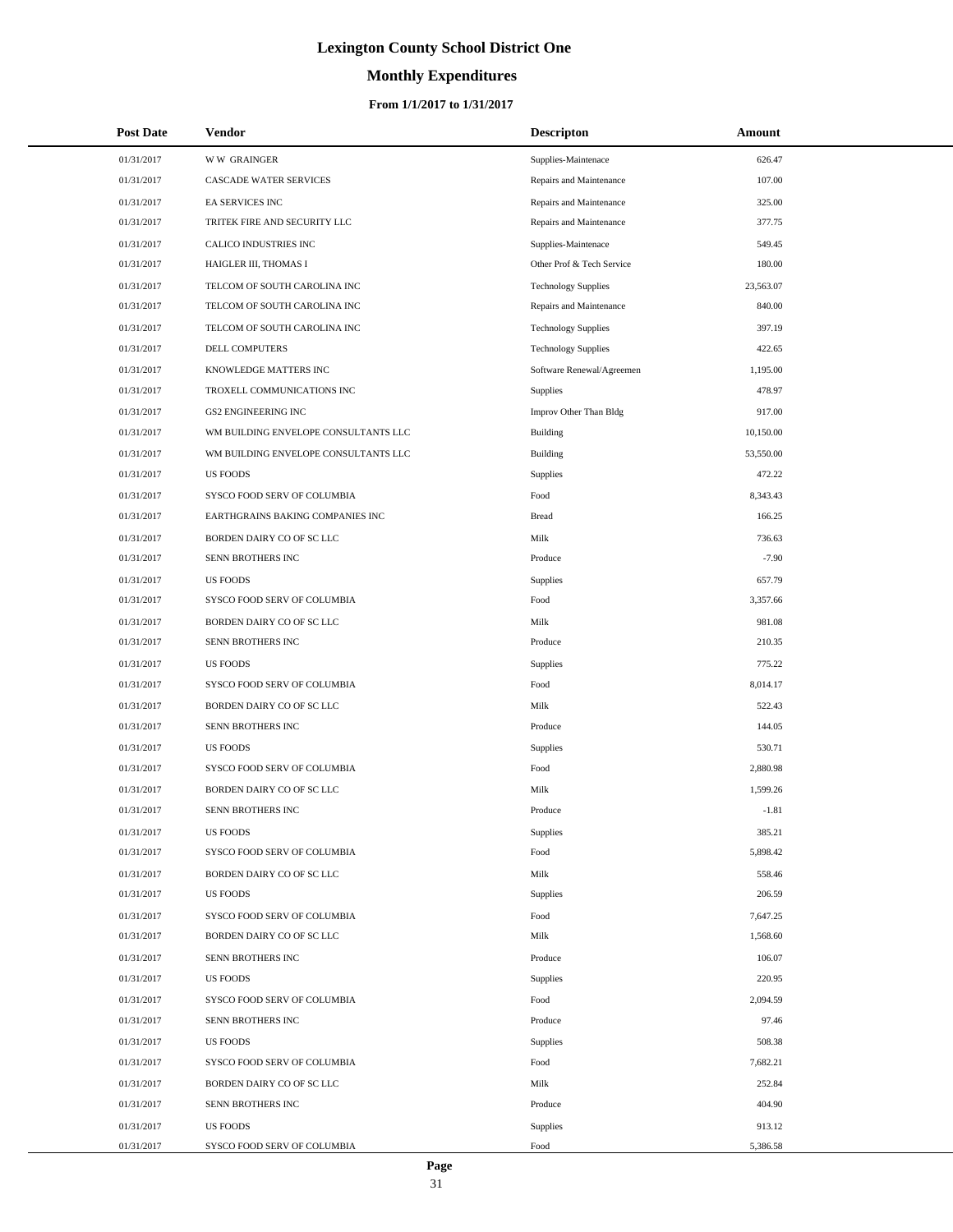# Lexington County School District One

## Monthly Expenditures

### From 1/1/2017 to 1/31/2017

| Post Date | Vendor | Descripton | Amount |
|---|---|---|---|
| 01/31/2017 | W W GRAINGER | Supplies-Maintenace | 626.47 |
| 01/31/2017 | CASCADE WATER SERVICES | Repairs and Maintenance | 107.00 |
| 01/31/2017 | EA SERVICES INC | Repairs and Maintenance | 325.00 |
| 01/31/2017 | TRITEK FIRE AND SECURITY LLC | Repairs and Maintenance | 377.75 |
| 01/31/2017 | CALICO INDUSTRIES INC | Supplies-Maintenace | 549.45 |
| 01/31/2017 | HAIGLER III, THOMAS I | Other Prof & Tech Service | 180.00 |
| 01/31/2017 | TELCOM OF SOUTH CAROLINA INC | Technology Supplies | 23,563.07 |
| 01/31/2017 | TELCOM OF SOUTH CAROLINA INC | Repairs and Maintenance | 840.00 |
| 01/31/2017 | TELCOM OF SOUTH CAROLINA INC | Technology Supplies | 397.19 |
| 01/31/2017 | DELL COMPUTERS | Technology Supplies | 422.65 |
| 01/31/2017 | KNOWLEDGE MATTERS INC | Software Renewal/Agreemen | 1,195.00 |
| 01/31/2017 | TROXELL COMMUNICATIONS INC | Supplies | 478.97 |
| 01/31/2017 | GS2 ENGINEERING INC | Improv Other Than Bldg | 917.00 |
| 01/31/2017 | WM BUILDING ENVELOPE CONSULTANTS LLC | Building | 10,150.00 |
| 01/31/2017 | WM BUILDING ENVELOPE CONSULTANTS LLC | Building | 53,550.00 |
| 01/31/2017 | US FOODS | Supplies | 472.22 |
| 01/31/2017 | SYSCO FOOD SERV OF COLUMBIA | Food | 8,343.43 |
| 01/31/2017 | EARTHGRAINS BAKING COMPANIES INC | Bread | 166.25 |
| 01/31/2017 | BORDEN DAIRY CO OF SC LLC | Milk | 736.63 |
| 01/31/2017 | SENN BROTHERS INC | Produce | -7.90 |
| 01/31/2017 | US FOODS | Supplies | 657.79 |
| 01/31/2017 | SYSCO FOOD SERV OF COLUMBIA | Food | 3,357.66 |
| 01/31/2017 | BORDEN DAIRY CO OF SC LLC | Milk | 981.08 |
| 01/31/2017 | SENN BROTHERS INC | Produce | 210.35 |
| 01/31/2017 | US FOODS | Supplies | 775.22 |
| 01/31/2017 | SYSCO FOOD SERV OF COLUMBIA | Food | 8,014.17 |
| 01/31/2017 | BORDEN DAIRY CO OF SC LLC | Milk | 522.43 |
| 01/31/2017 | SENN BROTHERS INC | Produce | 144.05 |
| 01/31/2017 | US FOODS | Supplies | 530.71 |
| 01/31/2017 | SYSCO FOOD SERV OF COLUMBIA | Food | 2,880.98 |
| 01/31/2017 | BORDEN DAIRY CO OF SC LLC | Milk | 1,599.26 |
| 01/31/2017 | SENN BROTHERS INC | Produce | -1.81 |
| 01/31/2017 | US FOODS | Supplies | 385.21 |
| 01/31/2017 | SYSCO FOOD SERV OF COLUMBIA | Food | 5,898.42 |
| 01/31/2017 | BORDEN DAIRY CO OF SC LLC | Milk | 558.46 |
| 01/31/2017 | US FOODS | Supplies | 206.59 |
| 01/31/2017 | SYSCO FOOD SERV OF COLUMBIA | Food | 7,647.25 |
| 01/31/2017 | BORDEN DAIRY CO OF SC LLC | Milk | 1,568.60 |
| 01/31/2017 | SENN BROTHERS INC | Produce | 106.07 |
| 01/31/2017 | US FOODS | Supplies | 220.95 |
| 01/31/2017 | SYSCO FOOD SERV OF COLUMBIA | Food | 2,094.59 |
| 01/31/2017 | SENN BROTHERS INC | Produce | 97.46 |
| 01/31/2017 | US FOODS | Supplies | 508.38 |
| 01/31/2017 | SYSCO FOOD SERV OF COLUMBIA | Food | 7,682.21 |
| 01/31/2017 | BORDEN DAIRY CO OF SC LLC | Milk | 252.84 |
| 01/31/2017 | SENN BROTHERS INC | Produce | 404.90 |
| 01/31/2017 | US FOODS | Supplies | 913.12 |
| 01/31/2017 | SYSCO FOOD SERV OF COLUMBIA | Food | 5,386.58 |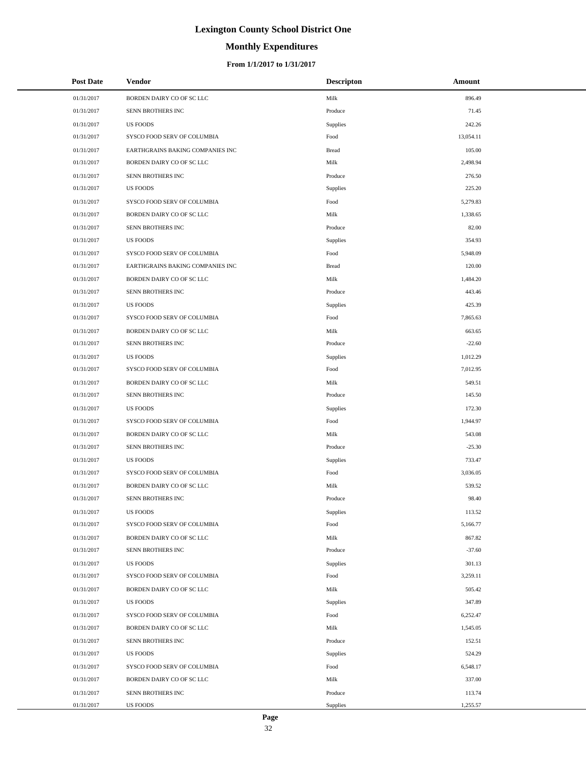# Lexington County School District One

## Monthly Expenditures

### From 1/1/2017 to 1/31/2017

| Post Date | Vendor | Descripton | Amount |
|---|---|---|---|
| 01/31/2017 | BORDEN DAIRY CO OF SC LLC | Milk | 896.49 |
| 01/31/2017 | SENN BROTHERS INC | Produce | 71.45 |
| 01/31/2017 | US FOODS | Supplies | 242.26 |
| 01/31/2017 | SYSCO FOOD SERV OF COLUMBIA | Food | 13,054.11 |
| 01/31/2017 | EARTHGRAINS BAKING COMPANIES INC | Bread | 105.00 |
| 01/31/2017 | BORDEN DAIRY CO OF SC LLC | Milk | 2,498.94 |
| 01/31/2017 | SENN BROTHERS INC | Produce | 276.50 |
| 01/31/2017 | US FOODS | Supplies | 225.20 |
| 01/31/2017 | SYSCO FOOD SERV OF COLUMBIA | Food | 5,279.83 |
| 01/31/2017 | BORDEN DAIRY CO OF SC LLC | Milk | 1,338.65 |
| 01/31/2017 | SENN BROTHERS INC | Produce | 82.00 |
| 01/31/2017 | US FOODS | Supplies | 354.93 |
| 01/31/2017 | SYSCO FOOD SERV OF COLUMBIA | Food | 5,948.09 |
| 01/31/2017 | EARTHGRAINS BAKING COMPANIES INC | Bread | 120.00 |
| 01/31/2017 | BORDEN DAIRY CO OF SC LLC | Milk | 1,484.20 |
| 01/31/2017 | SENN BROTHERS INC | Produce | 443.46 |
| 01/31/2017 | US FOODS | Supplies | 425.39 |
| 01/31/2017 | SYSCO FOOD SERV OF COLUMBIA | Food | 7,865.63 |
| 01/31/2017 | BORDEN DAIRY CO OF SC LLC | Milk | 663.65 |
| 01/31/2017 | SENN BROTHERS INC | Produce | -22.60 |
| 01/31/2017 | US FOODS | Supplies | 1,012.29 |
| 01/31/2017 | SYSCO FOOD SERV OF COLUMBIA | Food | 7,012.95 |
| 01/31/2017 | BORDEN DAIRY CO OF SC LLC | Milk | 549.51 |
| 01/31/2017 | SENN BROTHERS INC | Produce | 145.50 |
| 01/31/2017 | US FOODS | Supplies | 172.30 |
| 01/31/2017 | SYSCO FOOD SERV OF COLUMBIA | Food | 1,944.97 |
| 01/31/2017 | BORDEN DAIRY CO OF SC LLC | Milk | 543.08 |
| 01/31/2017 | SENN BROTHERS INC | Produce | -25.30 |
| 01/31/2017 | US FOODS | Supplies | 733.47 |
| 01/31/2017 | SYSCO FOOD SERV OF COLUMBIA | Food | 3,036.05 |
| 01/31/2017 | BORDEN DAIRY CO OF SC LLC | Milk | 539.52 |
| 01/31/2017 | SENN BROTHERS INC | Produce | 98.40 |
| 01/31/2017 | US FOODS | Supplies | 113.52 |
| 01/31/2017 | SYSCO FOOD SERV OF COLUMBIA | Food | 5,166.77 |
| 01/31/2017 | BORDEN DAIRY CO OF SC LLC | Milk | 867.82 |
| 01/31/2017 | SENN BROTHERS INC | Produce | -37.60 |
| 01/31/2017 | US FOODS | Supplies | 301.13 |
| 01/31/2017 | SYSCO FOOD SERV OF COLUMBIA | Food | 3,259.11 |
| 01/31/2017 | BORDEN DAIRY CO OF SC LLC | Milk | 505.42 |
| 01/31/2017 | US FOODS | Supplies | 347.89 |
| 01/31/2017 | SYSCO FOOD SERV OF COLUMBIA | Food | 6,252.47 |
| 01/31/2017 | BORDEN DAIRY CO OF SC LLC | Milk | 1,545.05 |
| 01/31/2017 | SENN BROTHERS INC | Produce | 152.51 |
| 01/31/2017 | US FOODS | Supplies | 524.29 |
| 01/31/2017 | SYSCO FOOD SERV OF COLUMBIA | Food | 6,548.17 |
| 01/31/2017 | BORDEN DAIRY CO OF SC LLC | Milk | 337.00 |
| 01/31/2017 | SENN BROTHERS INC | Produce | 113.74 |
| 01/31/2017 | US FOODS | Supplies | 1,255.57 |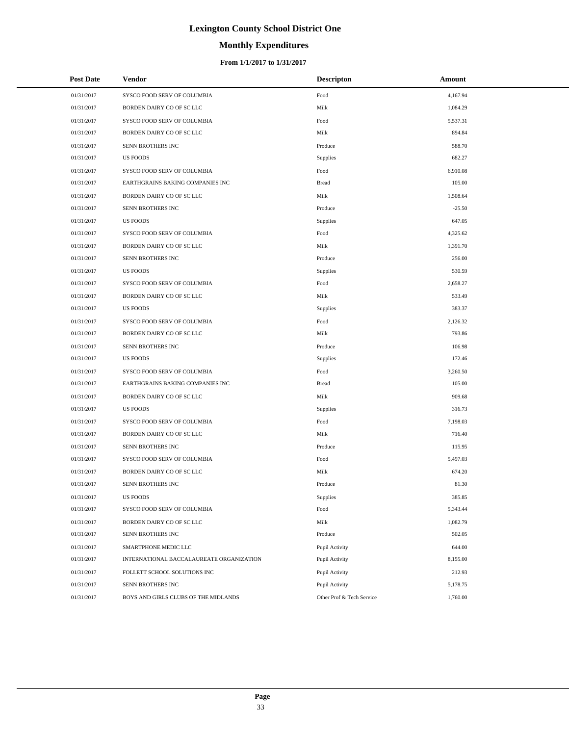# Lexington County School District One

## Monthly Expenditures

### From 1/1/2017 to 1/31/2017

| Post Date | Vendor | Descripton | Amount |
|---|---|---|---|
| 01/31/2017 | SYSCO FOOD SERV OF COLUMBIA | Food | 4,167.94 |
| 01/31/2017 | BORDEN DAIRY CO OF SC LLC | Milk | 1,084.29 |
| 01/31/2017 | SYSCO FOOD SERV OF COLUMBIA | Food | 5,537.31 |
| 01/31/2017 | BORDEN DAIRY CO OF SC LLC | Milk | 894.84 |
| 01/31/2017 | SENN BROTHERS INC | Produce | 588.70 |
| 01/31/2017 | US FOODS | Supplies | 682.27 |
| 01/31/2017 | SYSCO FOOD SERV OF COLUMBIA | Food | 6,910.08 |
| 01/31/2017 | EARTHGRAINS BAKING COMPANIES INC | Bread | 105.00 |
| 01/31/2017 | BORDEN DAIRY CO OF SC LLC | Milk | 1,508.64 |
| 01/31/2017 | SENN BROTHERS INC | Produce | -25.50 |
| 01/31/2017 | US FOODS | Supplies | 647.05 |
| 01/31/2017 | SYSCO FOOD SERV OF COLUMBIA | Food | 4,325.62 |
| 01/31/2017 | BORDEN DAIRY CO OF SC LLC | Milk | 1,391.70 |
| 01/31/2017 | SENN BROTHERS INC | Produce | 256.00 |
| 01/31/2017 | US FOODS | Supplies | 530.59 |
| 01/31/2017 | SYSCO FOOD SERV OF COLUMBIA | Food | 2,658.27 |
| 01/31/2017 | BORDEN DAIRY CO OF SC LLC | Milk | 533.49 |
| 01/31/2017 | US FOODS | Supplies | 383.37 |
| 01/31/2017 | SYSCO FOOD SERV OF COLUMBIA | Food | 2,126.32 |
| 01/31/2017 | BORDEN DAIRY CO OF SC LLC | Milk | 793.86 |
| 01/31/2017 | SENN BROTHERS INC | Produce | 106.98 |
| 01/31/2017 | US FOODS | Supplies | 172.46 |
| 01/31/2017 | SYSCO FOOD SERV OF COLUMBIA | Food | 3,260.50 |
| 01/31/2017 | EARTHGRAINS BAKING COMPANIES INC | Bread | 105.00 |
| 01/31/2017 | BORDEN DAIRY CO OF SC LLC | Milk | 909.68 |
| 01/31/2017 | US FOODS | Supplies | 316.73 |
| 01/31/2017 | SYSCO FOOD SERV OF COLUMBIA | Food | 7,198.03 |
| 01/31/2017 | BORDEN DAIRY CO OF SC LLC | Milk | 716.40 |
| 01/31/2017 | SENN BROTHERS INC | Produce | 115.95 |
| 01/31/2017 | SYSCO FOOD SERV OF COLUMBIA | Food | 5,497.03 |
| 01/31/2017 | BORDEN DAIRY CO OF SC LLC | Milk | 674.20 |
| 01/31/2017 | SENN BROTHERS INC | Produce | 81.30 |
| 01/31/2017 | US FOODS | Supplies | 385.85 |
| 01/31/2017 | SYSCO FOOD SERV OF COLUMBIA | Food | 5,343.44 |
| 01/31/2017 | BORDEN DAIRY CO OF SC LLC | Milk | 1,082.79 |
| 01/31/2017 | SENN BROTHERS INC | Produce | 502.05 |
| 01/31/2017 | SMARTPHONE MEDIC LLC | Pupil Activity | 644.00 |
| 01/31/2017 | INTERNATIONAL BACCALAUREATE ORGANIZATION | Pupil Activity | 8,155.00 |
| 01/31/2017 | FOLLETT SCHOOL SOLUTIONS INC | Pupil Activity | 212.93 |
| 01/31/2017 | SENN BROTHERS INC | Pupil Activity | 5,178.75 |
| 01/31/2017 | BOYS AND GIRLS CLUBS OF THE MIDLANDS | Other Prof & Tech Service | 1,760.00 |